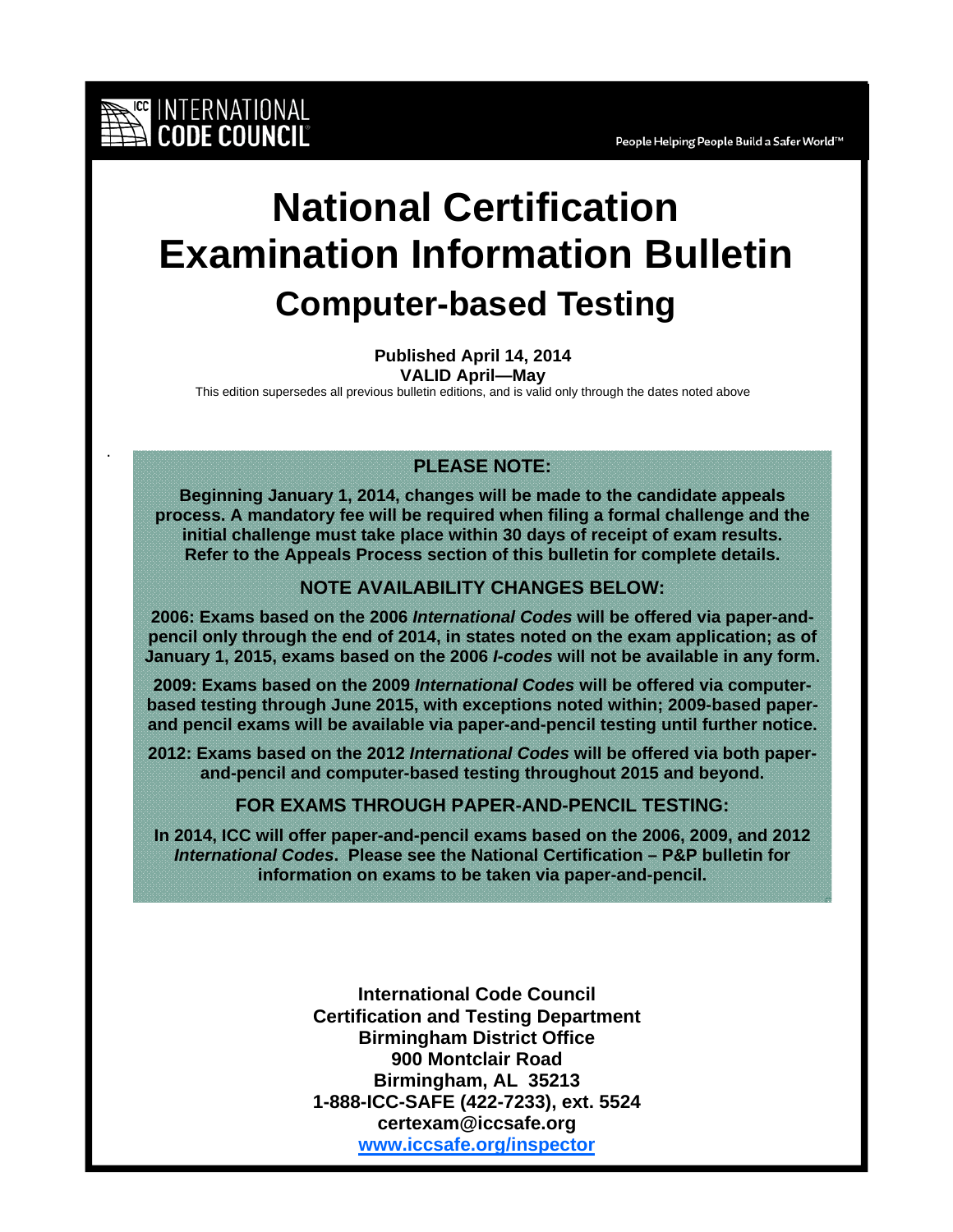INTERNATIONAL CODE COUNCIL

People Helping People Build a Safer World™

# National Certification Examination Information Bulletin

## Computer-based Testing

**Published April 14, 2014**
**VALID April—May**

This edition supersedes all previous bulletin editions, and is valid only through the dates noted above

**PLEASE NOTE:**

**Beginning January 1, 2014, changes will be made to the candidate appeals process. A mandatory fee will be required when filing a formal challenge and the initial challenge must take place within 30 days of receipt of exam results. Refer to the Appeals Process section of this bulletin for complete details.**

**NOTE AVAILABILITY CHANGES BELOW:**

**2006: Exams based on the 2006 *International Codes* will be offered via paper-and-pencil only through the end of 2014, in states noted on the exam application; as of January 1, 2015, exams based on the 2006 *I-codes* will not be available in any form.**

**2009: Exams based on the 2009 *International Codes* will be offered via computer-based testing through June 2015, with exceptions noted within; 2009-based paper-and pencil exams will be available via paper-and-pencil testing until further notice.**

**2012: Exams based on the 2012 *International Codes* will be offered via both paper-and-pencil and computer-based testing throughout 2015 and beyond.**

**FOR EXAMS THROUGH PAPER-AND-PENCIL TESTING:**

**In 2014, ICC will offer paper-and-pencil exams based on the 2006, 2009, and 2012 *International Codes*. Please see the National Certification – P&P bulletin for information on exams to be taken via paper-and-pencil.**

**International Code Council**
**Certification and Testing Department**
**Birmingham District Office**
**900 Montclair Road**
**Birmingham, AL 35213**
**1-888-ICC-SAFE (422-7233), ext. 5524**
**certexam@iccsafe.org**
**www.iccsafe.org/inspector**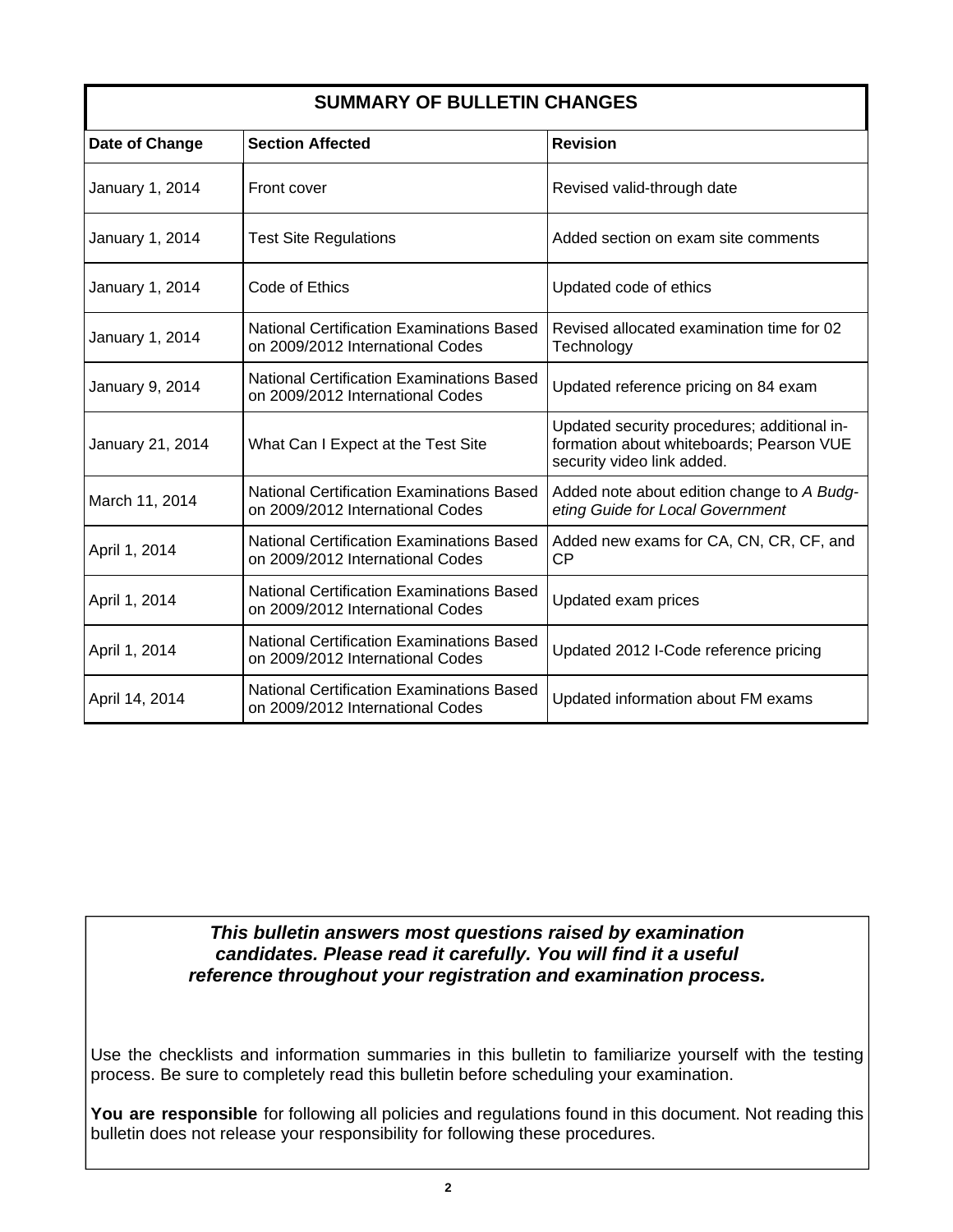## SUMMARY OF BULLETIN CHANGES

| Date of Change | Section Affected | Revision |
|---|---|---|
| January 1, 2014 | Front cover | Revised valid-through date |
| January 1, 2014 | Test Site Regulations | Added section on exam site comments |
| January 1, 2014 | Code of Ethics | Updated code of ethics |
| January 1, 2014 | National Certification Examinations Based on 2009/2012 International Codes | Revised allocated examination time for 02 Technology |
| January 9, 2014 | National Certification Examinations Based on 2009/2012 International Codes | Updated reference pricing on 84 exam |
| January 21, 2014 | What Can I Expect at the Test Site | Updated security procedures; additional information about whiteboards; Pearson VUE security video link added. |
| March 11, 2014 | National Certification Examinations Based on 2009/2012 International Codes | Added note about edition change to *A Budgeting Guide for Local Government* |
| April 1, 2014 | National Certification Examinations Based on 2009/2012 International Codes | Added new exams for CA, CN, CR, CF, and CP |
| April 1, 2014 | National Certification Examinations Based on 2009/2012 International Codes | Updated exam prices |
| April 1, 2014 | National Certification Examinations Based on 2009/2012 International Codes | Updated 2012 I-Code reference pricing |
| April 14, 2014 | National Certification Examinations Based on 2009/2012 International Codes | Updated information about FM exams |

***This bulletin answers most questions raised by examination candidates. Please read it carefully. You will find it a useful reference throughout your registration and examination process.***

Use the checklists and information summaries in this bulletin to familiarize yourself with the testing process. Be sure to completely read this bulletin before scheduling your examination.

**You are responsible** for following all policies and regulations found in this document. Not reading this bulletin does not release your responsibility for following these procedures.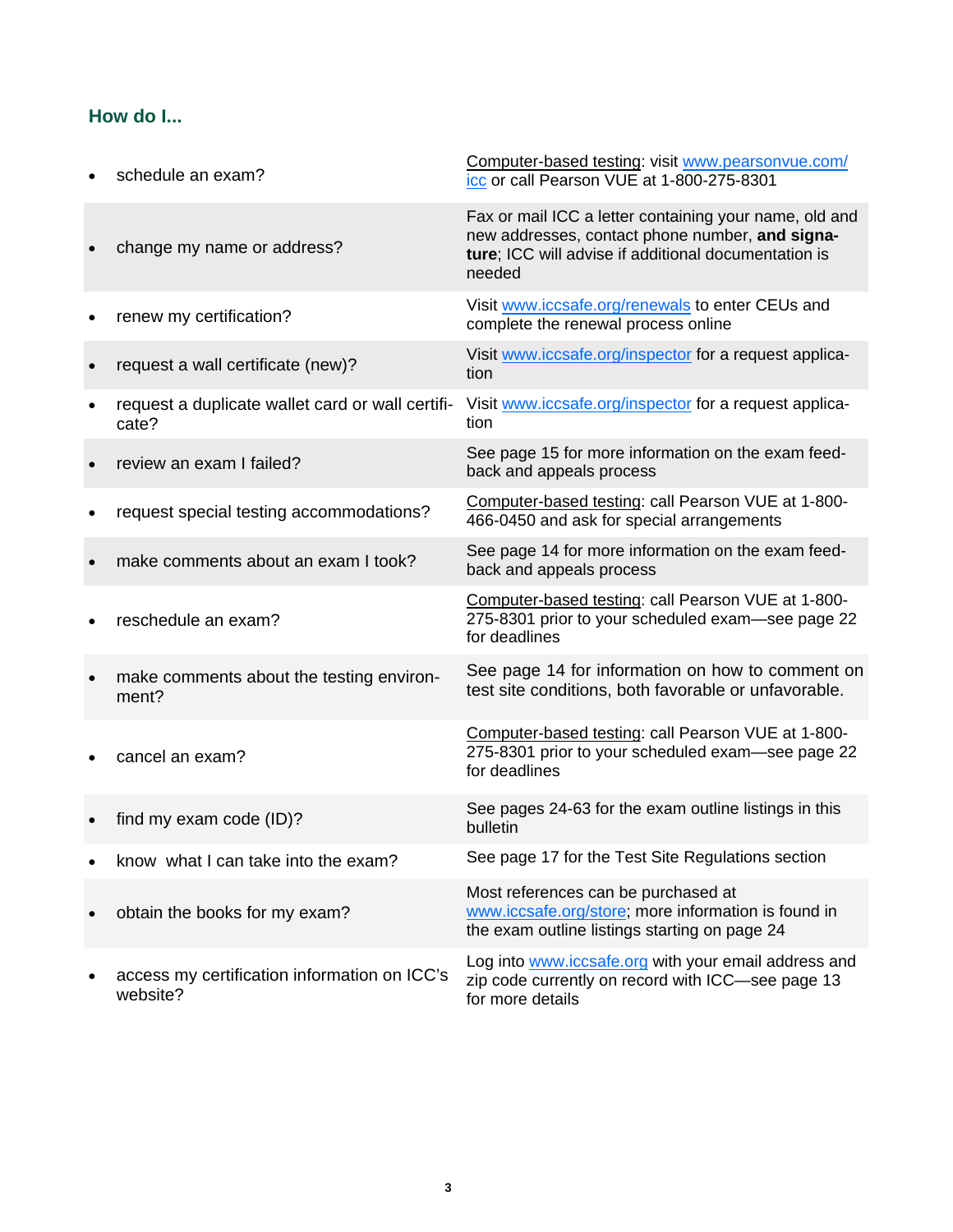## How do I...

| | |
|---|---|
| • schedule an exam? | Computer-based testing: visit www.pearsonvue.com/icc or call Pearson VUE at 1-800-275-8301 |
| • change my name or address? | Fax or mail ICC a letter containing your name, old and new addresses, contact phone number, **and signature**; ICC will advise if additional documentation is needed |
| • renew my certification? | Visit www.iccsafe.org/renewals to enter CEUs and complete the renewal process online |
| • request a wall certificate (new)? | Visit www.iccsafe.org/inspector for a request application |
| • request a duplicate wallet card or wall certificate? | Visit www.iccsafe.org/inspector for a request application |
| • review an exam I failed? | See page 15 for more information on the exam feedback and appeals process |
| • request special testing accommodations? | Computer-based testing: call Pearson VUE at 1-800-466-0450 and ask for special arrangements |
| • make comments about an exam I took? | See page 14 for more information on the exam feedback and appeals process |
| • reschedule an exam? | Computer-based testing: call Pearson VUE at 1-800-275-8301 prior to your scheduled exam—see page 22 for deadlines |
| • make comments about the testing environment? | See page 14 for information on how to comment on test site conditions, both favorable or unfavorable. |
| • cancel an exam? | Computer-based testing: call Pearson VUE at 1-800-275-8301 prior to your scheduled exam—see page 22 for deadlines |
| • find my exam code (ID)? | See pages 24-63 for the exam outline listings in this bulletin |
| • know what I can take into the exam? | See page 17 for the Test Site Regulations section |
| • obtain the books for my exam? | Most references can be purchased at www.iccsafe.org/store; more information is found in the exam outline listings starting on page 24 |
| • access my certification information on ICC's website? | Log into www.iccsafe.org with your email address and zip code currently on record with ICC—see page 13 for more details |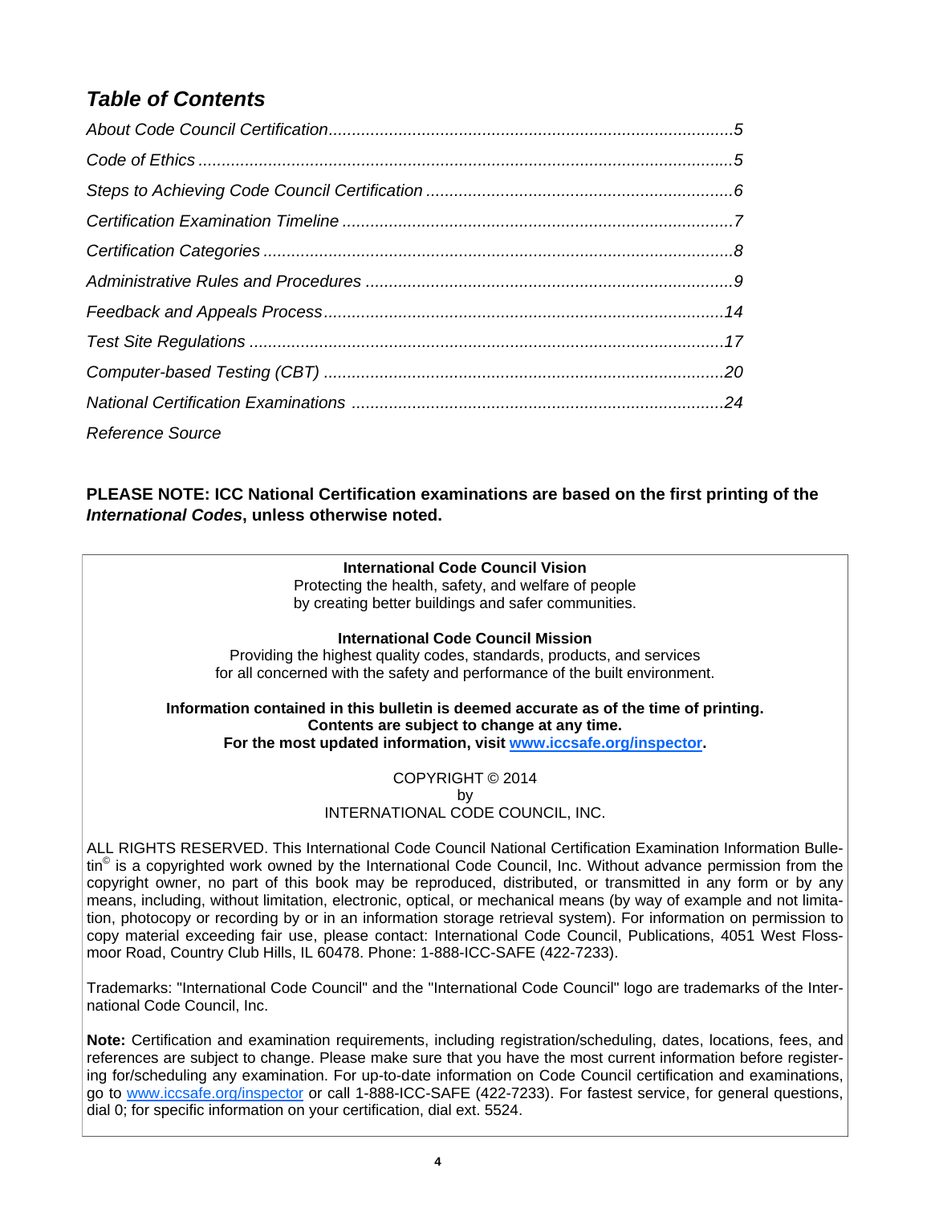## *Table of Contents*

*About Code Council Certification*.......................................................................................5

*Code of Ethics* ...................................................................................................................5

*Steps to Achieving Code Council Certification* .................................................................6

*Certification Examination Timeline* ...................................................................................7

*Certification Categories* ....................................................................................................8

*Administrative Rules and Procedures* ..............................................................................9

*Feedback and Appeals Process*.....................................................................................14

*Test Site Regulations* .....................................................................................................17

*Computer-based Testing (CBT)* .....................................................................................20

*National Certification Examinations* ...............................................................................24

*Reference Source*

**PLEASE NOTE: ICC National Certification examinations are based on the first printing of the *International Codes*, unless otherwise noted.**

---

**International Code Council Vision**
Protecting the health, safety, and welfare of people
by creating better buildings and safer communities.

**International Code Council Mission**
Providing the highest quality codes, standards, products, and services
for all concerned with the safety and performance of the built environment.

**Information contained in this bulletin is deemed accurate as of the time of printing.**
**Contents are subject to change at any time.**
**For the most updated information, visit [www.iccsafe.org/inspector](http://www.iccsafe.org/inspector).**

COPYRIGHT © 2014
by
INTERNATIONAL CODE COUNCIL, INC.

ALL RIGHTS RESERVED. This International Code Council National Certification Examination Information Bulletin© is a copyrighted work owned by the International Code Council, Inc. Without advance permission from the copyright owner, no part of this book may be reproduced, distributed, or transmitted in any form or by any means, including, without limitation, electronic, optical, or mechanical means (by way of example and not limitation, photocopy or recording by or in an information storage retrieval system). For information on permission to copy material exceeding fair use, please contact: International Code Council, Publications, 4051 West Flossmoor Road, Country Club Hills, IL 60478. Phone: 1-888-ICC-SAFE (422-7233).

Trademarks: "International Code Council" and the "International Code Council" logo are trademarks of the International Code Council, Inc.

**Note:** Certification and examination requirements, including registration/scheduling, dates, locations, fees, and references are subject to change. Please make sure that you have the most current information before registering for/scheduling any examination. For up-to-date information on Code Council certification and examinations, go to [www.iccsafe.org/inspector](http://www.iccsafe.org/inspector) or call 1-888-ICC-SAFE (422-7233). For fastest service, for general questions, dial 0; for specific information on your certification, dial ext. 5524.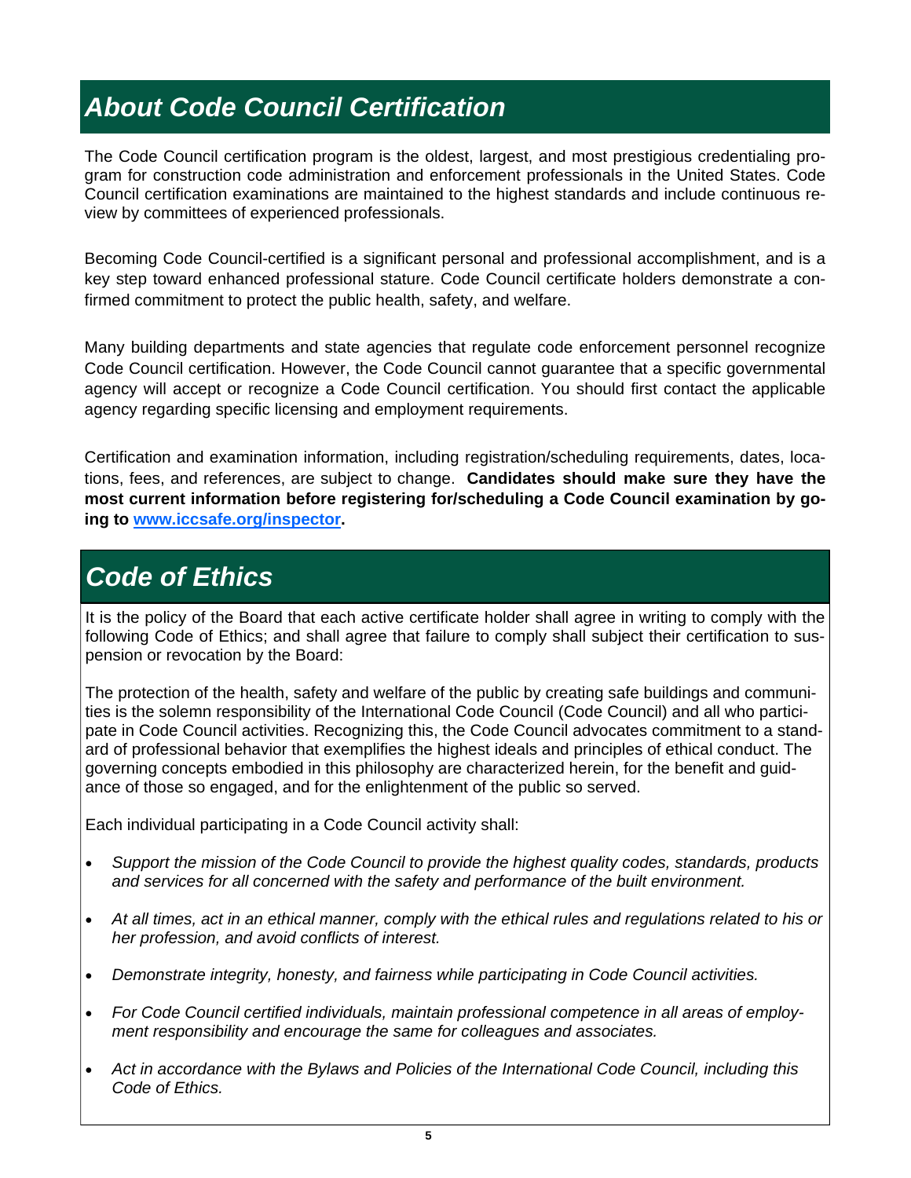# *About Code Council Certification*

The Code Council certification program is the oldest, largest, and most prestigious credentialing program for construction code administration and enforcement professionals in the United States. Code Council certification examinations are maintained to the highest standards and include continuous review by committees of experienced professionals.

Becoming Code Council-certified is a significant personal and professional accomplishment, and is a key step toward enhanced professional stature. Code Council certificate holders demonstrate a confirmed commitment to protect the public health, safety, and welfare.

Many building departments and state agencies that regulate code enforcement personnel recognize Code Council certification. However, the Code Council cannot guarantee that a specific governmental agency will accept or recognize a Code Council certification. You should first contact the applicable agency regarding specific licensing and employment requirements.

Certification and examination information, including registration/scheduling requirements, dates, locations, fees, and references, are subject to change. **Candidates should make sure they have the most current information before registering for/scheduling a Code Council examination by going to [www.iccsafe.org/inspector](www.iccsafe.org/inspector).**

# *Code of Ethics*

It is the policy of the Board that each active certificate holder shall agree in writing to comply with the following Code of Ethics; and shall agree that failure to comply shall subject their certification to suspension or revocation by the Board:

The protection of the health, safety and welfare of the public by creating safe buildings and communities is the solemn responsibility of the International Code Council (Code Council) and all who participate in Code Council activities. Recognizing this, the Code Council advocates commitment to a standard of professional behavior that exemplifies the highest ideals and principles of ethical conduct. The governing concepts embodied in this philosophy are characterized herein, for the benefit and guidance of those so engaged, and for the enlightenment of the public so served.

Each individual participating in a Code Council activity shall:

- *Support the mission of the Code Council to provide the highest quality codes, standards, products and services for all concerned with the safety and performance of the built environment.*
- *At all times, act in an ethical manner, comply with the ethical rules and regulations related to his or her profession, and avoid conflicts of interest.*
- *Demonstrate integrity, honesty, and fairness while participating in Code Council activities.*
- *For Code Council certified individuals, maintain professional competence in all areas of employment responsibility and encourage the same for colleagues and associates.*
- *Act in accordance with the Bylaws and Policies of the International Code Council, including this Code of Ethics.*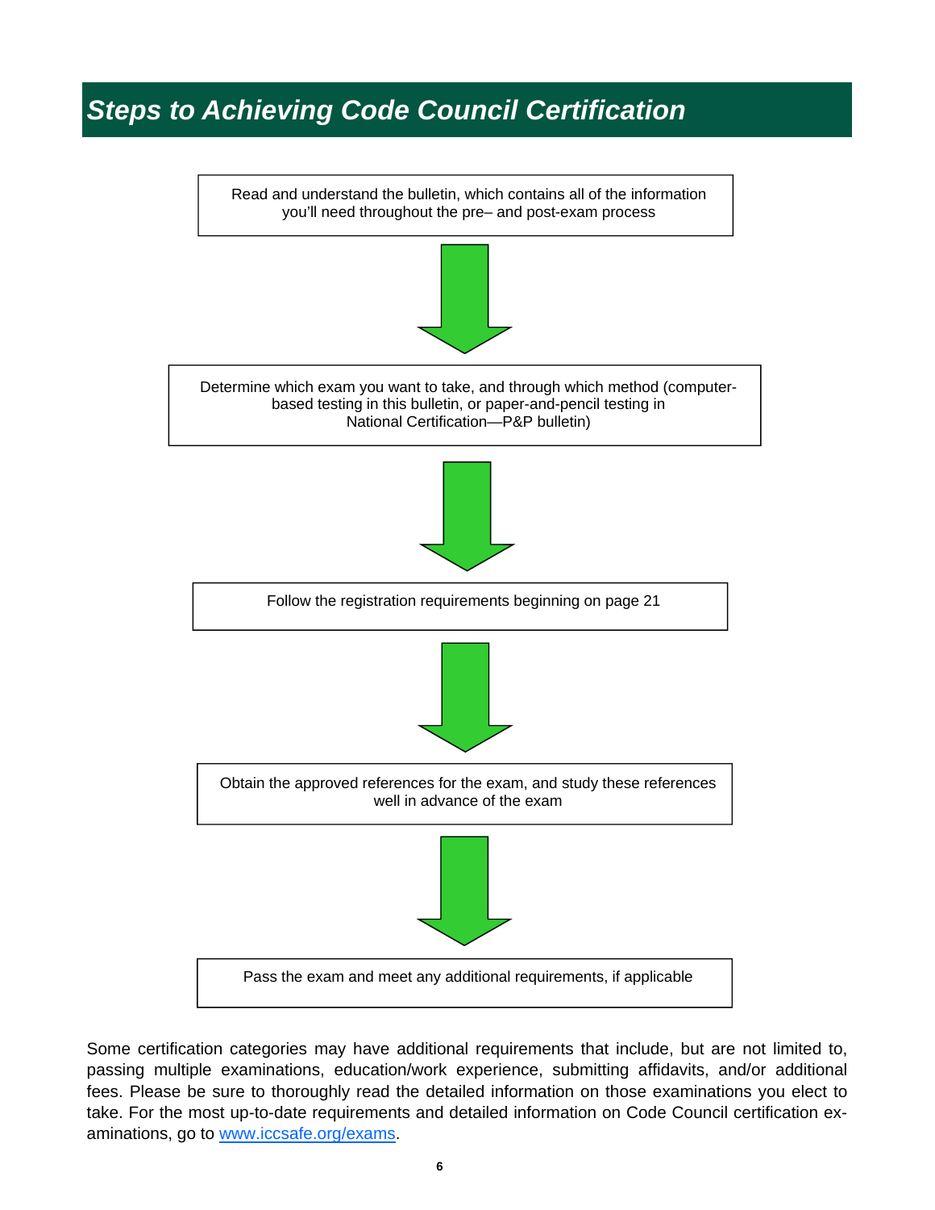# *Steps to Achieving Code Council Certification*

Read and understand the bulletin, which contains all of the information you'll need throughout the pre– and post-exam process

↓

Determine which exam you want to take, and through which method (computer-based testing in this bulletin, or paper-and-pencil testing in National Certification—P&P bulletin)

↓

Follow the registration requirements beginning on page 21

↓

Obtain the approved references for the exam, and study these references well in advance of the exam

↓

Pass the exam and meet any additional requirements, if applicable

Some certification categories may have additional requirements that include, but are not limited to, passing multiple examinations, education/work experience, submitting affidavits, and/or additional fees. Please be sure to thoroughly read the detailed information on those examinations you elect to take. For the most up-to-date requirements and detailed information on Code Council certification examinations, go to [www.iccsafe.org/exams](http://www.iccsafe.org/exams).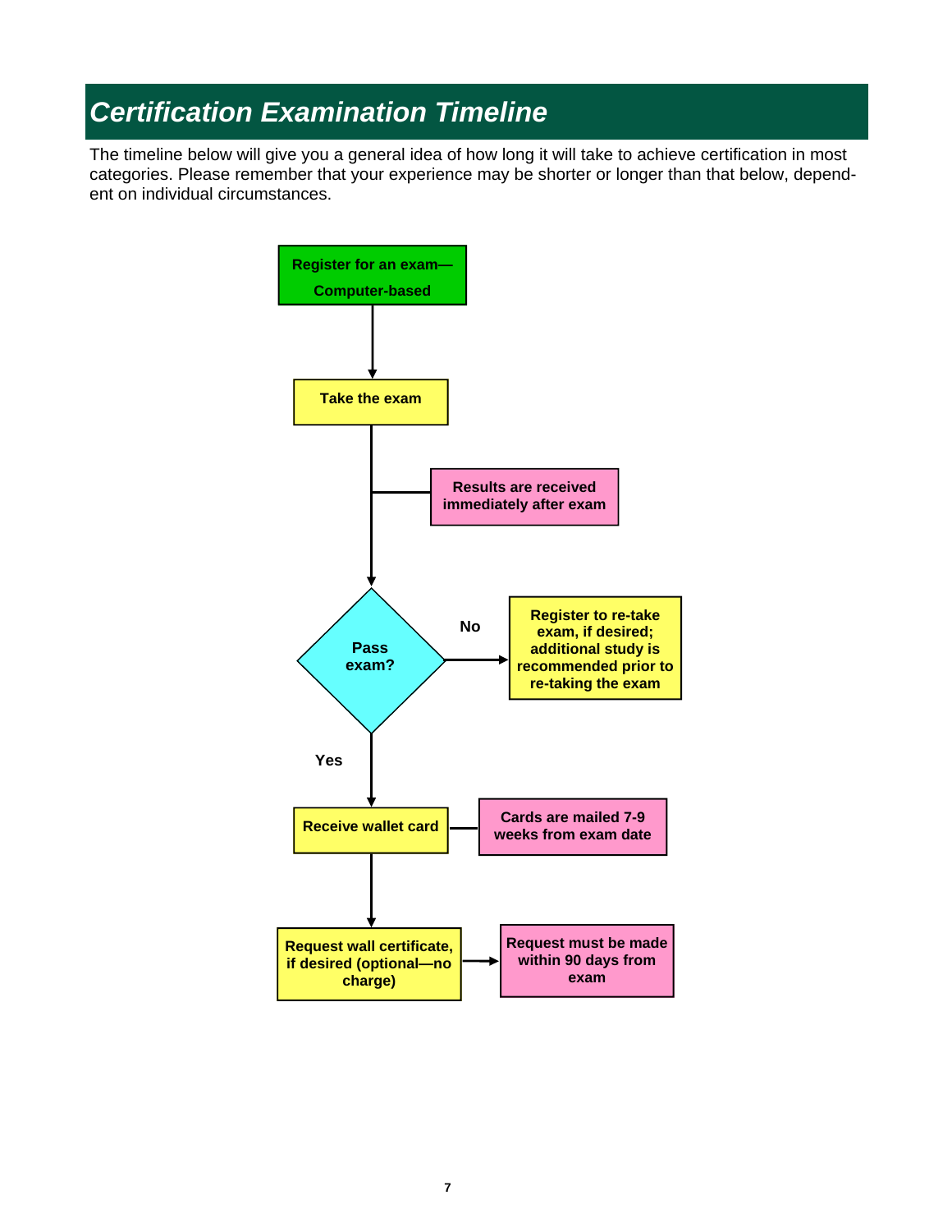# Certification Examination Timeline

The timeline below will give you a general idea of how long it will take to achieve certification in most categories. Please remember that your experience may be shorter or longer than that below, dependent on individual circumstances.

**Register for an exam—Computer-based**

↓

**Take the exam**

- **Results are received immediately after exam**

↓

**Pass exam?**

- **No** → **Register to re-take exam, if desired; additional study is recommended prior to re-taking the exam**
- **Yes** ↓

**Receive wallet card**

- **Cards are mailed 7-9 weeks from exam date**

↓

**Request wall certificate, if desired (optional—no charge)** → **Request must be made within 90 days from exam**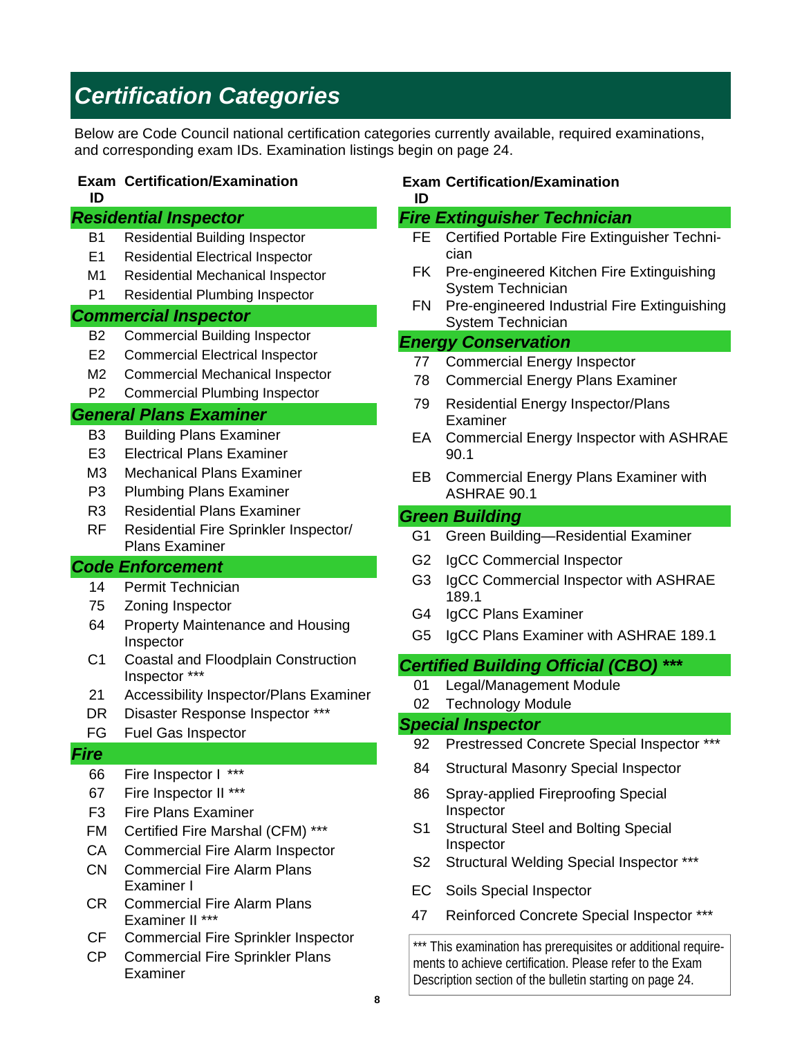# Certification Categories

Below are Code Council national certification categories currently available, required examinations, and corresponding exam IDs. Examination listings begin on page 24.

| Exam ID | Certification/Examination |
|---|---|
| **Residential Inspector** | |
| B1 | Residential Building Inspector |
| E1 | Residential Electrical Inspector |
| M1 | Residential Mechanical Inspector |
| P1 | Residential Plumbing Inspector |
| **Commercial Inspector** | |
| B2 | Commercial Building Inspector |
| E2 | Commercial Electrical Inspector |
| M2 | Commercial Mechanical Inspector |
| P2 | Commercial Plumbing Inspector |
| **General Plans Examiner** | |
| B3 | Building Plans Examiner |
| E3 | Electrical Plans Examiner |
| M3 | Mechanical Plans Examiner |
| P3 | Plumbing Plans Examiner |
| R3 | Residential Plans Examiner |
| RF | Residential Fire Sprinkler Inspector/ Plans Examiner |
| **Code Enforcement** | |
| 14 | Permit Technician |
| 75 | Zoning Inspector |
| 64 | Property Maintenance and Housing Inspector |
| C1 | Coastal and Floodplain Construction Inspector *** |
| 21 | Accessibility Inspector/Plans Examiner |
| DR | Disaster Response Inspector *** |
| FG | Fuel Gas Inspector |
| **Fire** | |
| 66 | Fire Inspector I *** |
| 67 | Fire Inspector II *** |
| F3 | Fire Plans Examiner |
| FM | Certified Fire Marshal (CFM) *** |
| CA | Commercial Fire Alarm Inspector |
| CN | Commercial Fire Alarm Plans Examiner I |
| CR | Commercial Fire Alarm Plans Examiner II *** |
| CF | Commercial Fire Sprinkler Inspector |
| CP | Commercial Fire Sprinkler Plans Examiner |

| Exam ID | Certification/Examination |
|---|---|
| **Fire Extinguisher Technician** | |
| FE | Certified Portable Fire Extinguisher Technician |
| FK | Pre-engineered Kitchen Fire Extinguishing System Technician |
| FN | Pre-engineered Industrial Fire Extinguishing System Technician |
| **Energy Conservation** | |
| 77 | Commercial Energy Inspector |
| 78 | Commercial Energy Plans Examiner |
| 79 | Residential Energy Inspector/Plans Examiner |
| EA | Commercial Energy Inspector with ASHRAE 90.1 |
| EB | Commercial Energy Plans Examiner with ASHRAE 90.1 |
| **Green Building** | |
| G1 | Green Building—Residential Examiner |
| G2 | IgCC Commercial Inspector |
| G3 | IgCC Commercial Inspector with ASHRAE 189.1 |
| G4 | IgCC Plans Examiner |
| G5 | IgCC Plans Examiner with ASHRAE 189.1 |
| **Certified Building Official (CBO) *** ** | |
| 01 | Legal/Management Module |
| 02 | Technology Module |
| **Special Inspector** | |
| 92 | Prestressed Concrete Special Inspector *** |
| 84 | Structural Masonry Special Inspector |
| 86 | Spray-applied Fireproofing Special Inspector |
| S1 | Structural Steel and Bolting Special Inspector |
| S2 | Structural Welding Special Inspector *** |
| EC | Soils Special Inspector |
| 47 | Reinforced Concrete Special Inspector *** |

*** This examination has prerequisites or additional requirements to achieve certification. Please refer to the Exam Description section of the bulletin starting on page 24.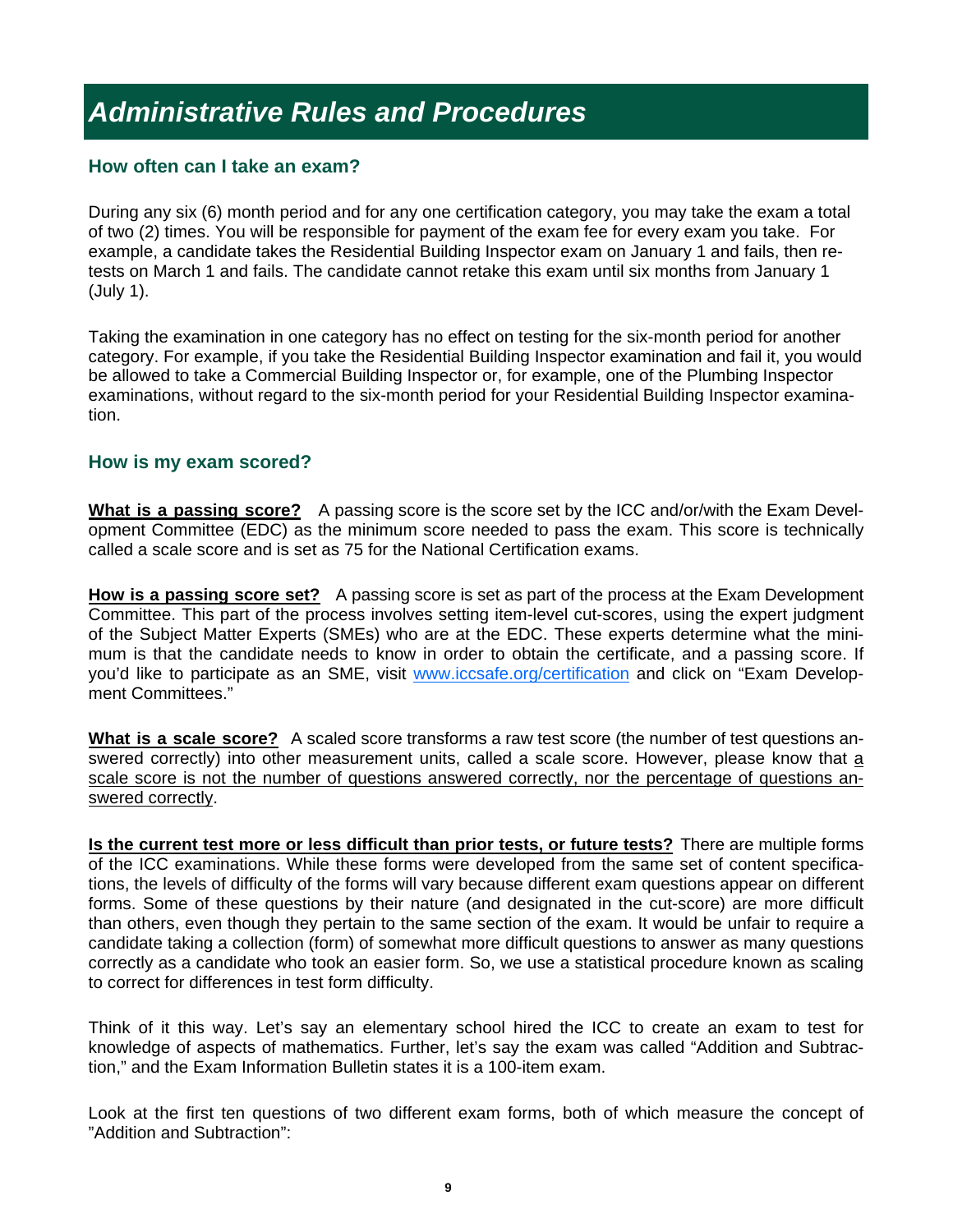# *Administrative Rules and Procedures*

### How often can I take an exam?

During any six (6) month period and for any one certification category, you may take the exam a total of two (2) times. You will be responsible for payment of the exam fee for every exam you take. For example, a candidate takes the Residential Building Inspector exam on January 1 and fails, then re-tests on March 1 and fails. The candidate cannot retake this exam until six months from January 1 (July 1).

Taking the examination in one category has no effect on testing for the six-month period for another category. For example, if you take the Residential Building Inspector examination and fail it, you would be allowed to take a Commercial Building Inspector or, for example, one of the Plumbing Inspector examinations, without regard to the six-month period for your Residential Building Inspector examination.

### How is my exam scored?

**What is a passing score?** A passing score is the score set by the ICC and/or/with the Exam Development Committee (EDC) as the minimum score needed to pass the exam. This score is technically called a scale score and is set as 75 for the National Certification exams.

**How is a passing score set?** A passing score is set as part of the process at the Exam Development Committee. This part of the process involves setting item-level cut-scores, using the expert judgment of the Subject Matter Experts (SMEs) who are at the EDC. These experts determine what the minimum is that the candidate needs to know in order to obtain the certificate, and a passing score. If you'd like to participate as an SME, visit www.iccsafe.org/certification and click on "Exam Development Committees."

**What is a scale score?** A scaled score transforms a raw test score (the number of test questions answered correctly) into other measurement units, called a scale score. However, please know that a scale score is not the number of questions answered correctly, nor the percentage of questions answered correctly.

**Is the current test more or less difficult than prior tests, or future tests?** There are multiple forms of the ICC examinations. While these forms were developed from the same set of content specifications, the levels of difficulty of the forms will vary because different exam questions appear on different forms. Some of these questions by their nature (and designated in the cut-score) are more difficult than others, even though they pertain to the same section of the exam. It would be unfair to require a candidate taking a collection (form) of somewhat more difficult questions to answer as many questions correctly as a candidate who took an easier form. So, we use a statistical procedure known as scaling to correct for differences in test form difficulty.

Think of it this way. Let's say an elementary school hired the ICC to create an exam to test for knowledge of aspects of mathematics. Further, let's say the exam was called "Addition and Subtraction," and the Exam Information Bulletin states it is a 100-item exam.

Look at the first ten questions of two different exam forms, both of which measure the concept of "Addition and Subtraction":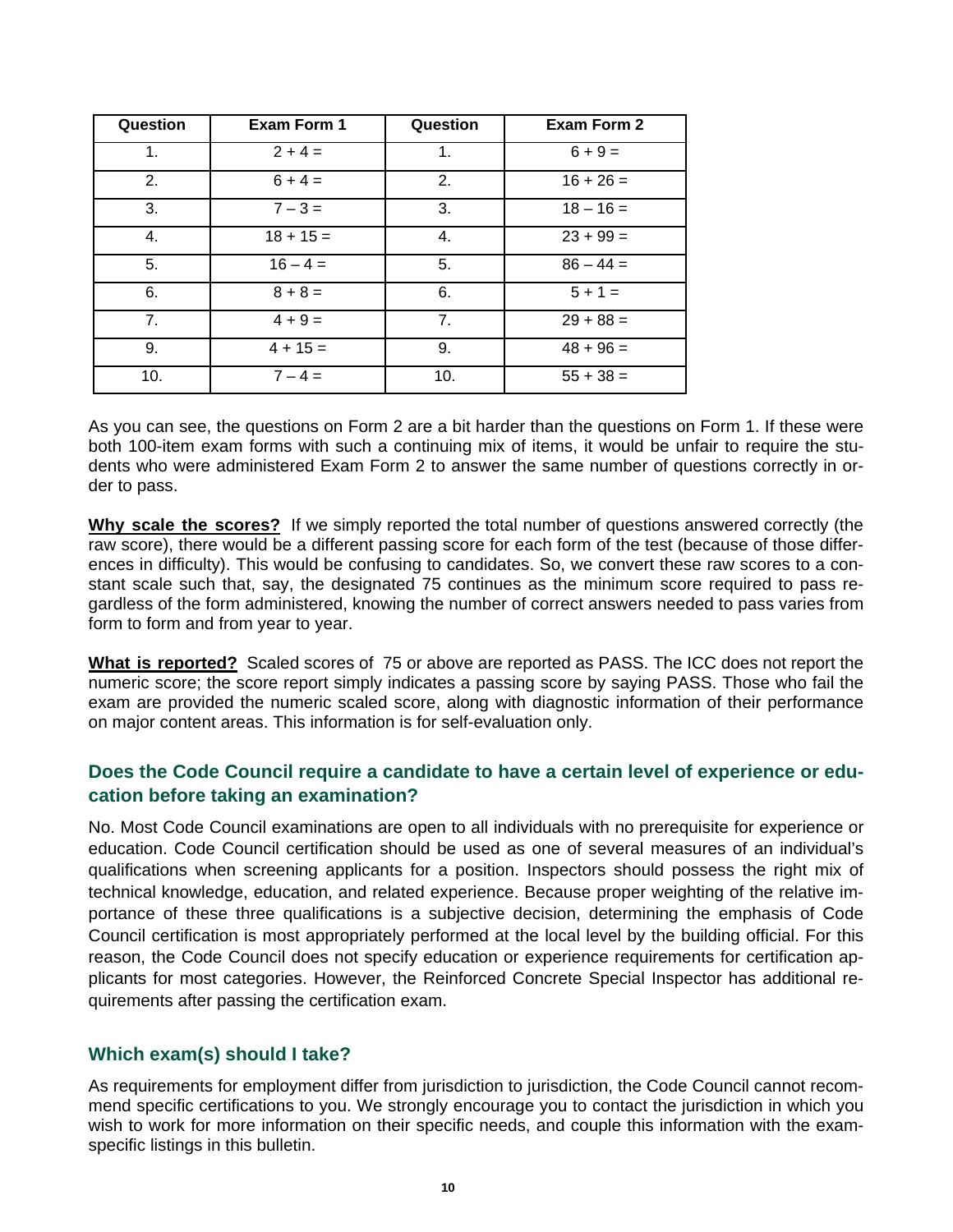| Question | Exam Form 1 | Question | Exam Form 2 |
|---|---|---|---|
| 1. | 2 + 4 = | 1. | 6 + 9 = |
| 2. | 6 + 4 = | 2. | 16 + 26 = |
| 3. | 7 – 3 = | 3. | 18 – 16 = |
| 4. | 18 + 15 = | 4. | 23 + 99 = |
| 5. | 16 – 4 = | 5. | 86 – 44 = |
| 6. | 8 + 8 = | 6. | 5 + 1 = |
| 7. | 4 + 9 = | 7. | 29 + 88 = |
| 9. | 4 + 15 = | 9. | 48 + 96 = |
| 10. | 7 – 4 = | 10. | 55 + 38 = |

As you can see, the questions on Form 2 are a bit harder than the questions on Form 1. If these were both 100-item exam forms with such a continuing mix of items, it would be unfair to require the students who were administered Exam Form 2 to answer the same number of questions correctly in order to pass.

**Why scale the scores?** If we simply reported the total number of questions answered correctly (the raw score), there would be a different passing score for each form of the test (because of those differences in difficulty). This would be confusing to candidates. So, we convert these raw scores to a constant scale such that, say, the designated 75 continues as the minimum score required to pass regardless of the form administered, knowing the number of correct answers needed to pass varies from form to form and from year to year.

**What is reported?** Scaled scores of 75 or above are reported as PASS. The ICC does not report the numeric score; the score report simply indicates a passing score by saying PASS. Those who fail the exam are provided the numeric scaled score, along with diagnostic information of their performance on major content areas. This information is for self-evaluation only.

## Does the Code Council require a candidate to have a certain level of experience or education before taking an examination?

No. Most Code Council examinations are open to all individuals with no prerequisite for experience or education. Code Council certification should be used as one of several measures of an individual's qualifications when screening applicants for a position. Inspectors should possess the right mix of technical knowledge, education, and related experience. Because proper weighting of the relative importance of these three qualifications is a subjective decision, determining the emphasis of Code Council certification is most appropriately performed at the local level by the building official. For this reason, the Code Council does not specify education or experience requirements for certification applicants for most categories. However, the Reinforced Concrete Special Inspector has additional requirements after passing the certification exam.

## Which exam(s) should I take?

As requirements for employment differ from jurisdiction to jurisdiction, the Code Council cannot recommend specific certifications to you. We strongly encourage you to contact the jurisdiction in which you wish to work for more information on their specific needs, and couple this information with the exam-specific listings in this bulletin.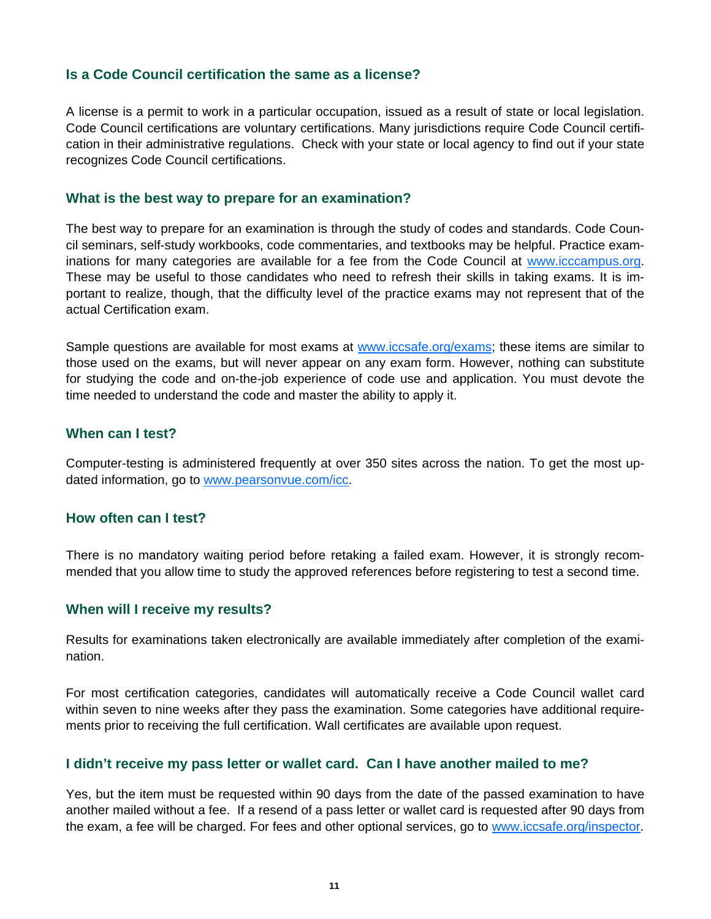### Is a Code Council certification the same as a license?

A license is a permit to work in a particular occupation, issued as a result of state or local legislation. Code Council certifications are voluntary certifications. Many jurisdictions require Code Council certification in their administrative regulations. Check with your state or local agency to find out if your state recognizes Code Council certifications.

### What is the best way to prepare for an examination?

The best way to prepare for an examination is through the study of codes and standards. Code Council seminars, self-study workbooks, code commentaries, and textbooks may be helpful. Practice examinations for many categories are available for a fee from the Code Council at www.icccampus.org. These may be useful to those candidates who need to refresh their skills in taking exams. It is important to realize, though, that the difficulty level of the practice exams may not represent that of the actual Certification exam.

Sample questions are available for most exams at www.iccsafe.org/exams; these items are similar to those used on the exams, but will never appear on any exam form. However, nothing can substitute for studying the code and on-the-job experience of code use and application. You must devote the time needed to understand the code and master the ability to apply it.

### When can I test?

Computer-testing is administered frequently at over 350 sites across the nation. To get the most updated information, go to www.pearsonvue.com/icc.

### How often can I test?

There is no mandatory waiting period before retaking a failed exam. However, it is strongly recommended that you allow time to study the approved references before registering to test a second time.

### When will I receive my results?

Results for examinations taken electronically are available immediately after completion of the examination.

For most certification categories, candidates will automatically receive a Code Council wallet card within seven to nine weeks after they pass the examination. Some categories have additional requirements prior to receiving the full certification. Wall certificates are available upon request.

### I didn't receive my pass letter or wallet card. Can I have another mailed to me?

Yes, but the item must be requested within 90 days from the date of the passed examination to have another mailed without a fee. If a resend of a pass letter or wallet card is requested after 90 days from the exam, a fee will be charged. For fees and other optional services, go to www.iccsafe.org/inspector.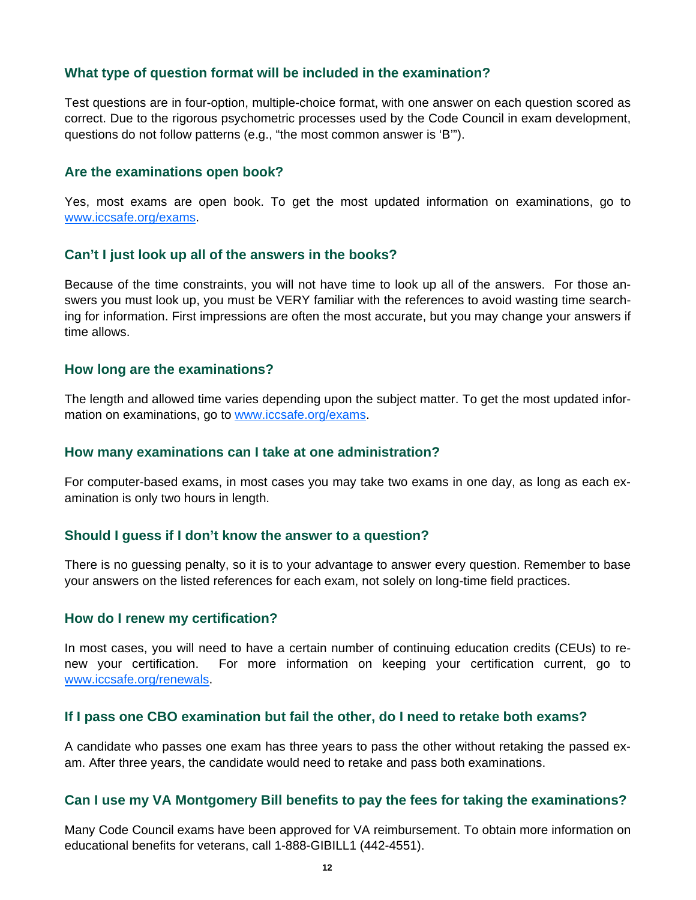### What type of question format will be included in the examination?

Test questions are in four-option, multiple-choice format, with one answer on each question scored as correct. Due to the rigorous psychometric processes used by the Code Council in exam development, questions do not follow patterns (e.g., "the most common answer is 'B'").

### Are the examinations open book?

Yes, most exams are open book. To get the most updated information on examinations, go to [www.iccsafe.org/exams](http://www.iccsafe.org/exams).

### Can't I just look up all of the answers in the books?

Because of the time constraints, you will not have time to look up all of the answers. For those answers you must look up, you must be VERY familiar with the references to avoid wasting time searching for information. First impressions are often the most accurate, but you may change your answers if time allows.

### How long are the examinations?

The length and allowed time varies depending upon the subject matter. To get the most updated information on examinations, go to [www.iccsafe.org/exams](http://www.iccsafe.org/exams).

### How many examinations can I take at one administration?

For computer-based exams, in most cases you may take two exams in one day, as long as each examination is only two hours in length.

### Should I guess if I don't know the answer to a question?

There is no guessing penalty, so it is to your advantage to answer every question. Remember to base your answers on the listed references for each exam, not solely on long-time field practices.

### How do I renew my certification?

In most cases, you will need to have a certain number of continuing education credits (CEUs) to renew your certification. For more information on keeping your certification current, go to [www.iccsafe.org/renewals](http://www.iccsafe.org/renewals).

### If I pass one CBO examination but fail the other, do I need to retake both exams?

A candidate who passes one exam has three years to pass the other without retaking the passed exam. After three years, the candidate would need to retake and pass both examinations.

### Can I use my VA Montgomery Bill benefits to pay the fees for taking the examinations?

Many Code Council exams have been approved for VA reimbursement. To obtain more information on educational benefits for veterans, call 1-888-GIBILL1 (442-4551).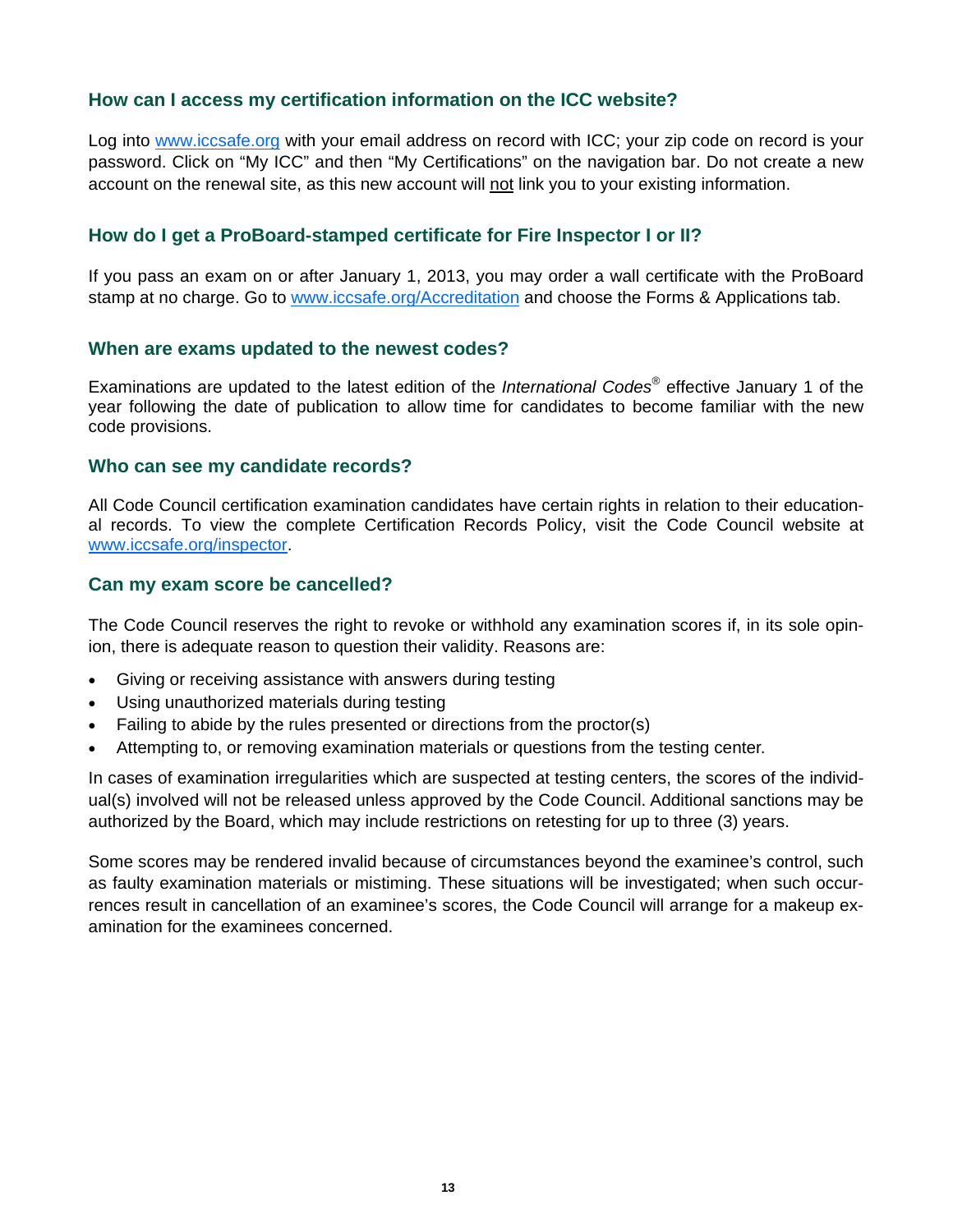### How can I access my certification information on the ICC website?

Log into www.iccsafe.org with your email address on record with ICC; your zip code on record is your password. Click on "My ICC" and then "My Certifications" on the navigation bar. Do not create a new account on the renewal site, as this new account will not link you to your existing information.

### How do I get a ProBoard-stamped certificate for Fire Inspector I or II?

If you pass an exam on or after January 1, 2013, you may order a wall certificate with the ProBoard stamp at no charge. Go to www.iccsafe.org/Accreditation and choose the Forms & Applications tab.

### When are exams updated to the newest codes?

Examinations are updated to the latest edition of the *International Codes*® effective January 1 of the year following the date of publication to allow time for candidates to become familiar with the new code provisions.

### Who can see my candidate records?

All Code Council certification examination candidates have certain rights in relation to their educational records. To view the complete Certification Records Policy, visit the Code Council website at www.iccsafe.org/inspector.

### Can my exam score be cancelled?

The Code Council reserves the right to revoke or withhold any examination scores if, in its sole opinion, there is adequate reason to question their validity. Reasons are:

- Giving or receiving assistance with answers during testing
- Using unauthorized materials during testing
- Failing to abide by the rules presented or directions from the proctor(s)
- Attempting to, or removing examination materials or questions from the testing center.

In cases of examination irregularities which are suspected at testing centers, the scores of the individual(s) involved will not be released unless approved by the Code Council. Additional sanctions may be authorized by the Board, which may include restrictions on retesting for up to three (3) years.

Some scores may be rendered invalid because of circumstances beyond the examinee's control, such as faulty examination materials or mistiming. These situations will be investigated; when such occurrences result in cancellation of an examinee's scores, the Code Council will arrange for a makeup examination for the examinees concerned.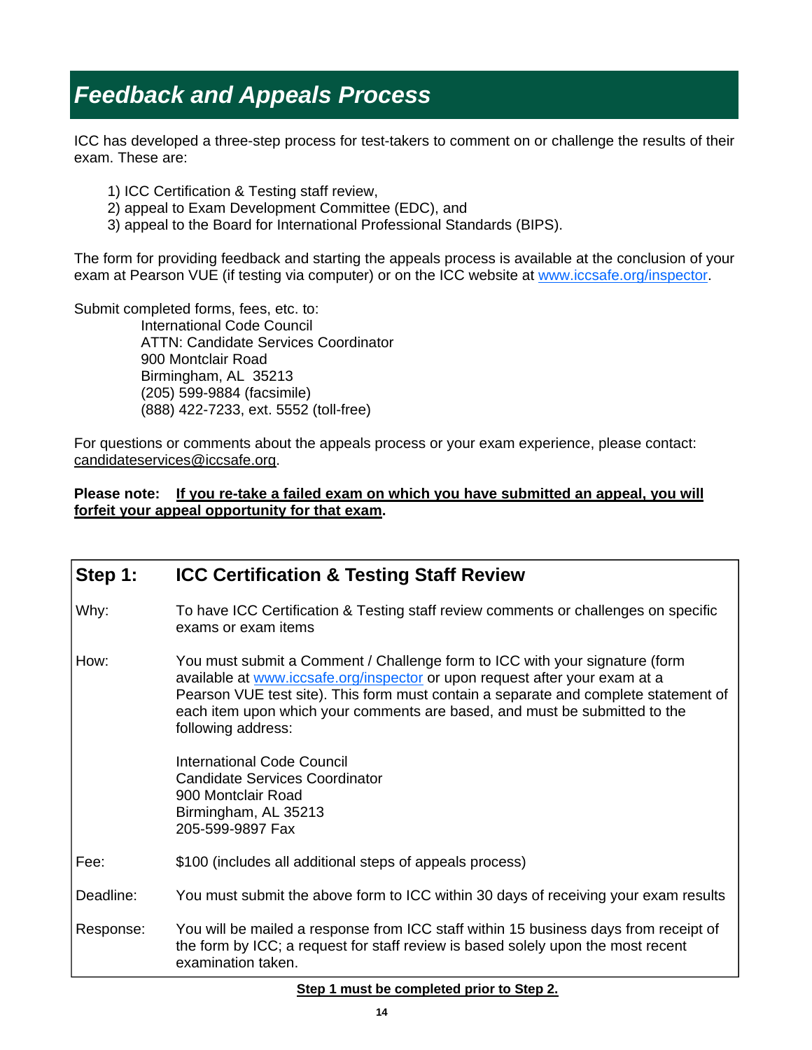# *Feedback and Appeals Process*

ICC has developed a three-step process for test-takers to comment on or challenge the results of their exam. These are:

1) ICC Certification & Testing staff review,
2) appeal to Exam Development Committee (EDC), and
3) appeal to the Board for International Professional Standards (BIPS).

The form for providing feedback and starting the appeals process is available at the conclusion of your exam at Pearson VUE (if testing via computer) or on the ICC website at www.iccsafe.org/inspector.

Submit completed forms, fees, etc. to:

International Code Council
ATTN: Candidate Services Coordinator
900 Montclair Road
Birmingham, AL 35213
(205) 599-9884 (facsimile)
(888) 422-7233, ext. 5552 (toll-free)

For questions or comments about the appeals process or your exam experience, please contact: candidateservices@iccsafe.org.

**Please note: <u>If you re-take a failed exam on which you have submitted an appeal, you will forfeit your appeal opportunity for that exam</u>.**

| **Step 1:** | **ICC Certification & Testing Staff Review** |
| --- | --- |
| Why: | To have ICC Certification & Testing staff review comments or challenges on specific exams or exam items |
| How: | You must submit a Comment / Challenge form to ICC with your signature (form available at www.iccsafe.org/inspector or upon request after your exam at a Pearson VUE test site). This form must contain a separate and complete statement of each item upon which your comments are based, and must be submitted to the following address:<br><br>International Code Council<br>Candidate Services Coordinator<br>900 Montclair Road<br>Birmingham, AL 35213<br>205-599-9897 Fax |
| Fee: | $100 (includes all additional steps of appeals process) |
| Deadline: | You must submit the above form to ICC within 30 days of receiving your exam results |
| Response: | You will be mailed a response from ICC staff within 15 business days from receipt of the form by ICC; a request for staff review is based solely upon the most recent examination taken. |

**<u>Step 1 must be completed prior to Step 2.</u>**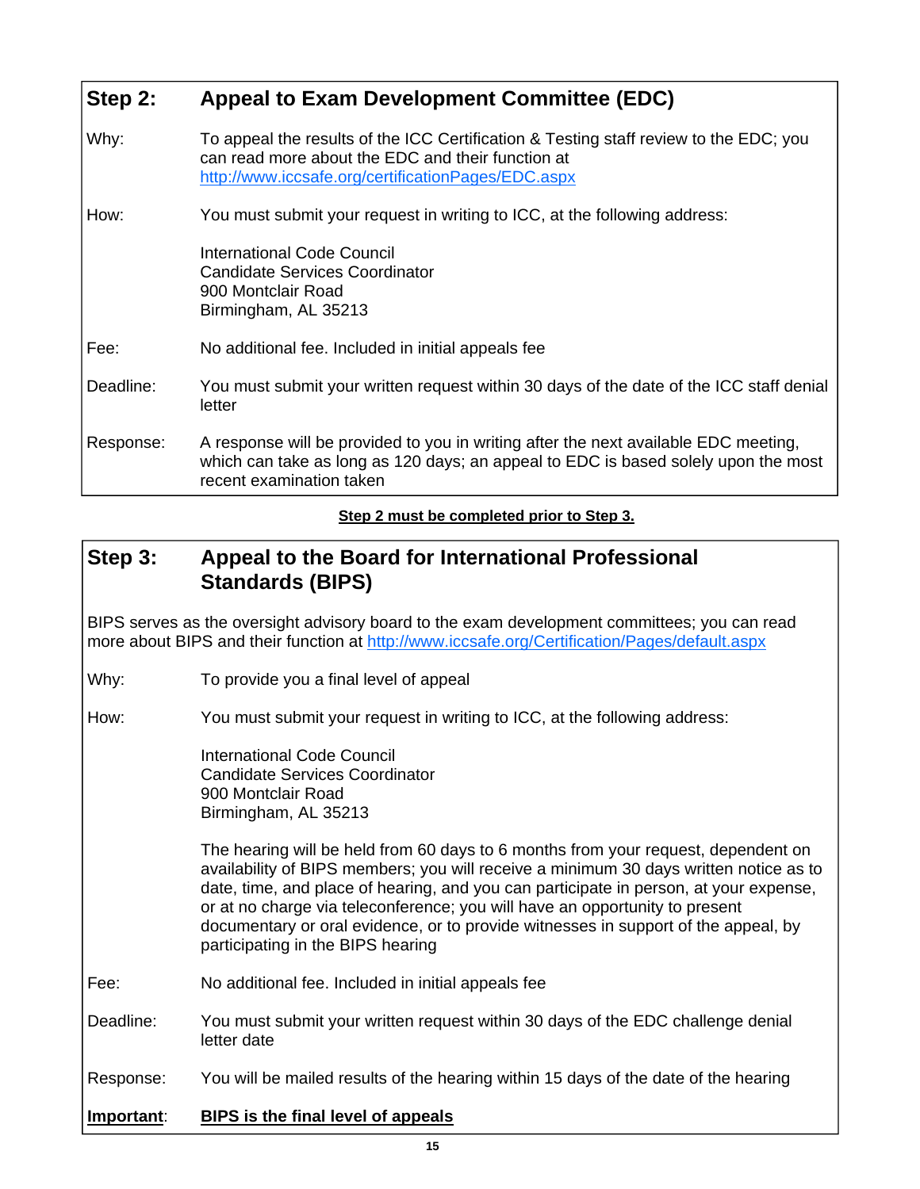## Step 2: Appeal to Exam Development Committee (EDC)

**Why:** To appeal the results of the ICC Certification & Testing staff review to the EDC; you can read more about the EDC and their function at [http://www.iccsafe.org/certificationPages/EDC.aspx](http://www.iccsafe.org/certificationPages/EDC.aspx)

**How:** You must submit your request in writing to ICC, at the following address:

International Code Council
Candidate Services Coordinator
900 Montclair Road
Birmingham, AL 35213

**Fee:** No additional fee. Included in initial appeals fee

**Deadline:** You must submit your written request within 30 days of the date of the ICC staff denial letter

**Response:** A response will be provided to you in writing after the next available EDC meeting, which can take as long as 120 days; an appeal to EDC is based solely upon the most recent examination taken

**Step 2 must be completed prior to Step 3.**

## Step 3: Appeal to the Board for International Professional Standards (BIPS)

BIPS serves as the oversight advisory board to the exam development committees; you can read more about BIPS and their function at [http://www.iccsafe.org/Certification/Pages/default.aspx](http://www.iccsafe.org/Certification/Pages/default.aspx)

**Why:** To provide you a final level of appeal

**How:** You must submit your request in writing to ICC, at the following address:

International Code Council
Candidate Services Coordinator
900 Montclair Road
Birmingham, AL 35213

The hearing will be held from 60 days to 6 months from your request, dependent on availability of BIPS members; you will receive a minimum 30 days written notice as to date, time, and place of hearing, and you can participate in person, at your expense, or at no charge via teleconference; you will have an opportunity to present documentary or oral evidence, or to provide witnesses in support of the appeal, by participating in the BIPS hearing

**Fee:** No additional fee. Included in initial appeals fee

**Deadline:** You must submit your written request within 30 days of the EDC challenge denial letter date

**Response:** You will be mailed results of the hearing within 15 days of the date of the hearing

**Important:** **BIPS is the final level of appeals**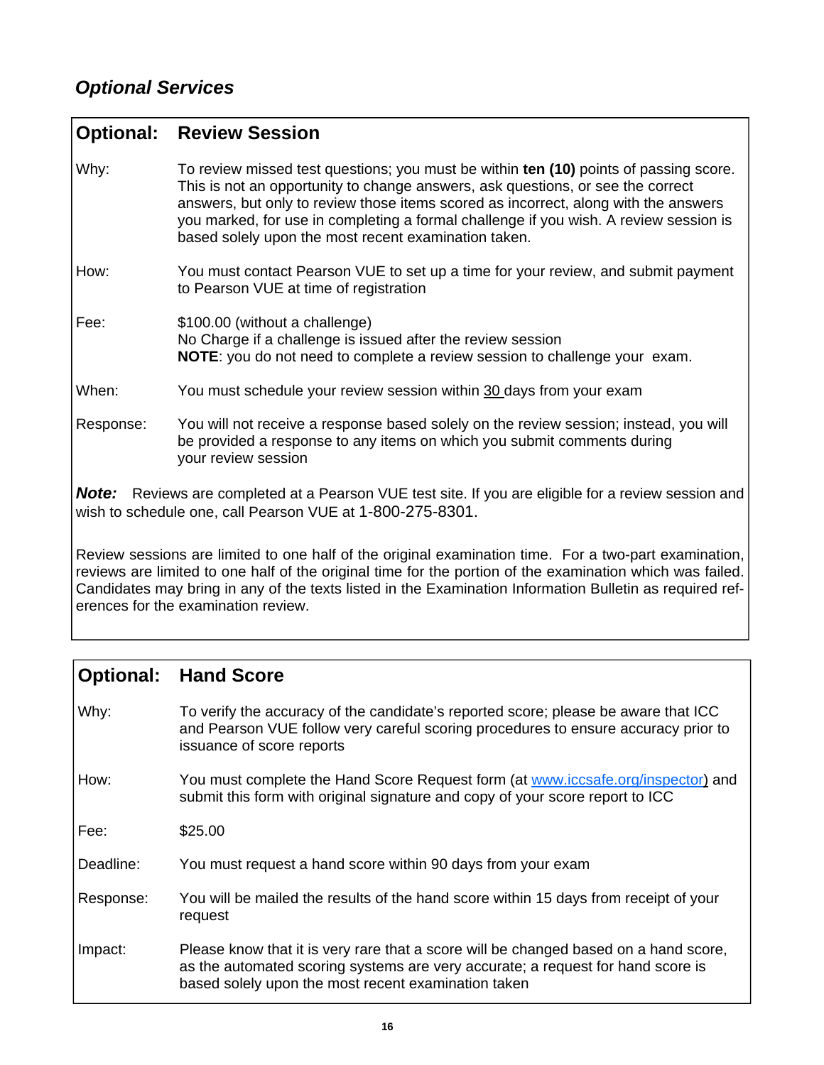## *Optional Services*

| **Optional:** | **Review Session** |
|---|---|
| Why: | To review missed test questions; you must be within **ten (10)** points of passing score. This is not an opportunity to change answers, ask questions, or see the correct answers, but only to review those items scored as incorrect, along with the answers you marked, for use in completing a formal challenge if you wish. A review session is based solely upon the most recent examination taken. |
| How: | You must contact Pearson VUE to set up a time for your review, and submit payment to Pearson VUE at time of registration |
| Fee: | $100.00 (without a challenge)<br>No Charge if a challenge is issued after the review session<br>**NOTE**: you do not need to complete a review session to challenge your exam. |
| When: | You must schedule your review session within 30 days from your exam |
| Response: | You will not receive a response based solely on the review session; instead, you will be provided a response to any items on which you submit comments during your review session |

***Note:*** Reviews are completed at a Pearson VUE test site. If you are eligible for a review session and wish to schedule one, call Pearson VUE at 1-800-275-8301.

Review sessions are limited to one half of the original examination time. For a two-part examination, reviews are limited to one half of the original time for the portion of the examination which was failed. Candidates may bring in any of the texts listed in the Examination Information Bulletin as required references for the examination review.

| **Optional:** | **Hand Score** |
|---|---|
| Why: | To verify the accuracy of the candidate's reported score; please be aware that ICC and Pearson VUE follow very careful scoring procedures to ensure accuracy prior to issuance of score reports |
| How: | You must complete the Hand Score Request form (at www.iccsafe.org/inspector) and submit this form with original signature and copy of your score report to ICC |
| Fee: | $25.00 |
| Deadline: | You must request a hand score within 90 days from your exam |
| Response: | You will be mailed the results of the hand score within 15 days from receipt of your request |
| Impact: | Please know that it is very rare that a score will be changed based on a hand score, as the automated scoring systems are very accurate; a request for hand score is based solely upon the most recent examination taken |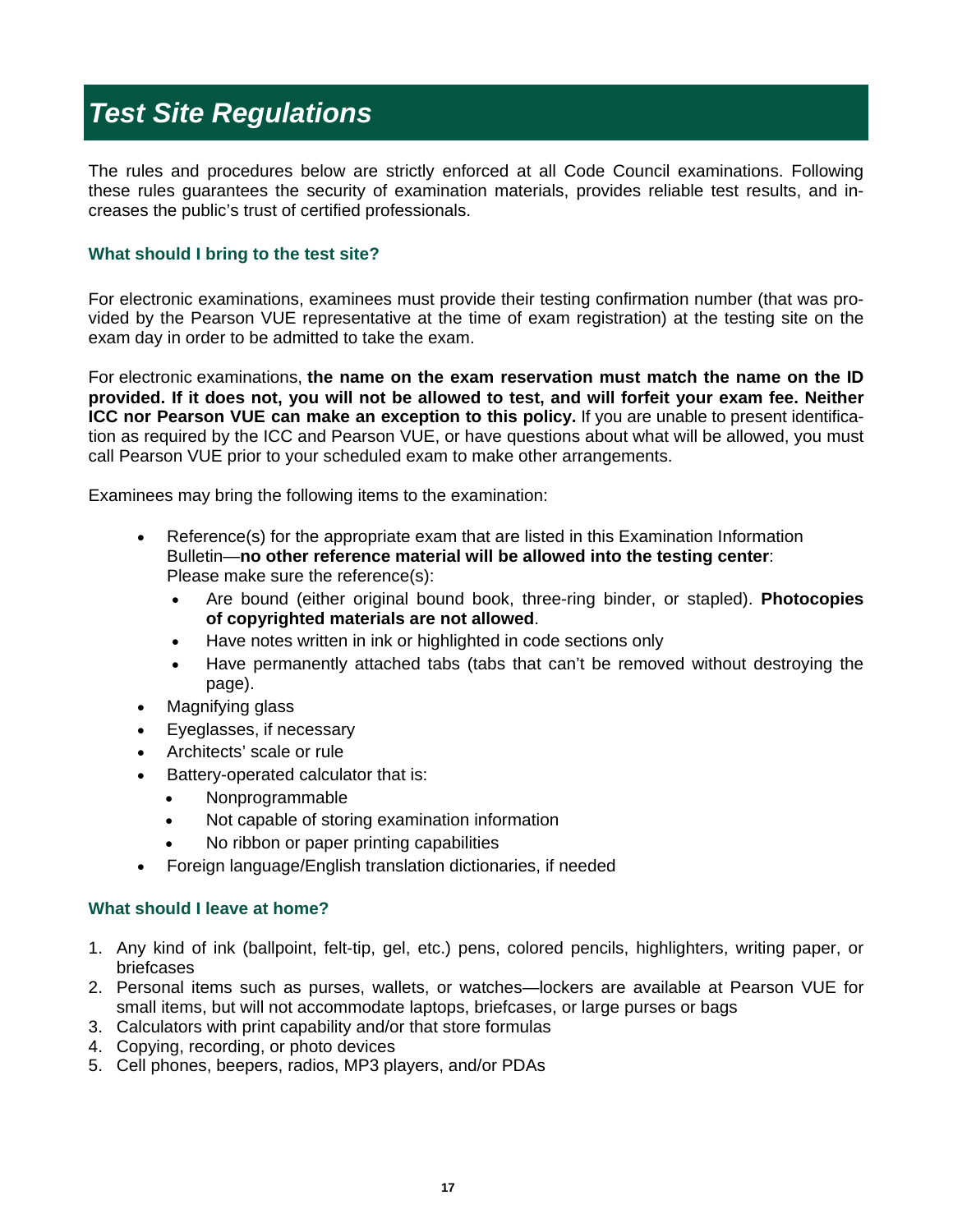# *Test Site Regulations*

The rules and procedures below are strictly enforced at all Code Council examinations. Following these rules guarantees the security of examination materials, provides reliable test results, and increases the public's trust of certified professionals.

### What should I bring to the test site?

For electronic examinations, examinees must provide their testing confirmation number (that was provided by the Pearson VUE representative at the time of exam registration) at the testing site on the exam day in order to be admitted to take the exam.

For electronic examinations, **the name on the exam reservation must match the name on the ID provided. If it does not, you will not be allowed to test, and will forfeit your exam fee. Neither ICC nor Pearson VUE can make an exception to this policy.** If you are unable to present identification as required by the ICC and Pearson VUE, or have questions about what will be allowed, you must call Pearson VUE prior to your scheduled exam to make other arrangements.

Examinees may bring the following items to the examination:

- Reference(s) for the appropriate exam that are listed in this Examination Information Bulletin—**no other reference material will be allowed into the testing center**: Please make sure the reference(s):
  - Are bound (either original bound book, three-ring binder, or stapled). **Photocopies of copyrighted materials are not allowed**.
  - Have notes written in ink or highlighted in code sections only
  - Have permanently attached tabs (tabs that can't be removed without destroying the page).
- Magnifying glass
- Eyeglasses, if necessary
- Architects' scale or rule
- Battery-operated calculator that is:
  - Nonprogrammable
  - Not capable of storing examination information
  - No ribbon or paper printing capabilities
- Foreign language/English translation dictionaries, if needed

### What should I leave at home?

1. Any kind of ink (ballpoint, felt-tip, gel, etc.) pens, colored pencils, highlighters, writing paper, or briefcases
2. Personal items such as purses, wallets, or watches—lockers are available at Pearson VUE for small items, but will not accommodate laptops, briefcases, or large purses or bags
3. Calculators with print capability and/or that store formulas
4. Copying, recording, or photo devices
5. Cell phones, beepers, radios, MP3 players, and/or PDAs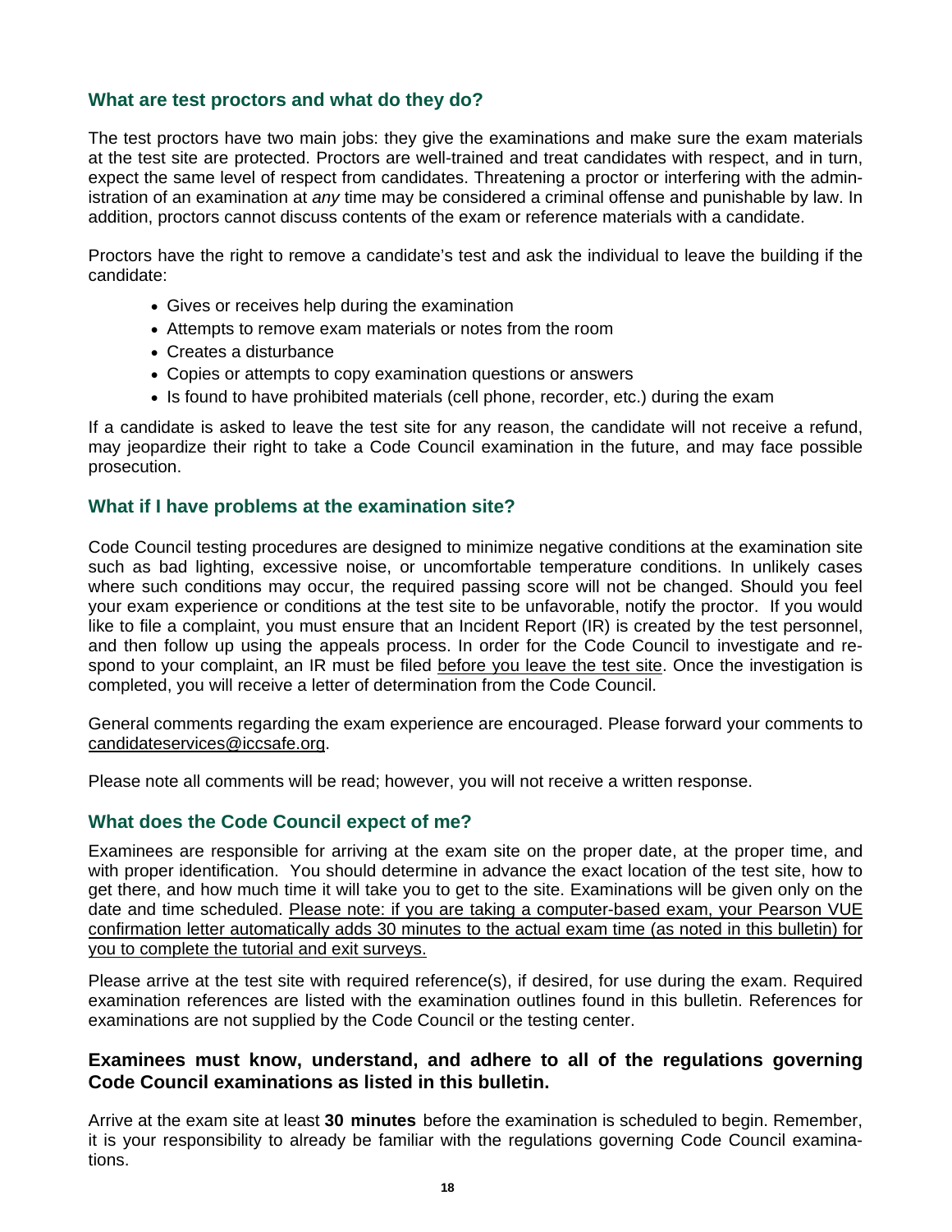## What are test proctors and what do they do?

The test proctors have two main jobs: they give the examinations and make sure the exam materials at the test site are protected. Proctors are well-trained and treat candidates with respect, and in turn, expect the same level of respect from candidates. Threatening a proctor or interfering with the administration of an examination at *any* time may be considered a criminal offense and punishable by law. In addition, proctors cannot discuss contents of the exam or reference materials with a candidate.

Proctors have the right to remove a candidate's test and ask the individual to leave the building if the candidate:

- Gives or receives help during the examination
- Attempts to remove exam materials or notes from the room
- Creates a disturbance
- Copies or attempts to copy examination questions or answers
- Is found to have prohibited materials (cell phone, recorder, etc.) during the exam

If a candidate is asked to leave the test site for any reason, the candidate will not receive a refund, may jeopardize their right to take a Code Council examination in the future, and may face possible prosecution.

## What if I have problems at the examination site?

Code Council testing procedures are designed to minimize negative conditions at the examination site such as bad lighting, excessive noise, or uncomfortable temperature conditions. In unlikely cases where such conditions may occur, the required passing score will not be changed. Should you feel your exam experience or conditions at the test site to be unfavorable, notify the proctor. If you would like to file a complaint, you must ensure that an Incident Report (IR) is created by the test personnel, and then follow up using the appeals process. In order for the Code Council to investigate and respond to your complaint, an IR must be filed before you leave the test site. Once the investigation is completed, you will receive a letter of determination from the Code Council.

General comments regarding the exam experience are encouraged. Please forward your comments to candidateservices@iccsafe.org.

Please note all comments will be read; however, you will not receive a written response.

## What does the Code Council expect of me?

Examinees are responsible for arriving at the exam site on the proper date, at the proper time, and with proper identification. You should determine in advance the exact location of the test site, how to get there, and how much time it will take you to get to the site. Examinations will be given only on the date and time scheduled. Please note: if you are taking a computer-based exam, your Pearson VUE confirmation letter automatically adds 30 minutes to the actual exam time (as noted in this bulletin) for you to complete the tutorial and exit surveys.

Please arrive at the test site with required reference(s), if desired, for use during the exam. Required examination references are listed with the examination outlines found in this bulletin. References for examinations are not supplied by the Code Council or the testing center.

**Examinees must know, understand, and adhere to all of the regulations governing Code Council examinations as listed in this bulletin.**

Arrive at the exam site at least **30 minutes** before the examination is scheduled to begin. Remember, it is your responsibility to already be familiar with the regulations governing Code Council examinations.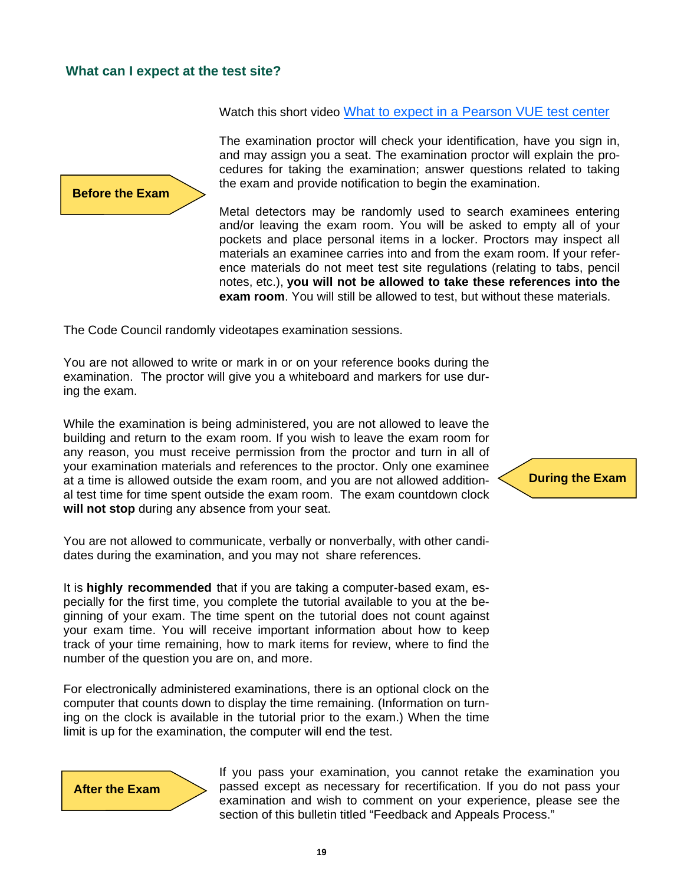## What can I expect at the test site?

**Before the Exam**

Watch this short video [What to expect in a Pearson VUE test center]

The examination proctor will check your identification, have you sign in, and may assign you a seat. The examination proctor will explain the procedures for taking the examination; answer questions related to taking the exam and provide notification to begin the examination.

Metal detectors may be randomly used to search examinees entering and/or leaving the exam room. You will be asked to empty all of your pockets and place personal items in a locker. Proctors may inspect all materials an examinee carries into and from the exam room. If your reference materials do not meet test site regulations (relating to tabs, pencil notes, etc.), **you will not be allowed to take these references into the exam room**. You will still be allowed to test, but without these materials.

**During the Exam**

The Code Council randomly videotapes examination sessions.

You are not allowed to write or mark in or on your reference books during the examination. The proctor will give you a whiteboard and markers for use during the exam.

While the examination is being administered, you are not allowed to leave the building and return to the exam room. If you wish to leave the exam room for any reason, you must receive permission from the proctor and turn in all of your examination materials and references to the proctor. Only one examinee at a time is allowed outside the exam room, and you are not allowed additional test time for time spent outside the exam room. The exam countdown clock **will not stop** during any absence from your seat.

You are not allowed to communicate, verbally or nonverbally, with other candidates during the examination, and you may not share references.

It is **highly recommended** that if you are taking a computer-based exam, especially for the first time, you complete the tutorial available to you at the beginning of your exam. The time spent on the tutorial does not count against your exam time. You will receive important information about how to keep track of your time remaining, how to mark items for review, where to find the number of the question you are on, and more.

For electronically administered examinations, there is an optional clock on the computer that counts down to display the time remaining. (Information on turning on the clock is available in the tutorial prior to the exam.) When the time limit is up for the examination, the computer will end the test.

**After the Exam**

If you pass your examination, you cannot retake the examination you passed except as necessary for recertification. If you do not pass your examination and wish to comment on your experience, please see the section of this bulletin titled “Feedback and Appeals Process.”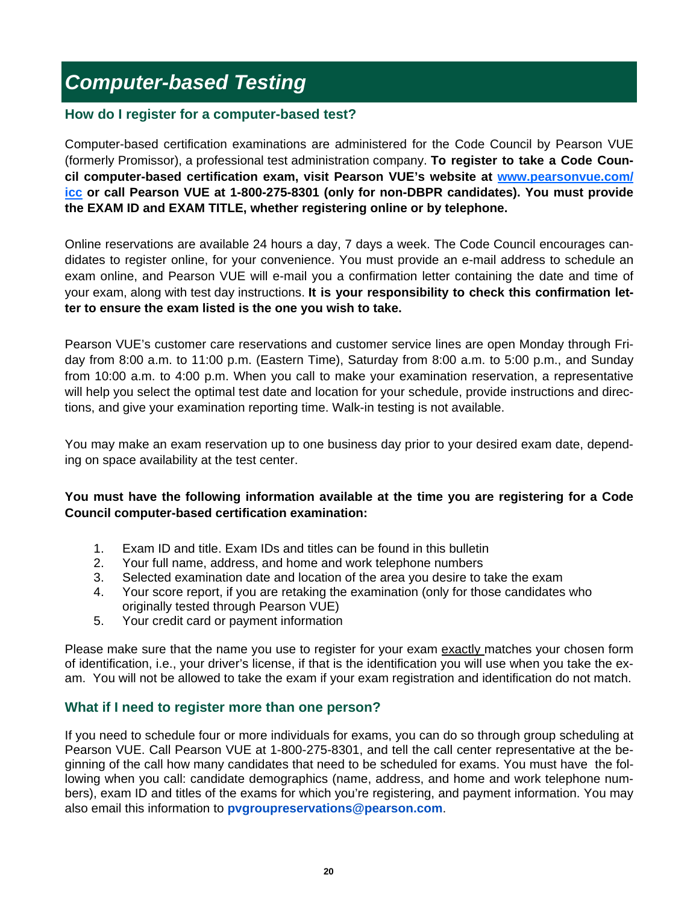# *Computer-based Testing*

## How do I register for a computer-based test?

Computer-based certification examinations are administered for the Code Council by Pearson VUE (formerly Promissor), a professional test administration company. **To register to take a Code Council computer-based certification exam, visit Pearson VUE's website at [www.pearsonvue.com/icc](www.pearsonvue.com/icc) or call Pearson VUE at 1-800-275-8301 (only for non-DBPR candidates). You must provide the EXAM ID and EXAM TITLE, whether registering online or by telephone.**

Online reservations are available 24 hours a day, 7 days a week. The Code Council encourages candidates to register online, for your convenience. You must provide an e-mail address to schedule an exam online, and Pearson VUE will e-mail you a confirmation letter containing the date and time of your exam, along with test day instructions. **It is your responsibility to check this confirmation letter to ensure the exam listed is the one you wish to take.**

Pearson VUE's customer care reservations and customer service lines are open Monday through Friday from 8:00 a.m. to 11:00 p.m. (Eastern Time), Saturday from 8:00 a.m. to 5:00 p.m., and Sunday from 10:00 a.m. to 4:00 p.m. When you call to make your examination reservation, a representative will help you select the optimal test date and location for your schedule, provide instructions and directions, and give your examination reporting time. Walk-in testing is not available.

You may make an exam reservation up to one business day prior to your desired exam date, depending on space availability at the test center.

**You must have the following information available at the time you are registering for a Code Council computer-based certification examination:**

1. Exam ID and title. Exam IDs and titles can be found in this bulletin
2. Your full name, address, and home and work telephone numbers
3. Selected examination date and location of the area you desire to take the exam
4. Your score report, if you are retaking the examination (only for those candidates who originally tested through Pearson VUE)
5. Your credit card or payment information

Please make sure that the name you use to register for your exam exactly matches your chosen form of identification, i.e., your driver's license, if that is the identification you will use when you take the exam. You will not be allowed to take the exam if your exam registration and identification do not match.

## What if I need to register more than one person?

If you need to schedule four or more individuals for exams, you can do so through group scheduling at Pearson VUE. Call Pearson VUE at 1-800-275-8301, and tell the call center representative at the beginning of the call how many candidates that need to be scheduled for exams. You must have the following when you call: candidate demographics (name, address, and home and work telephone numbers), exam ID and titles of the exams for which you're registering, and payment information. You may also email this information to **pvgroupreservations@pearson.com**.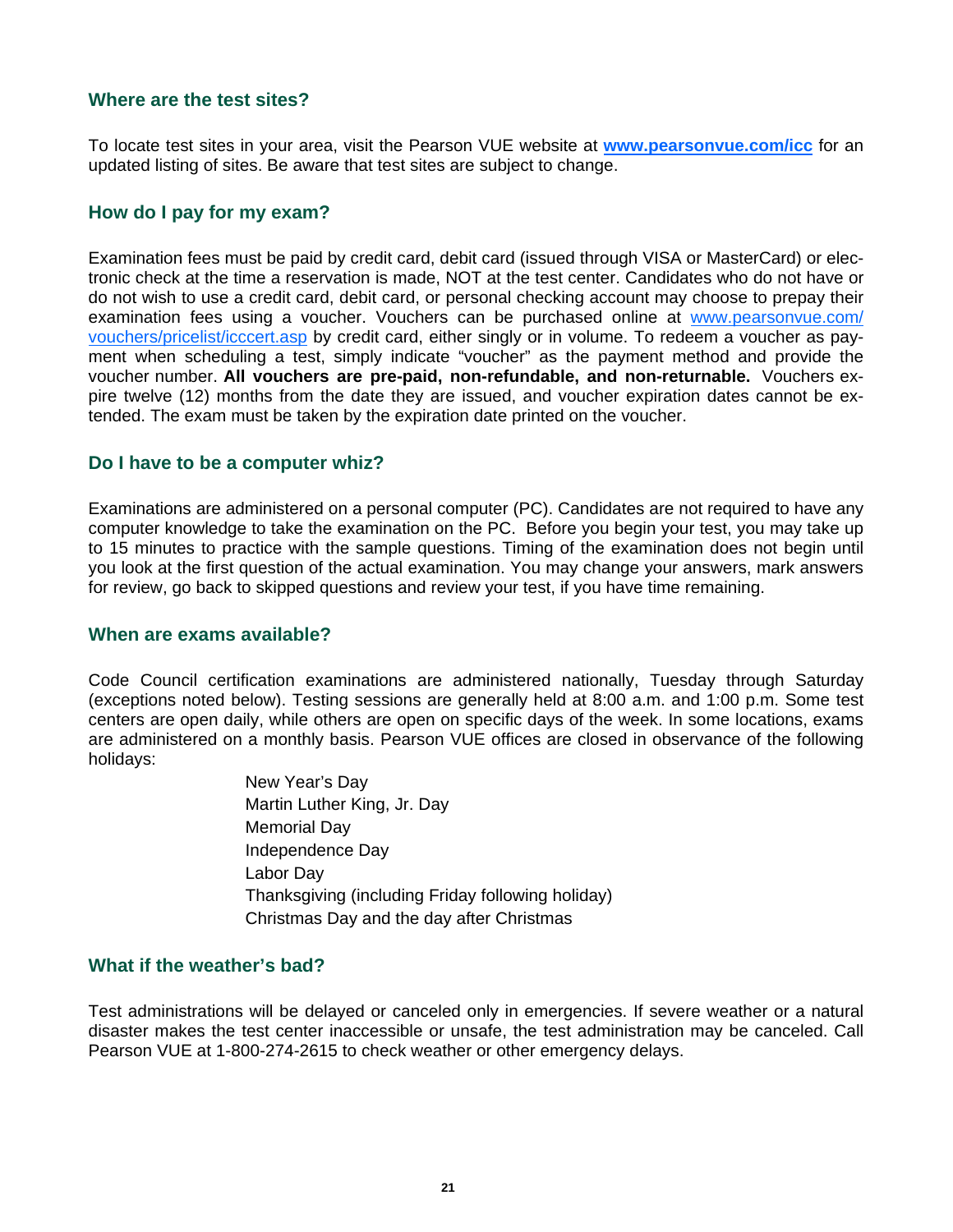### Where are the test sites?

To locate test sites in your area, visit the Pearson VUE website at **www.pearsonvue.com/icc** for an updated listing of sites. Be aware that test sites are subject to change.

### How do I pay for my exam?

Examination fees must be paid by credit card, debit card (issued through VISA or MasterCard) or electronic check at the time a reservation is made, NOT at the test center. Candidates who do not have or do not wish to use a credit card, debit card, or personal checking account may choose to prepay their examination fees using a voucher. Vouchers can be purchased online at www.pearsonvue.com/vouchers/pricelist/icccert.asp by credit card, either singly or in volume. To redeem a voucher as payment when scheduling a test, simply indicate "voucher" as the payment method and provide the voucher number. **All vouchers are pre-paid, non-refundable, and non-returnable.** Vouchers expire twelve (12) months from the date they are issued, and voucher expiration dates cannot be extended. The exam must be taken by the expiration date printed on the voucher.

### Do I have to be a computer whiz?

Examinations are administered on a personal computer (PC). Candidates are not required to have any computer knowledge to take the examination on the PC. Before you begin your test, you may take up to 15 minutes to practice with the sample questions. Timing of the examination does not begin until you look at the first question of the actual examination. You may change your answers, mark answers for review, go back to skipped questions and review your test, if you have time remaining.

### When are exams available?

Code Council certification examinations are administered nationally, Tuesday through Saturday (exceptions noted below). Testing sessions are generally held at 8:00 a.m. and 1:00 p.m. Some test centers are open daily, while others are open on specific days of the week. In some locations, exams are administered on a monthly basis. Pearson VUE offices are closed in observance of the following holidays:

- New Year's Day
- Martin Luther King, Jr. Day
- Memorial Day
- Independence Day
- Labor Day
- Thanksgiving (including Friday following holiday)
- Christmas Day and the day after Christmas

### What if the weather's bad?

Test administrations will be delayed or canceled only in emergencies. If severe weather or a natural disaster makes the test center inaccessible or unsafe, the test administration may be canceled. Call Pearson VUE at 1-800-274-2615 to check weather or other emergency delays.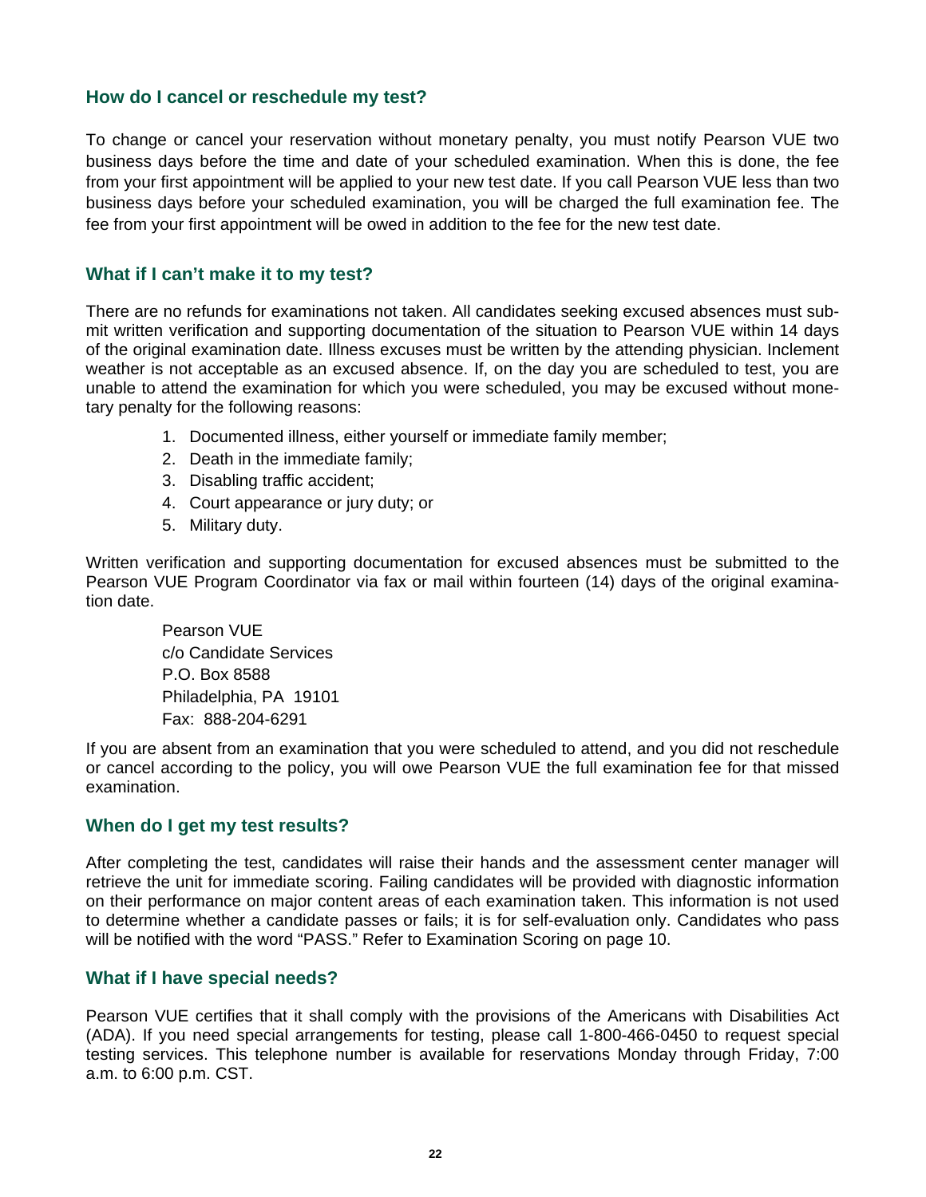## How do I cancel or reschedule my test?

To change or cancel your reservation without monetary penalty, you must notify Pearson VUE two business days before the time and date of your scheduled examination. When this is done, the fee from your first appointment will be applied to your new test date. If you call Pearson VUE less than two business days before your scheduled examination, you will be charged the full examination fee. The fee from your first appointment will be owed in addition to the fee for the new test date.

## What if I can't make it to my test?

There are no refunds for examinations not taken. All candidates seeking excused absences must submit written verification and supporting documentation of the situation to Pearson VUE within 14 days of the original examination date. Illness excuses must be written by the attending physician. Inclement weather is not acceptable as an excused absence. If, on the day you are scheduled to test, you are unable to attend the examination for which you were scheduled, you may be excused without monetary penalty for the following reasons:

1. Documented illness, either yourself or immediate family member;
2. Death in the immediate family;
3. Disabling traffic accident;
4. Court appearance or jury duty; or
5. Military duty.

Written verification and supporting documentation for excused absences must be submitted to the Pearson VUE Program Coordinator via fax or mail within fourteen (14) days of the original examination date.

Pearson VUE
c/o Candidate Services
P.O. Box 8588
Philadelphia, PA 19101
Fax: 888-204-6291

If you are absent from an examination that you were scheduled to attend, and you did not reschedule or cancel according to the policy, you will owe Pearson VUE the full examination fee for that missed examination.

## When do I get my test results?

After completing the test, candidates will raise their hands and the assessment center manager will retrieve the unit for immediate scoring. Failing candidates will be provided with diagnostic information on their performance on major content areas of each examination taken. This information is not used to determine whether a candidate passes or fails; it is for self-evaluation only. Candidates who pass will be notified with the word "PASS." Refer to Examination Scoring on page 10.

## What if I have special needs?

Pearson VUE certifies that it shall comply with the provisions of the Americans with Disabilities Act (ADA). If you need special arrangements for testing, please call 1-800-466-0450 to request special testing services. This telephone number is available for reservations Monday through Friday, 7:00 a.m. to 6:00 p.m. CST.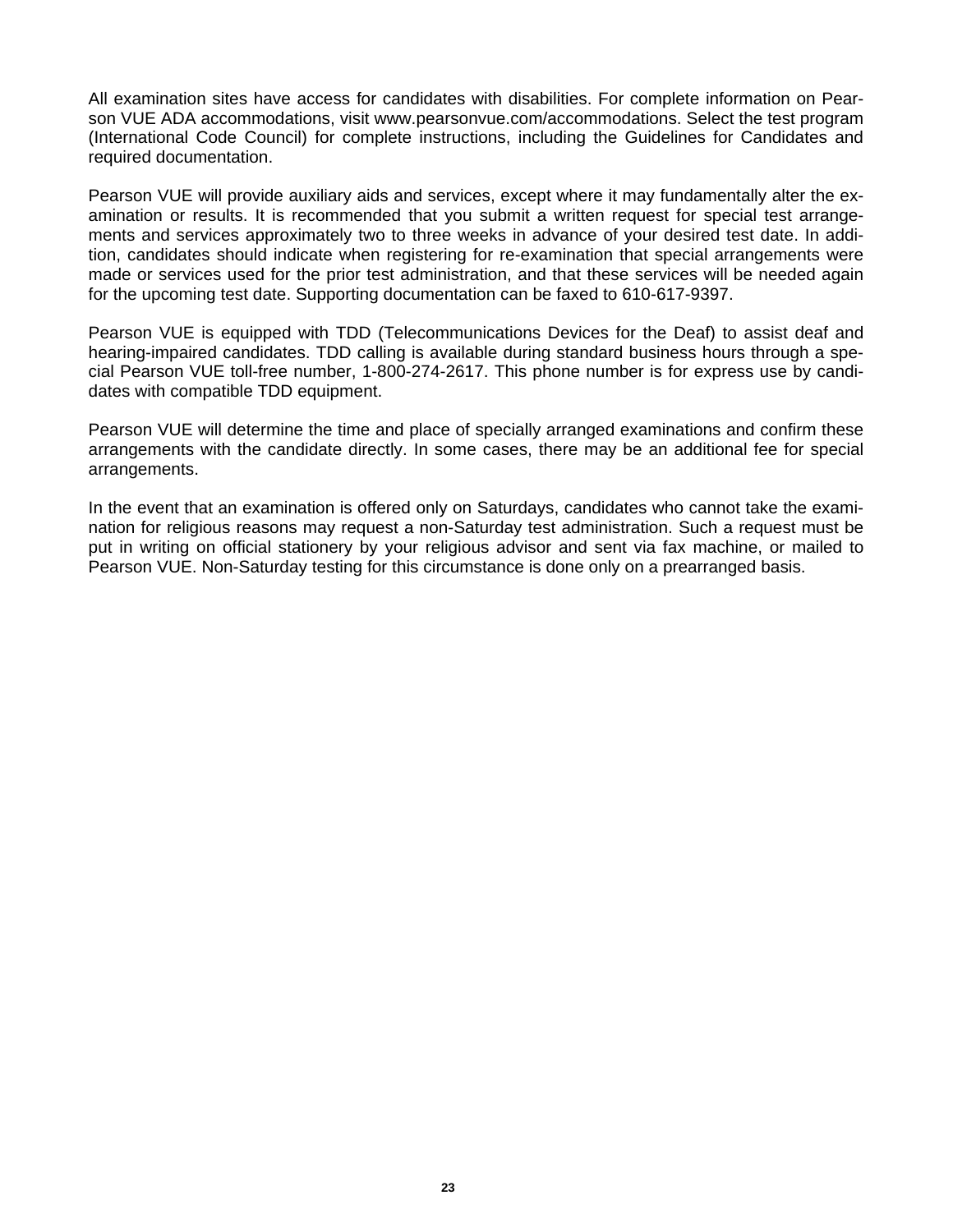All examination sites have access for candidates with disabilities. For complete information on Pearson VUE ADA accommodations, visit www.pearsonvue.com/accommodations. Select the test program (International Code Council) for complete instructions, including the Guidelines for Candidates and required documentation.

Pearson VUE will provide auxiliary aids and services, except where it may fundamentally alter the examination or results. It is recommended that you submit a written request for special test arrangements and services approximately two to three weeks in advance of your desired test date. In addition, candidates should indicate when registering for re-examination that special arrangements were made or services used for the prior test administration, and that these services will be needed again for the upcoming test date. Supporting documentation can be faxed to 610-617-9397.

Pearson VUE is equipped with TDD (Telecommunications Devices for the Deaf) to assist deaf and hearing-impaired candidates. TDD calling is available during standard business hours through a special Pearson VUE toll-free number, 1-800-274-2617. This phone number is for express use by candidates with compatible TDD equipment.

Pearson VUE will determine the time and place of specially arranged examinations and confirm these arrangements with the candidate directly. In some cases, there may be an additional fee for special arrangements.

In the event that an examination is offered only on Saturdays, candidates who cannot take the examination for religious reasons may request a non-Saturday test administration. Such a request must be put in writing on official stationery by your religious advisor and sent via fax machine, or mailed to Pearson VUE. Non-Saturday testing for this circumstance is done only on a prearranged basis.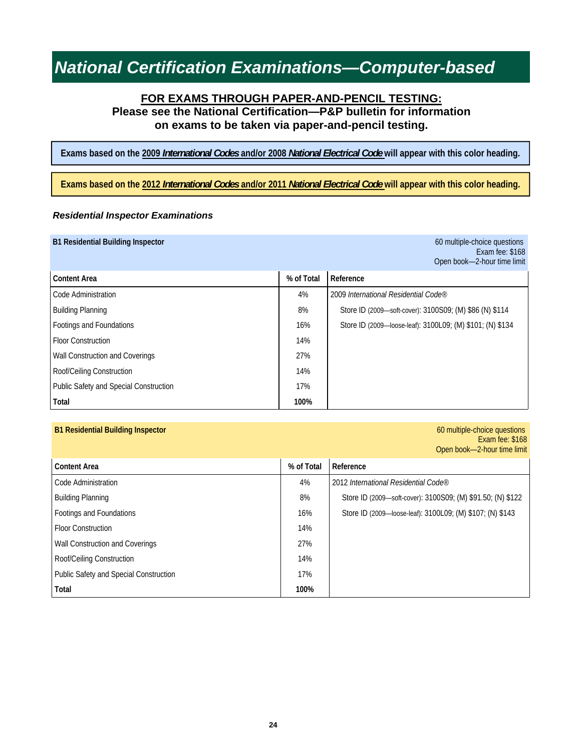# National Certification Examinations—Computer-based

**FOR EXAMS THROUGH PAPER-AND-PENCIL TESTING:**
**Please see the National Certification—P&P bulletin for information on exams to be taken via paper-and-pencil testing.**

**Exams based on the 2009 *International Codes* and/or 2008 *National Electrical Code* will appear with this color heading.**

**Exams based on the 2012 *International Codes* and/or 2011 *National Electrical Code* will appear with this color heading.**

### *Residential Inspector Examinations*

**B1 Residential Building Inspector**

60 multiple-choice questions
Exam fee: $168
Open book—2-hour time limit

| Content Area | % of Total | Reference |
|---|---|---|
| Code Administration | 4% | 2009 *International Residential Code®* |
| Building Planning | 8% | Store ID (2009—soft-cover): 3100S09; (M) $86 (N) $114 |
| Footings and Foundations | 16% | Store ID (2009—loose-leaf): 3100L09; (M) $101; (N) $134 |
| Floor Construction | 14% | |
| Wall Construction and Coverings | 27% | |
| Roof/Ceiling Construction | 14% | |
| Public Safety and Special Construction | 17% | |
| **Total** | **100%** | |

**B1 Residential Building Inspector**

60 multiple-choice questions
Exam fee: $168
Open book—2-hour time limit

| Content Area | % of Total | Reference |
|---|---|---|
| Code Administration | 4% | 2012 *International Residential Code®* |
| Building Planning | 8% | Store ID (2009—soft-cover): 3100S09; (M) $91.50; (N) $122 |
| Footings and Foundations | 16% | Store ID (2009—loose-leaf): 3100L09; (M) $107; (N) $143 |
| Floor Construction | 14% | |
| Wall Construction and Coverings | 27% | |
| Roof/Ceiling Construction | 14% | |
| Public Safety and Special Construction | 17% | |
| **Total** | **100%** | |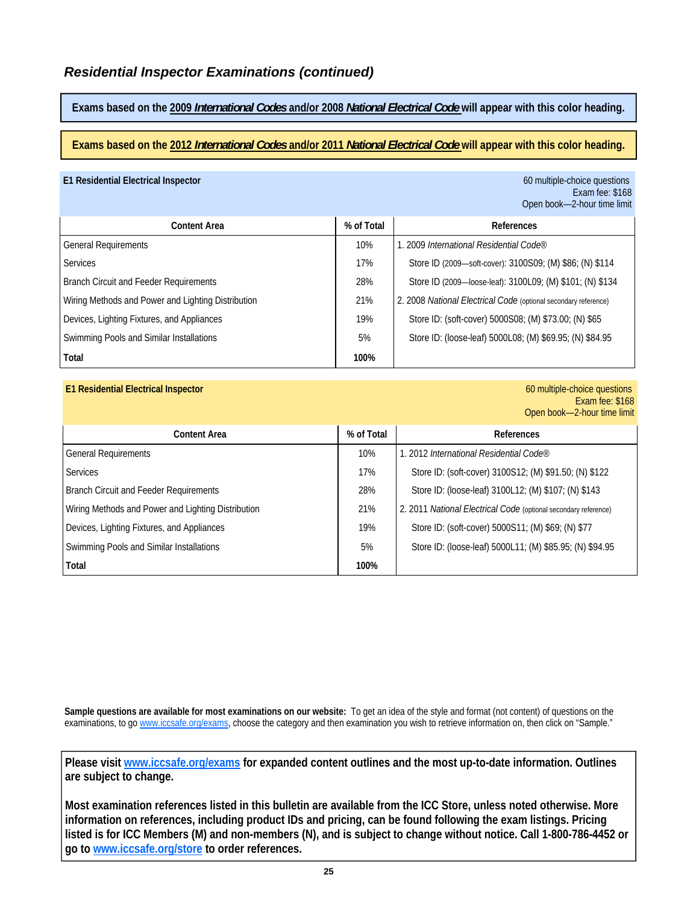## *Residential Inspector Examinations (continued)*

**Exams based on the 2009 *International Codes* and/or 2008 *National Electrical Code* will appear with this color heading.**

**Exams based on the 2012 *International Codes* and/or 2011 *National Electrical Code* will appear with this color heading.**

**E1 Residential Electrical Inspector**

60 multiple-choice questions
Exam fee: $168
Open book—2-hour time limit

| Content Area | % of Total | References |
|---|---|---|
| General Requirements | 10% | 1. 2009 *International Residential Code®* |
| Services | 17% | Store ID (2009—soft-cover): 3100S09; (M) $86; (N) $114 |
| Branch Circuit and Feeder Requirements | 28% | Store ID (2009—loose-leaf): 3100L09; (M) $101; (N) $134 |
| Wiring Methods and Power and Lighting Distribution | 21% | 2. 2008 *National Electrical Code* (optional secondary reference) |
| Devices, Lighting Fixtures, and Appliances | 19% | Store ID: (soft-cover) 5000S08; (M) $73.00; (N) $65 |
| Swimming Pools and Similar Installations | 5% | Store ID: (loose-leaf) 5000L08; (M) $69.95; (N) $84.95 |
| **Total** | **100%** | |

**E1 Residential Electrical Inspector**

60 multiple-choice questions
Exam fee: $168
Open book—2-hour time limit

| Content Area | % of Total | References |
|---|---|---|
| General Requirements | 10% | 1. 2012 *International Residential Code®* |
| Services | 17% | Store ID: (soft-cover) 3100S12; (M) $91.50; (N) $122 |
| Branch Circuit and Feeder Requirements | 28% | Store ID: (loose-leaf) 3100L12; (M) $107; (N) $143 |
| Wiring Methods and Power and Lighting Distribution | 21% | 2. 2011 *National Electrical Code* (optional secondary reference) |
| Devices, Lighting Fixtures, and Appliances | 19% | Store ID: (soft-cover) 5000S11; (M) $69; (N) $77 |
| Swimming Pools and Similar Installations | 5% | Store ID: (loose-leaf) 5000L11; (M) $85.95; (N) $94.95 |
| **Total** | **100%** | |

**Sample questions are available for most examinations on our website:** To get an idea of the style and format (not content) of questions on the examinations, to go www.iccsafe.org/exams, choose the category and then examination you wish to retrieve information on, then click on "Sample."

**Please visit www.iccsafe.org/exams for expanded content outlines and the most up-to-date information. Outlines are subject to change.**

**Most examination references listed in this bulletin are available from the ICC Store, unless noted otherwise. More information on references, including product IDs and pricing, can be found following the exam listings. Pricing listed is for ICC Members (M) and non-members (N), and is subject to change without notice. Call 1-800-786-4452 or go to www.iccsafe.org/store to order references.**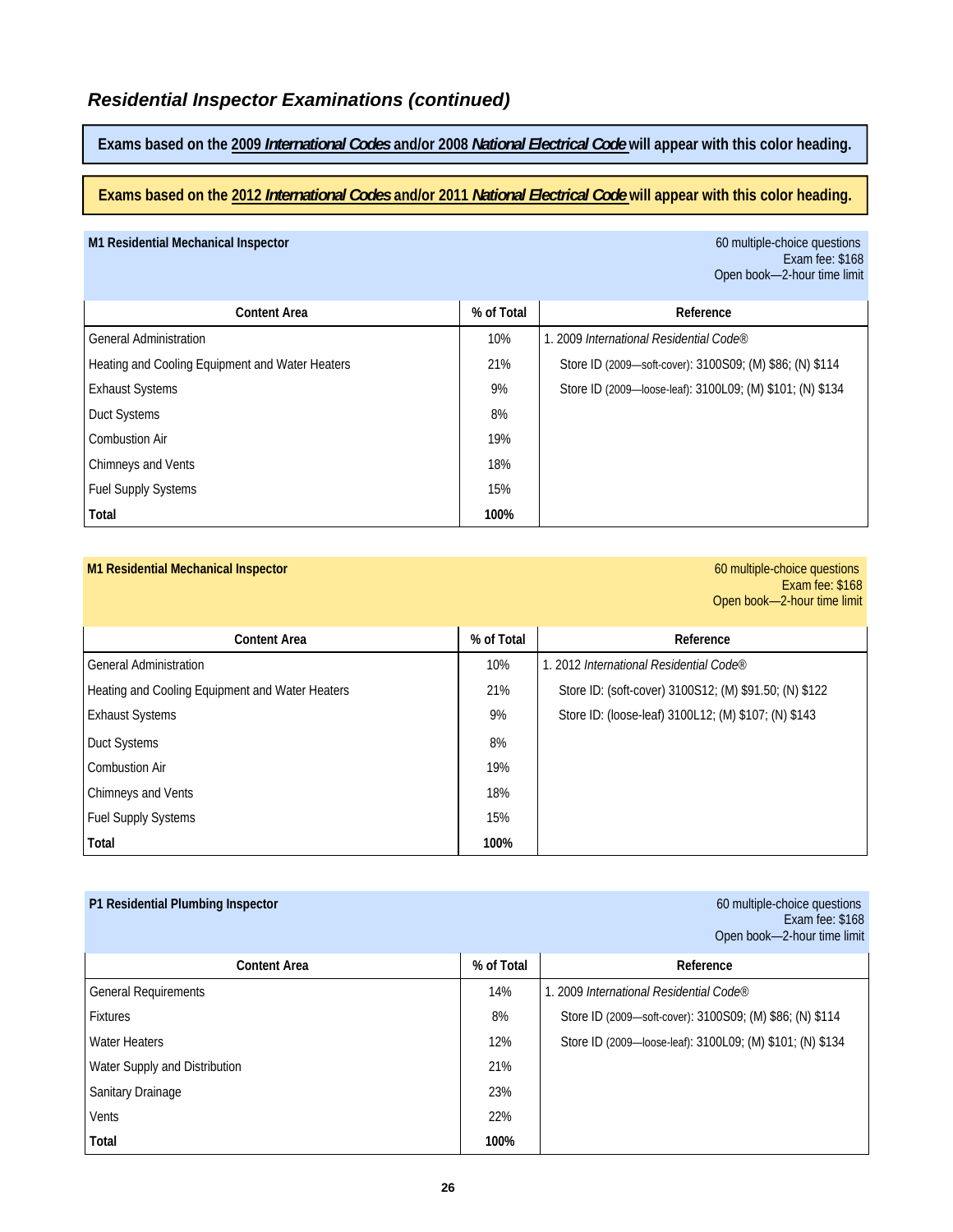## *Residential Inspector Examinations (continued)*

**Exams based on the 2009 *International Codes* and/or 2008 *National Electrical Code* will appear with this color heading.**

**Exams based on the 2012 *International Codes* and/or 2011 *National Electrical Code* will appear with this color heading.**

**M1 Residential Mechanical Inspector**

60 multiple-choice questions
Exam fee: $168
Open book—2-hour time limit

| Content Area | % of Total | Reference |
|---|---|---|
| General Administration | 10% | 1. 2009 *International Residential Code®* |
| Heating and Cooling Equipment and Water Heaters | 21% | Store ID (2009—soft-cover): 3100S09; (M) $86; (N) $114 |
| Exhaust Systems | 9% | Store ID (2009—loose-leaf): 3100L09; (M) $101; (N) $134 |
| Duct Systems | 8% | |
| Combustion Air | 19% | |
| Chimneys and Vents | 18% | |
| Fuel Supply Systems | 15% | |
| **Total** | **100%** | |

**M1 Residential Mechanical Inspector**

60 multiple-choice questions
Exam fee: $168
Open book—2-hour time limit

| Content Area | % of Total | Reference |
|---|---|---|
| General Administration | 10% | 1. 2012 *International Residential Code®* |
| Heating and Cooling Equipment and Water Heaters | 21% | Store ID: (soft-cover) 3100S12; (M) $91.50; (N) $122 |
| Exhaust Systems | 9% | Store ID: (loose-leaf) 3100L12; (M) $107; (N) $143 |
| Duct Systems | 8% | |
| Combustion Air | 19% | |
| Chimneys and Vents | 18% | |
| Fuel Supply Systems | 15% | |
| **Total** | **100%** | |

**P1 Residential Plumbing Inspector**

60 multiple-choice questions
Exam fee: $168
Open book—2-hour time limit

| Content Area | % of Total | Reference |
|---|---|---|
| General Requirements | 14% | 1. 2009 *International Residential Code®* |
| Fixtures | 8% | Store ID (2009—soft-cover): 3100S09; (M) $86; (N) $114 |
| Water Heaters | 12% | Store ID (2009—loose-leaf): 3100L09; (M) $101; (N) $134 |
| Water Supply and Distribution | 21% | |
| Sanitary Drainage | 23% | |
| Vents | 22% | |
| **Total** | **100%** | |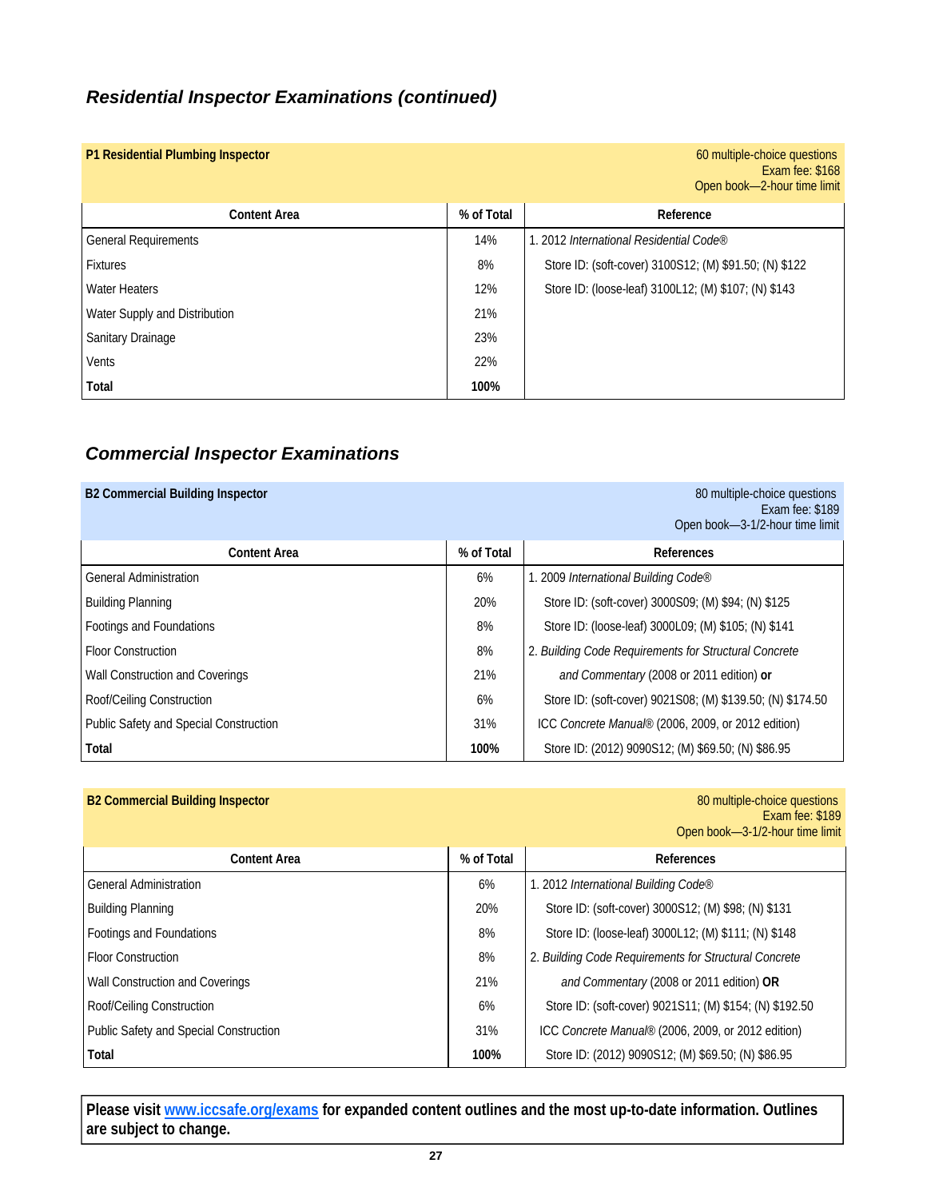## *Residential Inspector Examinations (continued)*

**P1 Residential Plumbing Inspector**

60 multiple-choice questions
Exam fee: $168
Open book—2-hour time limit

| Content Area | % of Total | Reference |
|---|---|---|
| General Requirements | 14% | 1. 2012 *International Residential Code®* |
| Fixtures | 8% | Store ID: (soft-cover) 3100S12; (M) $91.50; (N) $122 |
| Water Heaters | 12% | Store ID: (loose-leaf) 3100L12; (M) $107; (N) $143 |
| Water Supply and Distribution | 21% | |
| Sanitary Drainage | 23% | |
| Vents | 22% | |
| **Total** | **100%** | |

## *Commercial Inspector Examinations*

**B2 Commercial Building Inspector**

80 multiple-choice questions
Exam fee: $189
Open book—3-1/2-hour time limit

| Content Area | % of Total | References |
|---|---|---|
| General Administration | 6% | 1. 2009 *International Building Code®* |
| Building Planning | 20% | Store ID: (soft-cover) 3000S09; (M) $94; (N) $125 |
| Footings and Foundations | 8% | Store ID: (loose-leaf) 3000L09; (M) $105; (N) $141 |
| Floor Construction | 8% | 2. *Building Code Requirements for Structural Concrete* |
| Wall Construction and Coverings | 21% | *and Commentary* (2008 or 2011 edition) **or** |
| Roof/Ceiling Construction | 6% | Store ID: (soft-cover) 9021S08; (M) $139.50; (N) $174.50 |
| Public Safety and Special Construction | 31% | ICC *Concrete Manual®* (2006, 2009, or 2012 edition) |
| **Total** | **100%** | Store ID: (2012) 9090S12; (M) $69.50; (N) $86.95 |

**B2 Commercial Building Inspector**

80 multiple-choice questions
Exam fee: $189
Open book—3-1/2-hour time limit

| Content Area | % of Total | References |
|---|---|---|
| General Administration | 6% | 1. 2012 *International Building Code®* |
| Building Planning | 20% | Store ID: (soft-cover) 3000S12; (M) $98; (N) $131 |
| Footings and Foundations | 8% | Store ID: (loose-leaf) 3000L12; (M) $111; (N) $148 |
| Floor Construction | 8% | 2. *Building Code Requirements for Structural Concrete* |
| Wall Construction and Coverings | 21% | *and Commentary* (2008 or 2011 edition) **OR** |
| Roof/Ceiling Construction | 6% | Store ID: (soft-cover) 9021S11; (M) $154; (N) $192.50 |
| Public Safety and Special Construction | 31% | ICC *Concrete Manual®* (2006, 2009, or 2012 edition) |
| **Total** | **100%** | Store ID: (2012) 9090S12; (M) $69.50; (N) $86.95 |

**Please visit [www.iccsafe.org/exams](http://www.iccsafe.org/exams) for expanded content outlines and the most up-to-date information. Outlines are subject to change.**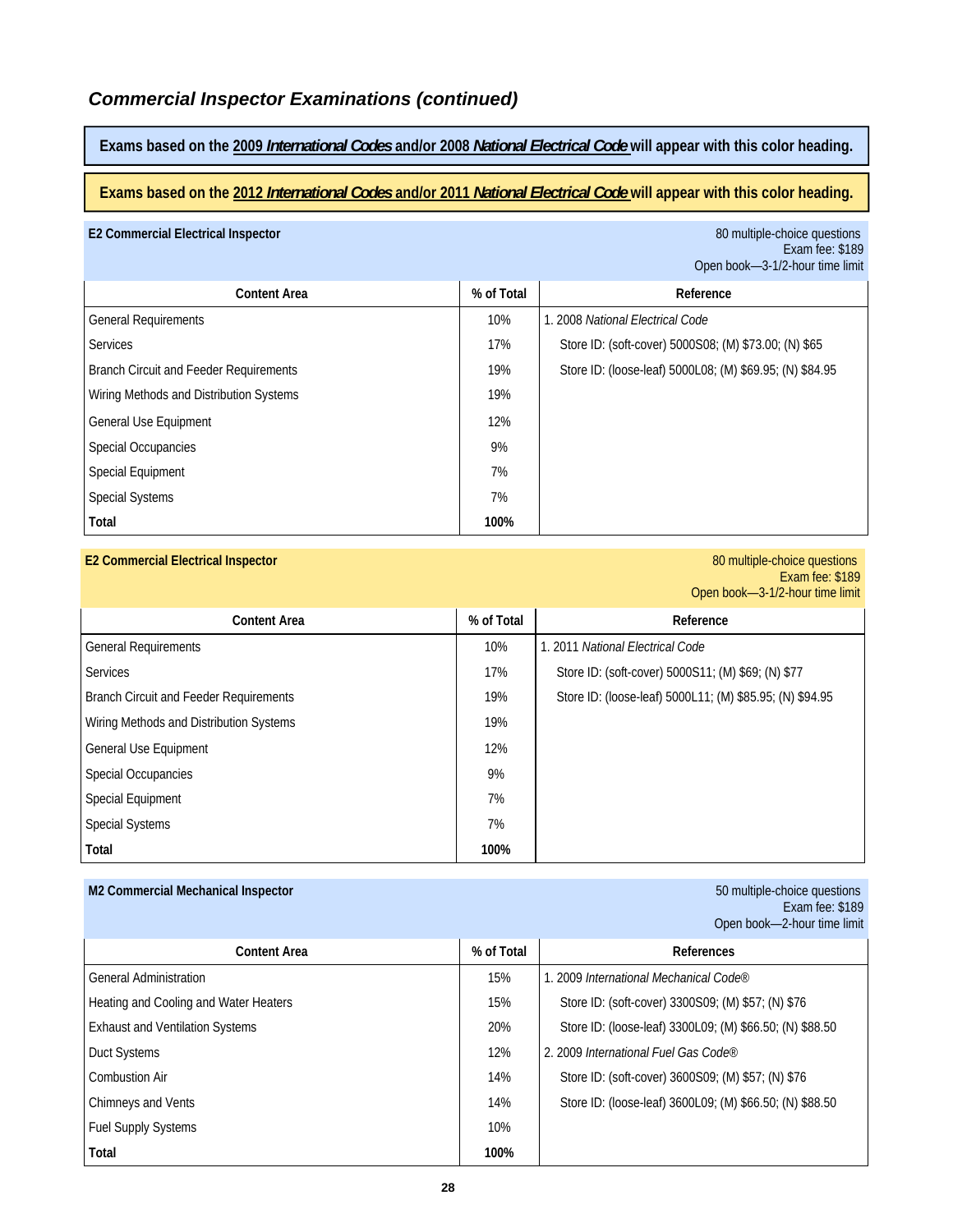## *Commercial Inspector Examinations (continued)*

**Exams based on the 2009 *International Codes* and/or 2008 *National Electrical Code* will appear with this color heading.**

**Exams based on the 2012 *International Codes* and/or 2011 *National Electrical Code* will appear with this color heading.**

**E2 Commercial Electrical Inspector**

80 multiple-choice questions
Exam fee: $189
Open book—3-1/2-hour time limit

| Content Area | % of Total | Reference |
|---|---|---|
| General Requirements | 10% | 1. 2008 *National Electrical Code* |
| Services | 17% | Store ID: (soft-cover) 5000S08; (M) $73.00; (N) $65 |
| Branch Circuit and Feeder Requirements | 19% | Store ID: (loose-leaf) 5000L08; (M) $69.95; (N) $84.95 |
| Wiring Methods and Distribution Systems | 19% | |
| General Use Equipment | 12% | |
| Special Occupancies | 9% | |
| Special Equipment | 7% | |
| Special Systems | 7% | |
| **Total** | **100%** | |

**E2 Commercial Electrical Inspector**

80 multiple-choice questions
Exam fee: $189
Open book—3-1/2-hour time limit

| Content Area | % of Total | Reference |
|---|---|---|
| General Requirements | 10% | 1. 2011 *National Electrical Code* |
| Services | 17% | Store ID: (soft-cover) 5000S11; (M) $69; (N) $77 |
| Branch Circuit and Feeder Requirements | 19% | Store ID: (loose-leaf) 5000L11; (M) $85.95; (N) $94.95 |
| Wiring Methods and Distribution Systems | 19% | |
| General Use Equipment | 12% | |
| Special Occupancies | 9% | |
| Special Equipment | 7% | |
| Special Systems | 7% | |
| **Total** | **100%** | |

**M2 Commercial Mechanical Inspector**

50 multiple-choice questions
Exam fee: $189
Open book—2-hour time limit

| Content Area | % of Total | References |
|---|---|---|
| General Administration | 15% | 1. 2009 *International Mechanical Code®* |
| Heating and Cooling and Water Heaters | 15% | Store ID: (soft-cover) 3300S09; (M) $57; (N) $76 |
| Exhaust and Ventilation Systems | 20% | Store ID: (loose-leaf) 3300L09; (M) $66.50; (N) $88.50 |
| Duct Systems | 12% | 2. 2009 *International Fuel Gas Code®* |
| Combustion Air | 14% | Store ID: (soft-cover) 3600S09; (M) $57; (N) $76 |
| Chimneys and Vents | 14% | Store ID: (loose-leaf) 3600L09; (M) $66.50; (N) $88.50 |
| Fuel Supply Systems | 10% | |
| **Total** | **100%** | |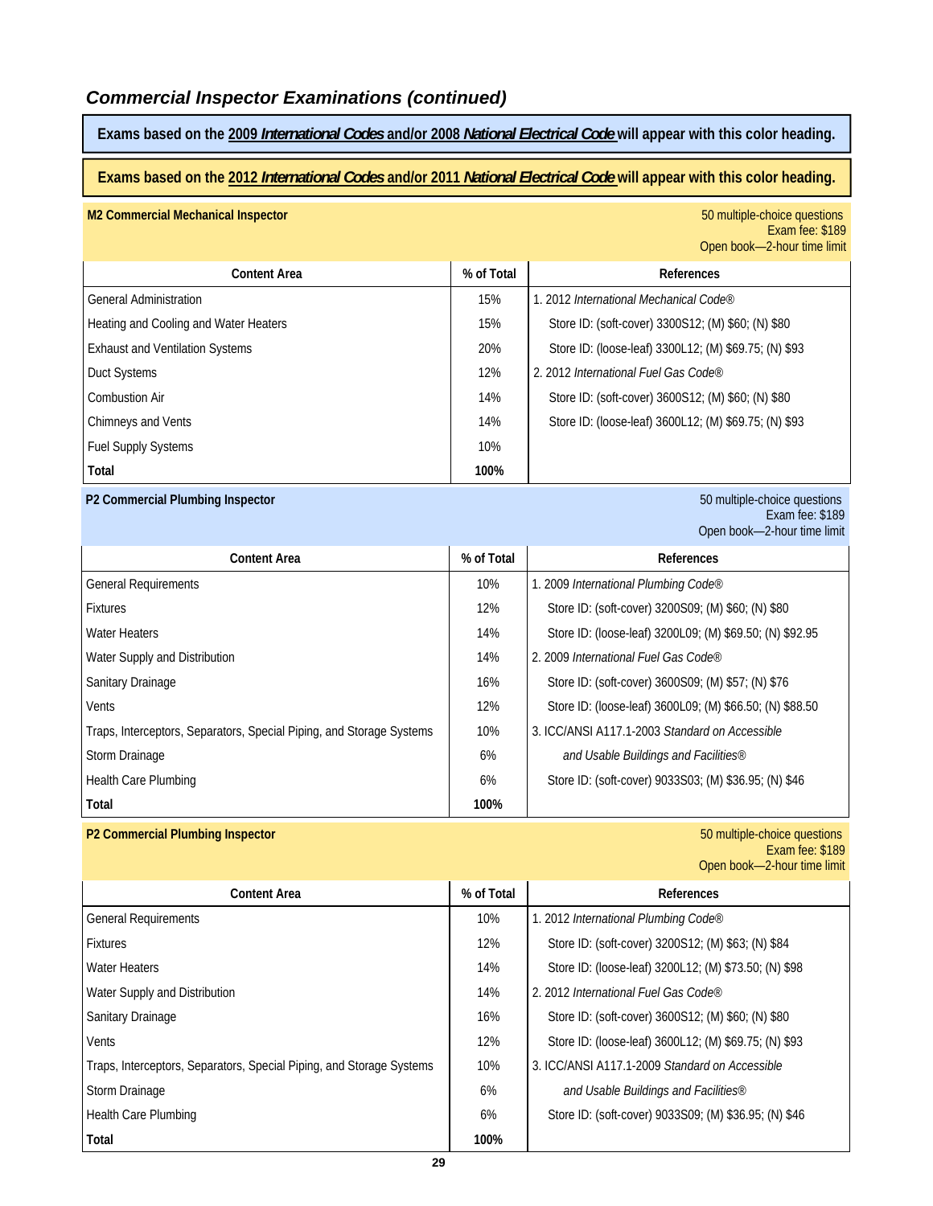## *Commercial Inspector Examinations (continued)*

**Exams based on the 2009 *International Codes* and/or 2008 *National Electrical Code* will appear with this color heading.**

**Exams based on the 2012 *International Codes* and/or 2011 *National Electrical Code* will appear with this color heading.**

**M2 Commercial Mechanical Inspector**

50 multiple-choice questions
Exam fee: $189
Open book—2-hour time limit

| Content Area | % of Total | References |
|---|---|---|
| General Administration | 15% | 1. 2012 *International Mechanical Code®* |
| Heating and Cooling and Water Heaters | 15% | Store ID: (soft-cover) 3300S12; (M) $60; (N) $80 |
| Exhaust and Ventilation Systems | 20% | Store ID: (loose-leaf) 3300L12; (M) $69.75; (N) $93 |
| Duct Systems | 12% | 2. 2012 *International Fuel Gas Code®* |
| Combustion Air | 14% | Store ID: (soft-cover) 3600S12; (M) $60; (N) $80 |
| Chimneys and Vents | 14% | Store ID: (loose-leaf) 3600L12; (M) $69.75; (N) $93 |
| Fuel Supply Systems | 10% | |
| **Total** | **100%** | |

**P2 Commercial Plumbing Inspector**

50 multiple-choice questions
Exam fee: $189
Open book—2-hour time limit

| Content Area | % of Total | References |
|---|---|---|
| General Requirements | 10% | 1. 2009 *International Plumbing Code®* |
| Fixtures | 12% | Store ID: (soft-cover) 3200S09; (M) $60; (N) $80 |
| Water Heaters | 14% | Store ID: (loose-leaf) 3200L09; (M) $69.50; (N) $92.95 |
| Water Supply and Distribution | 14% | 2. 2009 *International Fuel Gas Code®* |
| Sanitary Drainage | 16% | Store ID: (soft-cover) 3600S09; (M) $57; (N) $76 |
| Vents | 12% | Store ID: (loose-leaf) 3600L09; (M) $66.50; (N) $88.50 |
| Traps, Interceptors, Separators, Special Piping, and Storage Systems | 10% | 3. ICC/ANSI A117.1-2003 *Standard on Accessible* |
| Storm Drainage | 6% | *and Usable Buildings and Facilities®* |
| Health Care Plumbing | 6% | Store ID: (soft-cover) 9033S03; (M) $36.95; (N) $46 |
| **Total** | **100%** | |

**P2 Commercial Plumbing Inspector**

50 multiple-choice questions
Exam fee: $189
Open book—2-hour time limit

| Content Area | % of Total | References |
|---|---|---|
| General Requirements | 10% | 1. 2012 *International Plumbing Code®* |
| Fixtures | 12% | Store ID: (soft-cover) 3200S12; (M) $63; (N) $84 |
| Water Heaters | 14% | Store ID: (loose-leaf) 3200L12; (M) $73.50; (N) $98 |
| Water Supply and Distribution | 14% | 2. 2012 *International Fuel Gas Code®* |
| Sanitary Drainage | 16% | Store ID: (soft-cover) 3600S12; (M) $60; (N) $80 |
| Vents | 12% | Store ID: (loose-leaf) 3600L12; (M) $69.75; (N) $93 |
| Traps, Interceptors, Separators, Special Piping, and Storage Systems | 10% | 3. ICC/ANSI A117.1-2009 *Standard on Accessible* |
| Storm Drainage | 6% | *and Usable Buildings and Facilities®* |
| Health Care Plumbing | 6% | Store ID: (soft-cover) 9033S09; (M) $36.95; (N) $46 |
| **Total** | **100%** | |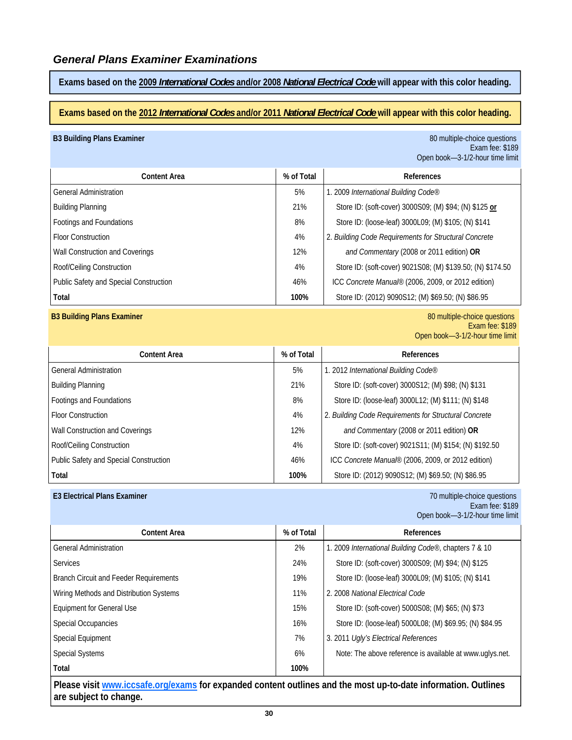## *General Plans Examiner Examinations*

**Exams based on the 2009 *International Codes* and/or 2008 *National Electrical Code* will appear with this color heading.**

**Exams based on the 2012 *International Codes* and/or 2011 *National Electrical Code* will appear with this color heading.**

### B3 Building Plans Examiner

80 multiple-choice questions
Exam fee: $189
Open book—3-1/2-hour time limit

| Content Area | % of Total | References |
|---|---|---|
| General Administration | 5% | 1. 2009 *International Building Code®* |
| Building Planning | 21% | Store ID: (soft-cover) 3000S09; (M) $94; (N) $125 **or** |
| Footings and Foundations | 8% | Store ID: (loose-leaf) 3000L09; (M) $105; (N) $141 |
| Floor Construction | 4% | 2. *Building Code Requirements for Structural Concrete* |
| Wall Construction and Coverings | 12% | *and Commentary* (2008 or 2011 edition) **OR** |
| Roof/Ceiling Construction | 4% | Store ID: (soft-cover) 9021S08; (M) $139.50; (N) $174.50 |
| Public Safety and Special Construction | 46% | ICC *Concrete Manual®* (2006, 2009, or 2012 edition) |
| **Total** | **100%** | Store ID: (2012) 9090S12; (M) $69.50; (N) $86.95 |

### B3 Building Plans Examiner

80 multiple-choice questions
Exam fee: $189
Open book—3-1/2-hour time limit

| Content Area | % of Total | References |
|---|---|---|
| General Administration | 5% | 1. 2012 *International Building Code®* |
| Building Planning | 21% | Store ID: (soft-cover) 3000S12; (M) $98; (N) $131 |
| Footings and Foundations | 8% | Store ID: (loose-leaf) 3000L12; (M) $111; (N) $148 |
| Floor Construction | 4% | 2. *Building Code Requirements for Structural Concrete* |
| Wall Construction and Coverings | 12% | *and Commentary* (2008 or 2011 edition) **OR** |
| Roof/Ceiling Construction | 4% | Store ID: (soft-cover) 9021S11; (M) $154; (N) $192.50 |
| Public Safety and Special Construction | 46% | ICC *Concrete Manual®* (2006, 2009, or 2012 edition) |
| **Total** | **100%** | Store ID: (2012) 9090S12; (M) $69.50; (N) $86.95 |

### E3 Electrical Plans Examiner

70 multiple-choice questions
Exam fee: $189
Open book—3-1/2-hour time limit

| Content Area | % of Total | References |
|---|---|---|
| General Administration | 2% | 1. 2009 *International Building Code®*, chapters 7 & 10 |
| Services | 24% | Store ID: (soft-cover) 3000S09; (M) $94; (N) $125 |
| Branch Circuit and Feeder Requirements | 19% | Store ID: (loose-leaf) 3000L09; (M) $105; (N) $141 |
| Wiring Methods and Distribution Systems | 11% | 2. 2008 *National Electrical Code* |
| Equipment for General Use | 15% | Store ID: (soft-cover) 5000S08; (M) $65; (N) $73 |
| Special Occupancies | 16% | Store ID: (loose-leaf) 5000L08; (M) $69.95; (N) $84.95 |
| Special Equipment | 7% | 3. 2011 *Ugly's Electrical References* |
| Special Systems | 6% | Note: The above reference is available at www.uglys.net. |
| **Total** | **100%** | |

**Please visit www.iccsafe.org/exams for expanded content outlines and the most up-to-date information. Outlines are subject to change.**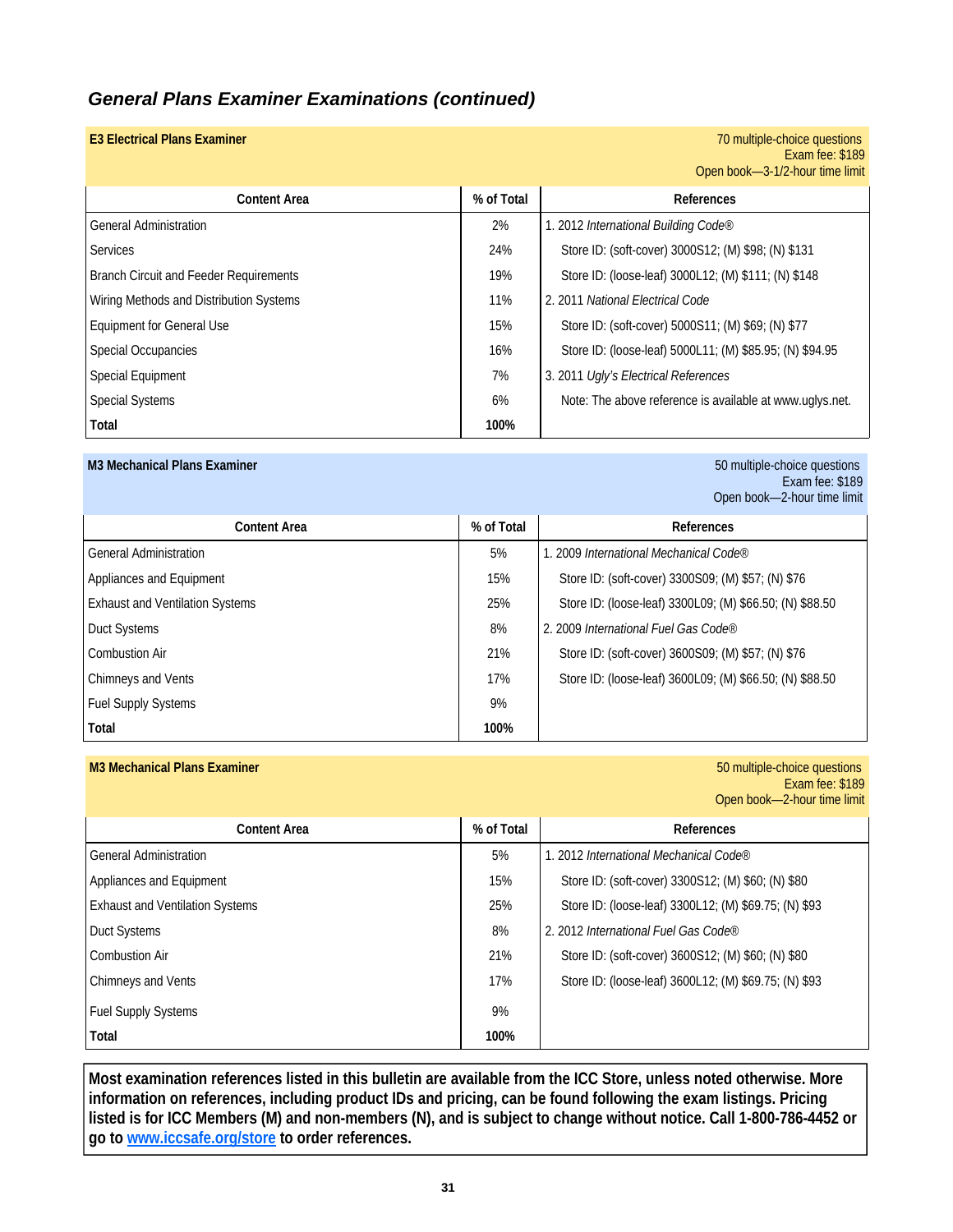## *General Plans Examiner Examinations (continued)*

**E3 Electrical Plans Examiner**

70 multiple-choice questions
Exam fee: $189
Open book—3-1/2-hour time limit

| Content Area | % of Total | References |
|---|---|---|
| General Administration | 2% | 1. 2012 *International Building Code®* |
| Services | 24% | Store ID: (soft-cover) 3000S12; (M) $98; (N) $131 |
| Branch Circuit and Feeder Requirements | 19% | Store ID: (loose-leaf) 3000L12; (M) $111; (N) $148 |
| Wiring Methods and Distribution Systems | 11% | 2. 2011 *National Electrical Code* |
| Equipment for General Use | 15% | Store ID: (soft-cover) 5000S11; (M) $69; (N) $77 |
| Special Occupancies | 16% | Store ID: (loose-leaf) 5000L11; (M) $85.95; (N) $94.95 |
| Special Equipment | 7% | 3. 2011 *Ugly's Electrical References* |
| Special Systems | 6% | Note: The above reference is available at www.uglys.net. |
| **Total** | **100%** | |

**M3 Mechanical Plans Examiner**

50 multiple-choice questions
Exam fee: $189
Open book—2-hour time limit

| Content Area | % of Total | References |
|---|---|---|
| General Administration | 5% | 1. 2009 *International Mechanical Code®* |
| Appliances and Equipment | 15% | Store ID: (soft-cover) 3300S09; (M) $57; (N) $76 |
| Exhaust and Ventilation Systems | 25% | Store ID: (loose-leaf) 3300L09; (M) $66.50; (N) $88.50 |
| Duct Systems | 8% | 2. 2009 *International Fuel Gas Code®* |
| Combustion Air | 21% | Store ID: (soft-cover) 3600S09; (M) $57; (N) $76 |
| Chimneys and Vents | 17% | Store ID: (loose-leaf) 3600L09; (M) $66.50; (N) $88.50 |
| Fuel Supply Systems | 9% | |
| **Total** | **100%** | |

**M3 Mechanical Plans Examiner**

50 multiple-choice questions
Exam fee: $189
Open book—2-hour time limit

| Content Area | % of Total | References |
|---|---|---|
| General Administration | 5% | 1. 2012 *International Mechanical Code®* |
| Appliances and Equipment | 15% | Store ID: (soft-cover) 3300S12; (M) $60; (N) $80 |
| Exhaust and Ventilation Systems | 25% | Store ID: (loose-leaf) 3300L12; (M) $69.75; (N) $93 |
| Duct Systems | 8% | 2. 2012 *International Fuel Gas Code®* |
| Combustion Air | 21% | Store ID: (soft-cover) 3600S12; (M) $60; (N) $80 |
| Chimneys and Vents | 17% | Store ID: (loose-leaf) 3600L12; (M) $69.75; (N) $93 |
| Fuel Supply Systems | 9% | |
| **Total** | **100%** | |

**Most examination references listed in this bulletin are available from the ICC Store, unless noted otherwise. More information on references, including product IDs and pricing, can be found following the exam listings. Pricing listed is for ICC Members (M) and non-members (N), and is subject to change without notice. Call 1-800-786-4452 or go to [www.iccsafe.org/store](www.iccsafe.org/store) to order references.**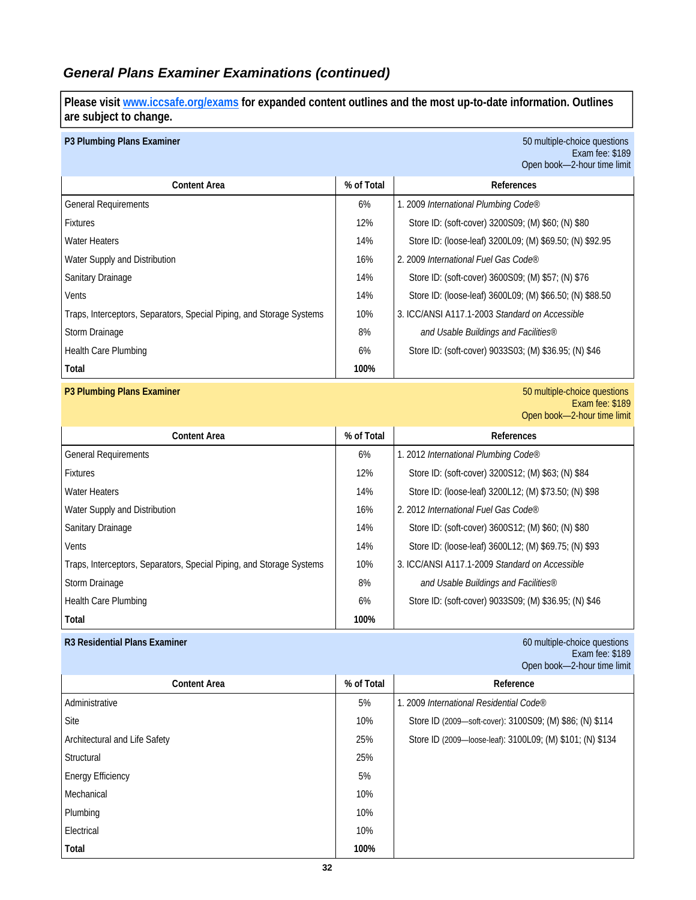## General Plans Examiner Examinations (continued)

**Please visit [www.iccsafe.org/exams](http://www.iccsafe.org/exams) for expanded content outlines and the most up-to-date information. Outlines are subject to change.**

**P3 Plumbing Plans Examiner**

50 multiple-choice questions
Exam fee: $189
Open book—2-hour time limit

| Content Area | % of Total | References |
|---|---|---|
| General Requirements | 6% | 1. 2009 *International Plumbing Code®* |
| Fixtures | 12% | Store ID: (soft-cover) 3200S09; (M) $60; (N) $80 |
| Water Heaters | 14% | Store ID: (loose-leaf) 3200L09; (M) $69.50; (N) $92.95 |
| Water Supply and Distribution | 16% | 2. 2009 *International Fuel Gas Code®* |
| Sanitary Drainage | 14% | Store ID: (soft-cover) 3600S09; (M) $57; (N) $76 |
| Vents | 14% | Store ID: (loose-leaf) 3600L09; (M) $66.50; (N) $88.50 |
| Traps, Interceptors, Separators, Special Piping, and Storage Systems | 10% | 3. ICC/ANSI A117.1-2003 *Standard on Accessible* |
| Storm Drainage | 8% | *and Usable Buildings and Facilities®* |
| Health Care Plumbing | 6% | Store ID: (soft-cover) 9033S03; (M) $36.95; (N) $46 |
| **Total** | **100%** | |

**P3 Plumbing Plans Examiner**

50 multiple-choice questions
Exam fee: $189
Open book—2-hour time limit

| Content Area | % of Total | References |
|---|---|---|
| General Requirements | 6% | 1. 2012 *International Plumbing Code®* |
| Fixtures | 12% | Store ID: (soft-cover) 3200S12; (M) $63; (N) $84 |
| Water Heaters | 14% | Store ID: (loose-leaf) 3200L12; (M) $73.50; (N) $98 |
| Water Supply and Distribution | 16% | 2. 2012 *International Fuel Gas Code®* |
| Sanitary Drainage | 14% | Store ID: (soft-cover) 3600S12; (M) $60; (N) $80 |
| Vents | 14% | Store ID: (loose-leaf) 3600L12; (M) $69.75; (N) $93 |
| Traps, Interceptors, Separators, Special Piping, and Storage Systems | 10% | 3. ICC/ANSI A117.1-2009 *Standard on Accessible* |
| Storm Drainage | 8% | *and Usable Buildings and Facilities®* |
| Health Care Plumbing | 6% | Store ID: (soft-cover) 9033S09; (M) $36.95; (N) $46 |
| **Total** | **100%** | |

**R3 Residential Plans Examiner**

60 multiple-choice questions
Exam fee: $189
Open book—2-hour time limit

| Content Area | % of Total | Reference |
|---|---|---|
| Administrative | 5% | 1. 2009 *International Residential Code®* |
| Site | 10% | Store ID (2009—soft-cover): 3100S09; (M) $86; (N) $114 |
| Architectural and Life Safety | 25% | Store ID (2009—loose-leaf): 3100L09; (M) $101; (N) $134 |
| Structural | 25% | |
| Energy Efficiency | 5% | |
| Mechanical | 10% | |
| Plumbing | 10% | |
| Electrical | 10% | |
| **Total** | **100%** | |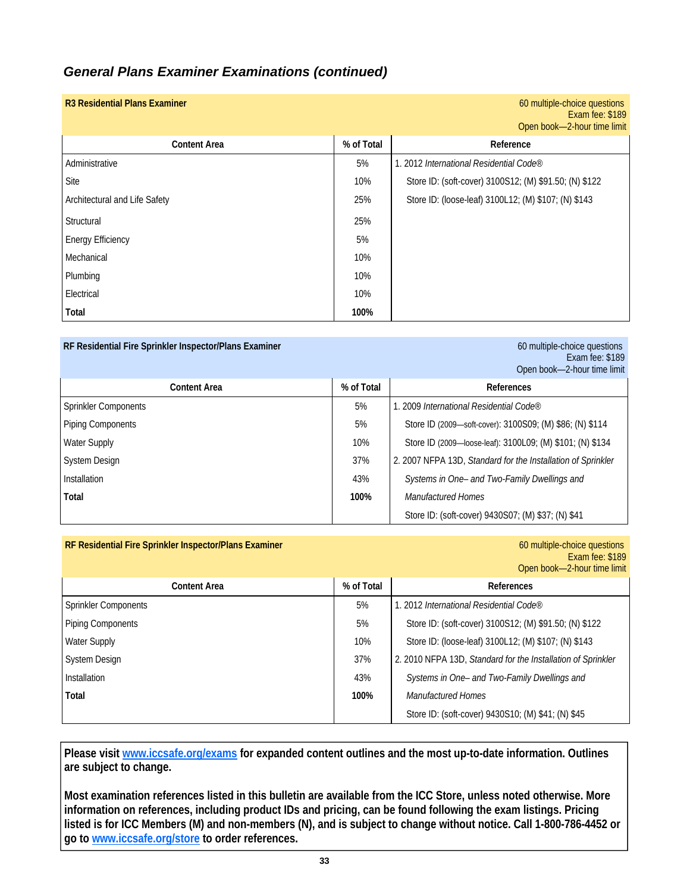## *General Plans Examiner Examinations (continued)*

**R3 Residential Plans Examiner**

60 multiple-choice questions
Exam fee: $189
Open book—2-hour time limit

| Content Area | % of Total | Reference |
|---|---|---|
| Administrative | 5% | 1. 2012 *International Residential Code®* |
| Site | 10% | Store ID: (soft-cover) 3100S12; (M) $91.50; (N) $122 |
| Architectural and Life Safety | 25% | Store ID: (loose-leaf) 3100L12; (M) $107; (N) $143 |
| Structural | 25% | |
| Energy Efficiency | 5% | |
| Mechanical | 10% | |
| Plumbing | 10% | |
| Electrical | 10% | |
| **Total** | **100%** | |

**RF Residential Fire Sprinkler Inspector/Plans Examiner**

60 multiple-choice questions
Exam fee: $189
Open book—2-hour time limit

| Content Area | % of Total | References |
|---|---|---|
| Sprinkler Components | 5% | 1. 2009 *International Residential Code®* |
| Piping Components | 5% | Store ID (2009—soft-cover): 3100S09; (M) $86; (N) $114 |
| Water Supply | 10% | Store ID (2009—loose-leaf): 3100L09; (M) $101; (N) $134 |
| System Design | 37% | 2. 2007 NFPA 13D, *Standard for the Installation of Sprinkler* |
| Installation | 43% | *Systems in One– and Two-Family Dwellings and* |
| **Total** | **100%** | *Manufactured Homes* |
| | | Store ID: (soft-cover) 9430S07; (M) $37; (N) $41 |

**RF Residential Fire Sprinkler Inspector/Plans Examiner**

60 multiple-choice questions
Exam fee: $189
Open book—2-hour time limit

| Content Area | % of Total | References |
|---|---|---|
| Sprinkler Components | 5% | 1. 2012 *International Residential Code®* |
| Piping Components | 5% | Store ID: (soft-cover) 3100S12; (M) $91.50; (N) $122 |
| Water Supply | 10% | Store ID: (loose-leaf) 3100L12; (M) $107; (N) $143 |
| System Design | 37% | 2. 2010 NFPA 13D, *Standard for the Installation of Sprinkler* |
| Installation | 43% | *Systems in One– and Two-Family Dwellings and* |
| **Total** | **100%** | *Manufactured Homes* |
| | | Store ID: (soft-cover) 9430S10; (M) $41; (N) $45 |

**Please visit [www.iccsafe.org/exams](http://www.iccsafe.org/exams) for expanded content outlines and the most up-to-date information. Outlines are subject to change.**

**Most examination references listed in this bulletin are available from the ICC Store, unless noted otherwise. More information on references, including product IDs and pricing, can be found following the exam listings. Pricing listed is for ICC Members (M) and non-members (N), and is subject to change without notice. Call 1-800-786-4452 or go to [www.iccsafe.org/store](http://www.iccsafe.org/store) to order references.**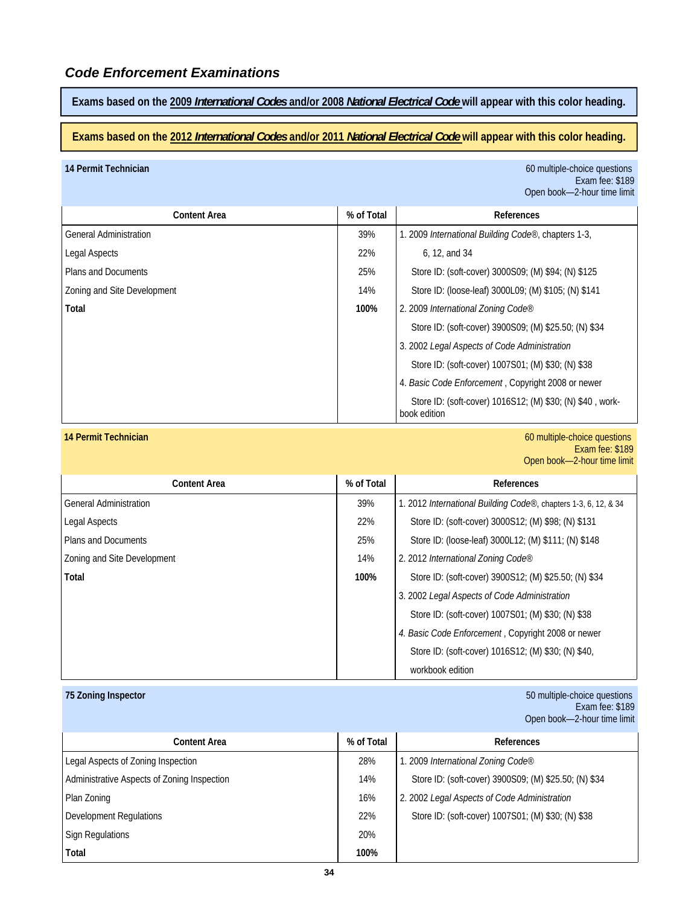## *Code Enforcement Examinations*

**Exams based on the 2009 *International Codes* and/or 2008 *National Electrical Code* will appear with this color heading.**

**Exams based on the 2012 *International Codes* and/or 2011 *National Electrical Code* will appear with this color heading.**

**14 Permit Technician**

60 multiple-choice questions
Exam fee: $189
Open book—2-hour time limit

| Content Area | % of Total | References |
|---|---|---|
| General Administration | 39% | 1. 2009 *International Building Code®*, chapters 1-3, 6, 12, and 34 |
| Legal Aspects | 22% | Store ID: (soft-cover) 3000S09; (M) $94; (N) $125 |
| Plans and Documents | 25% | Store ID: (loose-leaf) 3000L09; (M) $105; (N) $141 |
| Zoning and Site Development | 14% | 2. 2009 *International Zoning Code®* |
| **Total** | **100%** | Store ID: (soft-cover) 3900S09; (M) $25.50; (N) $34 |
| | | 3. 2002 *Legal Aspects of Code Administration* |
| | | Store ID: (soft-cover) 1007S01; (M) $30; (N) $38 |
| | | 4. *Basic Code Enforcement* , Copyright 2008 or newer |
| | | Store ID: (soft-cover) 1016S12; (M) $30; (N) $40 , work-book edition |

**14 Permit Technician**

60 multiple-choice questions
Exam fee: $189
Open book—2-hour time limit

| Content Area | % of Total | References |
|---|---|---|
| General Administration | 39% | 1. 2012 *International Building Code®*, chapters 1-3, 6, 12, & 34 |
| Legal Aspects | 22% | Store ID: (soft-cover) 3000S12; (M) $98; (N) $131 |
| Plans and Documents | 25% | Store ID: (loose-leaf) 3000L12; (M) $111; (N) $148 |
| Zoning and Site Development | 14% | 2. 2012 *International Zoning Code®* |
| **Total** | **100%** | Store ID: (soft-cover) 3900S12; (M) $25.50; (N) $34 |
| | | 3. 2002 *Legal Aspects of Code Administration* |
| | | Store ID: (soft-cover) 1007S01; (M) $30; (N) $38 |
| | | *4. Basic Code Enforcement* , Copyright 2008 or newer |
| | | Store ID: (soft-cover) 1016S12; (M) $30; (N) $40, workbook edition |

**75 Zoning Inspector**

50 multiple-choice questions
Exam fee: $189
Open book—2-hour time limit

| Content Area | % of Total | References |
|---|---|---|
| Legal Aspects of Zoning Inspection | 28% | 1. 2009 *International Zoning Code®* |
| Administrative Aspects of Zoning Inspection | 14% | Store ID: (soft-cover) 3900S09; (M) $25.50; (N) $34 |
| Plan Zoning | 16% | 2. 2002 *Legal Aspects of Code Administration* |
| Development Regulations | 22% | Store ID: (soft-cover) 1007S01; (M) $30; (N) $38 |
| Sign Regulations | 20% | |
| **Total** | **100%** | |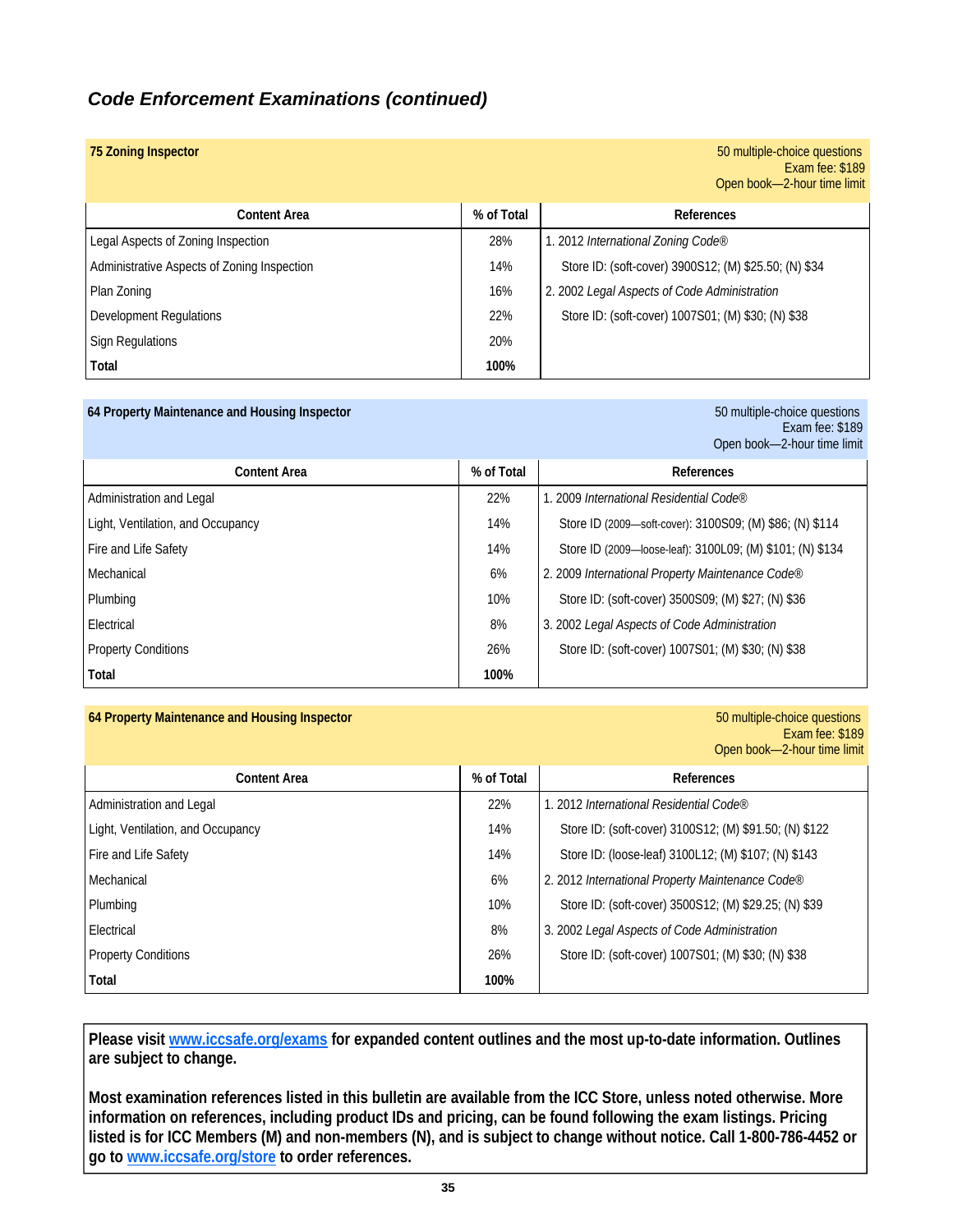## *Code Enforcement Examinations (continued)*

**75 Zoning Inspector**

50 multiple-choice questions
Exam fee: $189
Open book—2-hour time limit

| Content Area | % of Total | References |
|---|---|---|
| Legal Aspects of Zoning Inspection | 28% | 1. 2012 *International Zoning Code®* |
| Administrative Aspects of Zoning Inspection | 14% | Store ID: (soft-cover) 3900S12; (M) $25.50; (N) $34 |
| Plan Zoning | 16% | 2. 2002 *Legal Aspects of Code Administration* |
| Development Regulations | 22% | Store ID: (soft-cover) 1007S01; (M) $30; (N) $38 |
| Sign Regulations | 20% | |
| **Total** | **100%** | |

**64 Property Maintenance and Housing Inspector**

50 multiple-choice questions
Exam fee: $189
Open book—2-hour time limit

| Content Area | % of Total | References |
|---|---|---|
| Administration and Legal | 22% | 1. 2009 *International Residential Code®* |
| Light, Ventilation, and Occupancy | 14% | Store ID (2009—soft-cover): 3100S09; (M) $86; (N) $114 |
| Fire and Life Safety | 14% | Store ID (2009—loose-leaf): 3100L09; (M) $101; (N) $134 |
| Mechanical | 6% | 2. 2009 *International Property Maintenance Code®* |
| Plumbing | 10% | Store ID: (soft-cover) 3500S09; (M) $27; (N) $36 |
| Electrical | 8% | 3. 2002 *Legal Aspects of Code Administration* |
| Property Conditions | 26% | Store ID: (soft-cover) 1007S01; (M) $30; (N) $38 |
| **Total** | **100%** | |

**64 Property Maintenance and Housing Inspector**

50 multiple-choice questions
Exam fee: $189
Open book—2-hour time limit

| Content Area | % of Total | References |
|---|---|---|
| Administration and Legal | 22% | 1. 2012 *International Residential Code®* |
| Light, Ventilation, and Occupancy | 14% | Store ID: (soft-cover) 3100S12; (M) $91.50; (N) $122 |
| Fire and Life Safety | 14% | Store ID: (loose-leaf) 3100L12; (M) $107; (N) $143 |
| Mechanical | 6% | 2. 2012 *International Property Maintenance Code®* |
| Plumbing | 10% | Store ID: (soft-cover) 3500S12; (M) $29.25; (N) $39 |
| Electrical | 8% | 3. 2002 *Legal Aspects of Code Administration* |
| Property Conditions | 26% | Store ID: (soft-cover) 1007S01; (M) $30; (N) $38 |
| **Total** | **100%** | |

**Please visit www.iccsafe.org/exams for expanded content outlines and the most up-to-date information. Outlines are subject to change.**

**Most examination references listed in this bulletin are available from the ICC Store, unless noted otherwise. More information on references, including product IDs and pricing, can be found following the exam listings. Pricing listed is for ICC Members (M) and non-members (N), and is subject to change without notice. Call 1-800-786-4452 or go to www.iccsafe.org/store to order references.**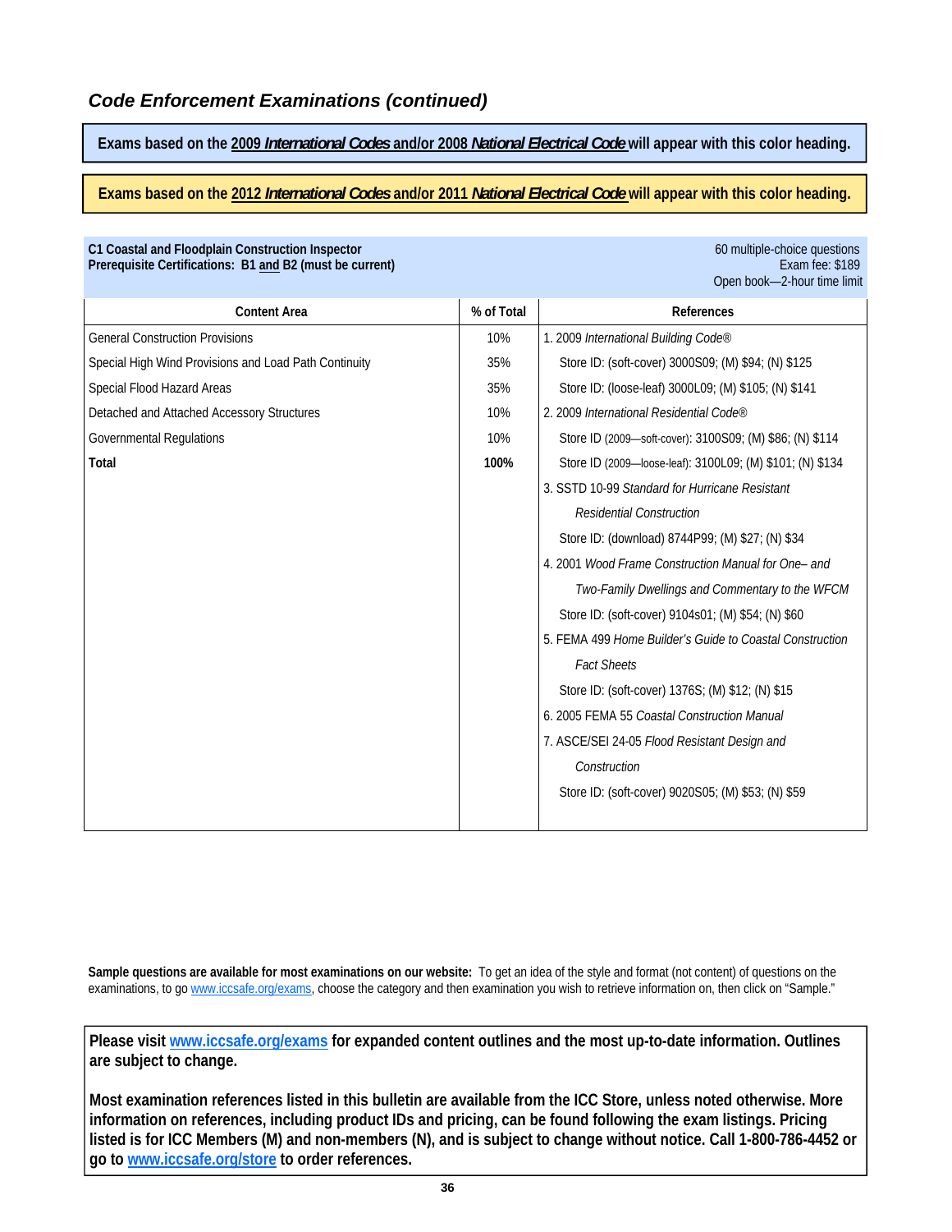## *Code Enforcement Examinations (continued)*

**Exams based on the 2009 *International Codes* and/or 2008 *National Electrical Code* will appear with this color heading.**

**Exams based on the 2012 *International Codes* and/or 2011 *National Electrical Code* will appear with this color heading.**

**C1 Coastal and Floodplain Construction Inspector**
**Prerequisite Certifications: B1 and B2 (must be current)**

60 multiple-choice questions
Exam fee: $189
Open book—2-hour time limit

| Content Area | % of Total | References |
|---|---|---|
| General Construction Provisions | 10% | 1. 2009 *International Building Code®* Store ID: (soft-cover) 3000S09; (M) $94; (N) $125 Store ID: (loose-leaf) 3000L09; (M) $105; (N) $141 |
| Special High Wind Provisions and Load Path Continuity | 35% | 2. 2009 *International Residential Code®* Store ID (2009—soft-cover): 3100S09; (M) $86; (N) $114 Store ID (2009—loose-leaf): 3100L09; (M) $101; (N) $134 |
| Special Flood Hazard Areas | 35% | 3. SSTD 10-99 *Standard for Hurricane Resistant Residential Construction* Store ID: (download) 8744P99; (M) $27; (N) $34 |
| Detached and Attached Accessory Structures | 10% | 4. 2001 *Wood Frame Construction Manual for One– and Two-Family Dwellings and Commentary to the WFCM* Store ID: (soft-cover) 9104s01; (M) $54; (N) $60 |
| Governmental Regulations | 10% | 5. FEMA 499 *Home Builder's Guide to Coastal Construction Fact Sheets* Store ID: (soft-cover) 1376S; (M) $12; (N) $15 |
| **Total** | **100%** | 6. 2005 FEMA 55 *Coastal Construction Manual* |
| | | 7. ASCE/SEI 24-05 *Flood Resistant Design and Construction* Store ID: (soft-cover) 9020S05; (M) $53; (N) $59 |

**Sample questions are available for most examinations on our website:** To get an idea of the style and format (not content) of questions on the examinations, to go www.iccsafe.org/exams, choose the category and then examination you wish to retrieve information on, then click on "Sample."

**Please visit www.iccsafe.org/exams for expanded content outlines and the most up-to-date information. Outlines are subject to change.**

**Most examination references listed in this bulletin are available from the ICC Store, unless noted otherwise. More information on references, including product IDs and pricing, can be found following the exam listings. Pricing listed is for ICC Members (M) and non-members (N), and is subject to change without notice. Call 1-800-786-4452 or go to www.iccsafe.org/store to order references.**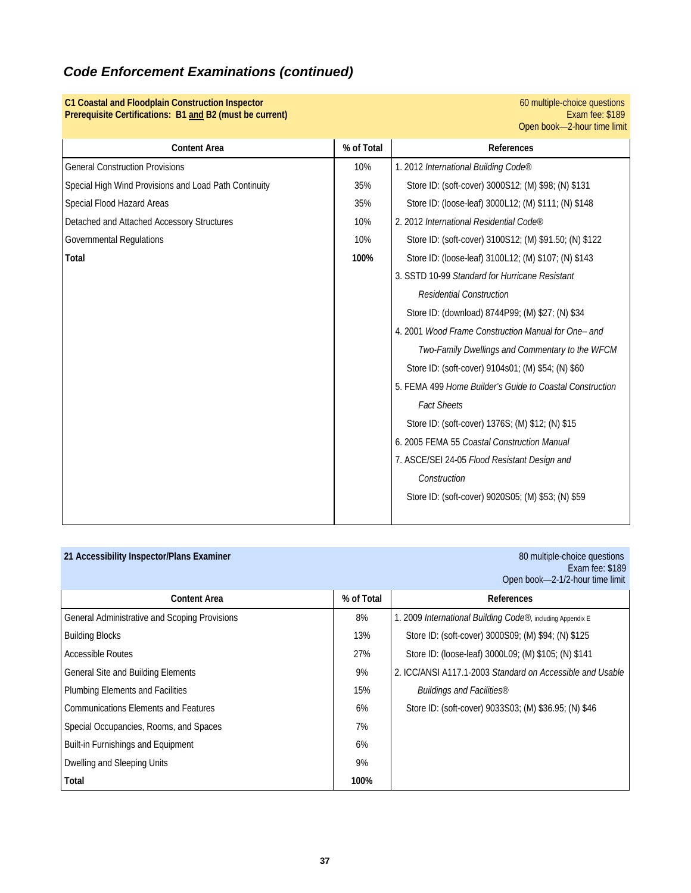## *Code Enforcement Examinations (continued)*

**C1 Coastal and Floodplain Construction Inspector**
**Prerequisite Certifications: B1 and B2 (must be current)**

60 multiple-choice questions
Exam fee: $189
Open book—2-hour time limit

| Content Area | % of Total | References |
|---|---|---|
| General Construction Provisions | 10% | 1. 2012 *International Building Code®* |
| Special High Wind Provisions and Load Path Continuity | 35% | Store ID: (soft-cover) 3000S12; (M) $98; (N) $131 |
| Special Flood Hazard Areas | 35% | Store ID: (loose-leaf) 3000L12; (M) $111; (N) $148 |
| Detached and Attached Accessory Structures | 10% | 2. 2012 *International Residential Code®* |
| Governmental Regulations | 10% | Store ID: (soft-cover) 3100S12; (M) $91.50; (N) $122 |
| **Total** | **100%** | Store ID: (loose-leaf) 3100L12; (M) $107; (N) $143 |
| | | 3. SSTD 10-99 *Standard for Hurricane Resistant Residential Construction* |
| | | Store ID: (download) 8744P99; (M) $27; (N) $34 |
| | | 4. 2001 *Wood Frame Construction Manual for One– and Two-Family Dwellings and Commentary to the WFCM* |
| | | Store ID: (soft-cover) 9104s01; (M) $54; (N) $60 |
| | | 5. FEMA 499 *Home Builder's Guide to Coastal Construction Fact Sheets* |
| | | Store ID: (soft-cover) 1376S; (M) $12; (N) $15 |
| | | 6. 2005 FEMA 55 *Coastal Construction Manual* |
| | | 7. ASCE/SEI 24-05 *Flood Resistant Design and Construction* |
| | | Store ID: (soft-cover) 9020S05; (M) $53; (N) $59 |

**21 Accessibility Inspector/Plans Examiner**

80 multiple-choice questions
Exam fee: $189
Open book—2-1/2-hour time limit

| Content Area | % of Total | References |
|---|---|---|
| General Administrative and Scoping Provisions | 8% | 1. 2009 *International Building Code®*, including Appendix E |
| Building Blocks | 13% | Store ID: (soft-cover) 3000S09; (M) $94; (N) $125 |
| Accessible Routes | 27% | Store ID: (loose-leaf) 3000L09; (M) $105; (N) $141 |
| General Site and Building Elements | 9% | 2. ICC/ANSI A117.1-2003 *Standard on Accessible and Usable Buildings and Facilities®* |
| Plumbing Elements and Facilities | 15% | Store ID: (soft-cover) 9033S03; (M) $36.95; (N) $46 |
| Communications Elements and Features | 6% | |
| Special Occupancies, Rooms, and Spaces | 7% | |
| Built-in Furnishings and Equipment | 6% | |
| Dwelling and Sleeping Units | 9% | |
| **Total** | **100%** | |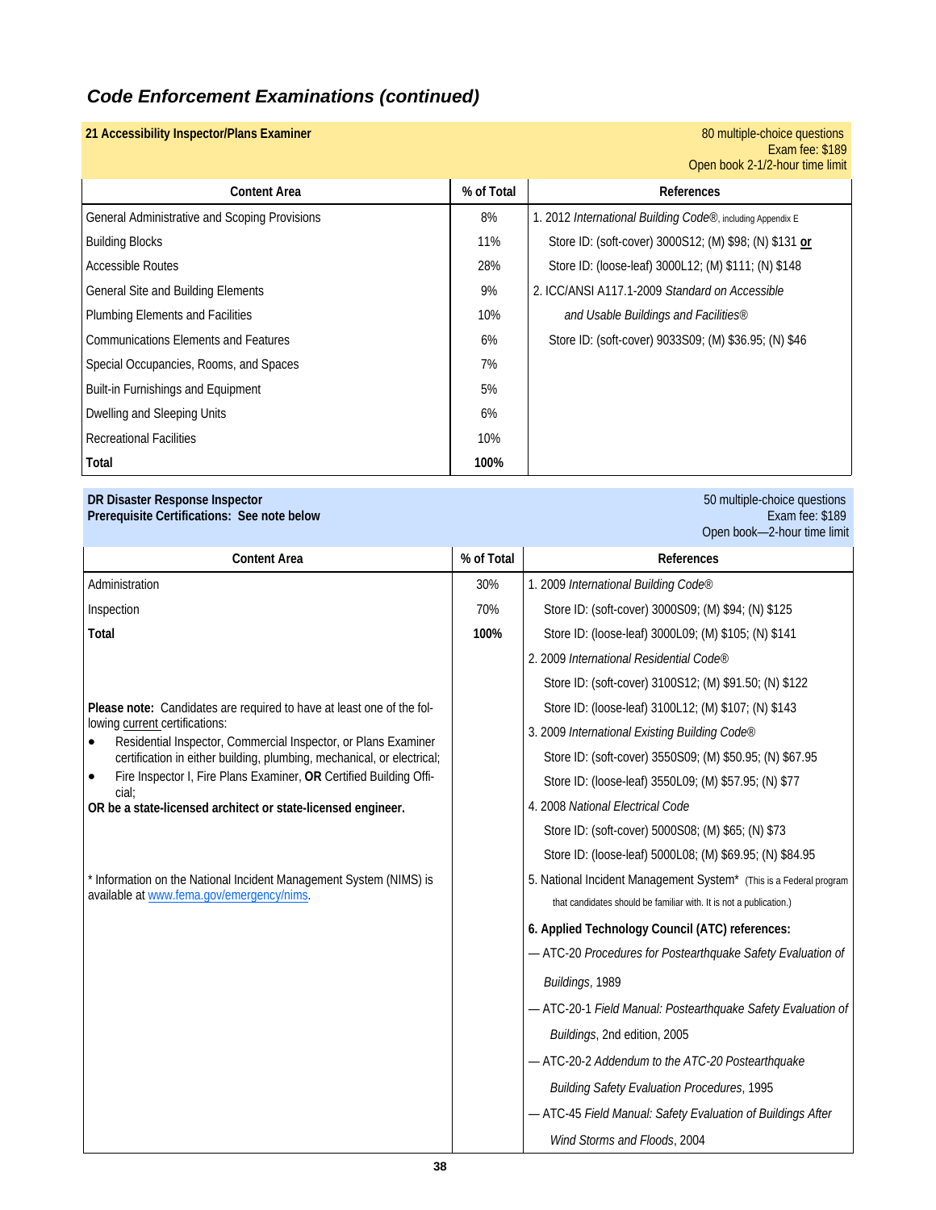## *Code Enforcement Examinations (continued)*

**21 Accessibility Inspector/Plans Examiner**

80 multiple-choice questions
Exam fee: $189
Open book 2-1/2-hour time limit

| Content Area | % of Total | References |
|---|---|---|
| General Administrative and Scoping Provisions | 8% | 1. 2012 *International Building Code®*, including Appendix E |
| Building Blocks | 11% | Store ID: (soft-cover) 3000S12; (M) $98; (N) $131 **or** |
| Accessible Routes | 28% | Store ID: (loose-leaf) 3000L12; (M) $111; (N) $148 |
| General Site and Building Elements | 9% | 2. ICC/ANSI A117.1-2009 *Standard on Accessible* |
| Plumbing Elements and Facilities | 10% | *and Usable Buildings and Facilities®* |
| Communications Elements and Features | 6% | Store ID: (soft-cover) 9033S09; (M) $36.95; (N) $46 |
| Special Occupancies, Rooms, and Spaces | 7% | |
| Built-in Furnishings and Equipment | 5% | |
| Dwelling and Sleeping Units | 6% | |
| Recreational Facilities | 10% | |
| **Total** | **100%** | |

**DR Disaster Response Inspector**
**Prerequisite Certifications: See note below**

50 multiple-choice questions
Exam fee: $189
Open book—2-hour time limit

| Content Area | % of Total | References |
|---|---|---|
| Administration | 30% | 1. 2009 *International Building Code®* |
| Inspection | 70% | Store ID: (soft-cover) 3000S09; (M) $94; (N) $125 |
| **Total** | **100%** | Store ID: (loose-leaf) 3000L09; (M) $105; (N) $141 |
| | | 2. 2009 *International Residential Code®* |
| | | Store ID: (soft-cover) 3100S12; (M) $91.50; (N) $122 |
| | | Store ID: (loose-leaf) 3100L12; (M) $107; (N) $143 |
| | | 3. 2009 *International Existing Building Code®* |
| | | Store ID: (soft-cover) 3550S09; (M) $50.95; (N) $67.95 |
| | | Store ID: (loose-leaf) 3550L09; (M) $57.95; (N) $77 |
| | | 4. 2008 *National Electrical Code* |
| | | Store ID: (soft-cover) 5000S08; (M) $65; (N) $73 |
| | | Store ID: (loose-leaf) 5000L08; (M) $69.95; (N) $84.95 |
| | | 5. National Incident Management System* (This is a Federal program that candidates should be familiar with. It is not a publication.) |
| | | **6. Applied Technology Council (ATC) references:** |
| | | — ATC-20 *Procedures for Postearthquake Safety Evaluation of Buildings*, 1989 |
| | | — ATC-20-1 *Field Manual: Postearthquake Safety Evaluation of Buildings*, 2nd edition, 2005 |
| | | — ATC-20-2 *Addendum to the ATC-20 Postearthquake Building Safety Evaluation Procedures*, 1995 |
| | | — ATC-45 *Field Manual: Safety Evaluation of Buildings After Wind Storms and Floods*, 2004 |

**Please note:** Candidates are required to have at least one of the following current certifications:

- Residential Inspector, Commercial Inspector, or Plans Examiner certification in either building, plumbing, mechanical, or electrical;
- Fire Inspector I, Fire Plans Examiner, **OR** Certified Building Official;

**OR be a state-licensed architect or state-licensed engineer.**

* Information on the National Incident Management System (NIMS) is available at www.fema.gov/emergency/nims.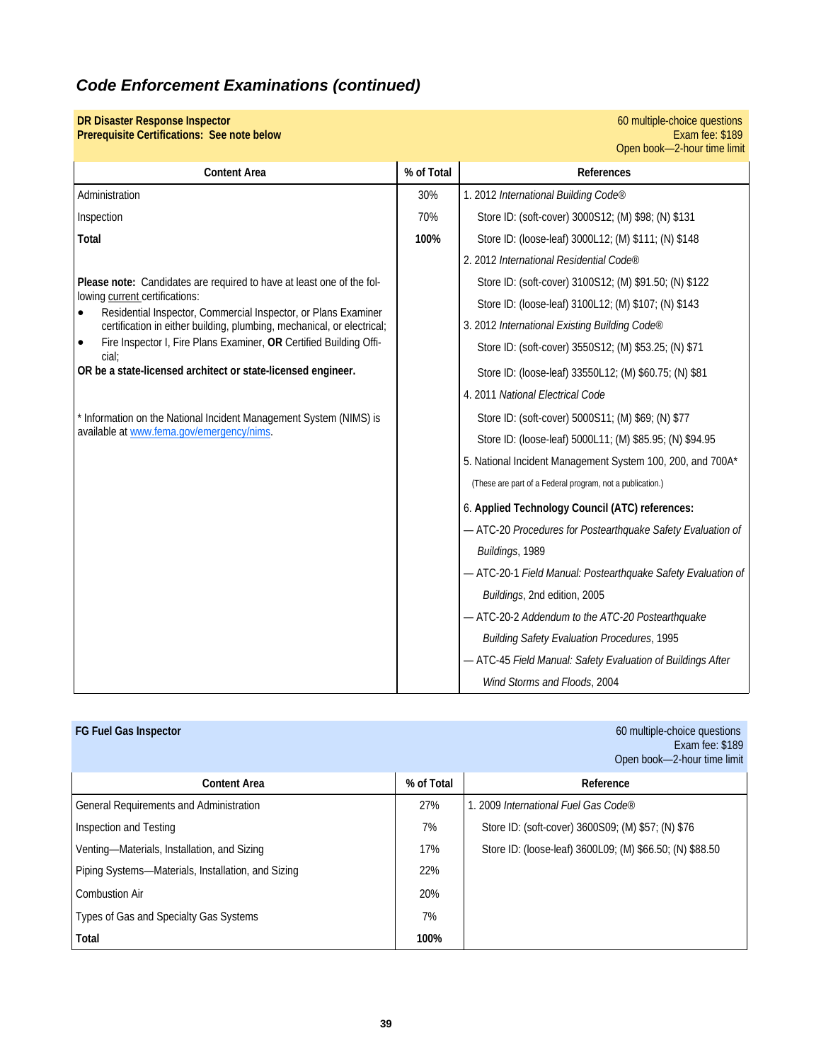## *Code Enforcement Examinations (continued)*

**DR Disaster Response Inspector**
**Prerequisite Certifications: See note below**

60 multiple-choice questions
Exam fee: $189
Open book—2-hour time limit

| Content Area | % of Total | References |
|---|---|---|
| Administration | 30% | 1. 2012 *International Building Code®* |
| Inspection | 70% | Store ID: (soft-cover) 3000S12; (M) $98; (N) $131 |
| **Total** | **100%** | Store ID: (loose-leaf) 3000L12; (M) $111; (N) $148 |
| | | 2. 2012 *International Residential Code®* |
| | | Store ID: (soft-cover) 3100S12; (M) $91.50; (N) $122 |
| | | Store ID: (loose-leaf) 3100L12; (M) $107; (N) $143 |
| | | 3. 2012 *International Existing Building Code®* |
| | | Store ID: (soft-cover) 3550S12; (M) $53.25; (N) $71 |
| | | Store ID: (loose-leaf) 33550L12; (M) $60.75; (N) $81 |
| | | 4. 2011 *National Electrical Code* |
| | | Store ID: (soft-cover) 5000S11; (M) $69; (N) $77 |
| | | Store ID: (loose-leaf) 5000L11; (M) $85.95; (N) $94.95 |
| | | 5. National Incident Management System 100, 200, and 700A* |
| | | (These are part of a Federal program, not a publication.) |
| | | 6. **Applied Technology Council (ATC) references:** |
| | | — ATC-20 *Procedures for Postearthquake Safety Evaluation of Buildings*, 1989 |
| | | — ATC-20-1 *Field Manual: Postearthquake Safety Evaluation of Buildings*, 2nd edition, 2005 |
| | | — ATC-20-2 *Addendum to the ATC-20 Postearthquake Building Safety Evaluation Procedures*, 1995 |
| | | — ATC-45 *Field Manual: Safety Evaluation of Buildings After Wind Storms and Floods*, 2004 |

**Please note:** Candidates are required to have at least one of the following current certifications:

- Residential Inspector, Commercial Inspector, or Plans Examiner certification in either building, plumbing, mechanical, or electrical;
- Fire Inspector I, Fire Plans Examiner, **OR** Certified Building Official;

**OR be a state-licensed architect or state-licensed engineer.**

* Information on the National Incident Management System (NIMS) is available at [www.fema.gov/emergency/nims](http://www.fema.gov/emergency/nims).

**FG Fuel Gas Inspector**

60 multiple-choice questions
Exam fee: $189
Open book—2-hour time limit

| Content Area | % of Total | Reference |
|---|---|---|
| General Requirements and Administration | 27% | 1. 2009 *International Fuel Gas Code®* |
| Inspection and Testing | 7% | Store ID: (soft-cover) 3600S09; (M) $57; (N) $76 |
| Venting—Materials, Installation, and Sizing | 17% | Store ID: (loose-leaf) 3600L09; (M) $66.50; (N) $88.50 |
| Piping Systems—Materials, Installation, and Sizing | 22% | |
| Combustion Air | 20% | |
| Types of Gas and Specialty Gas Systems | 7% | |
| **Total** | **100%** | |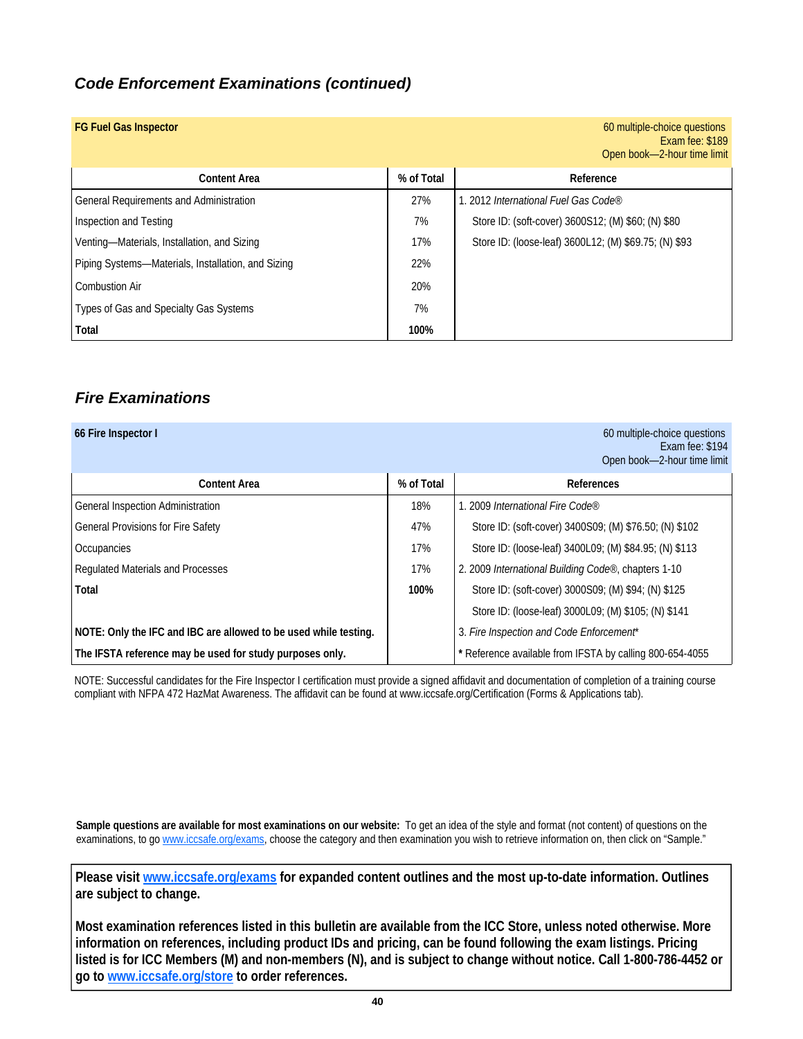## *Code Enforcement Examinations (continued)*

**FG Fuel Gas Inspector**

60 multiple-choice questions
Exam fee: $189
Open book—2-hour time limit

| Content Area | % of Total | Reference |
|---|---|---|
| General Requirements and Administration | 27% | 1. 2012 *International Fuel Gas Code®* |
| Inspection and Testing | 7% | Store ID: (soft-cover) 3600S12; (M) $60; (N) $80 |
| Venting—Materials, Installation, and Sizing | 17% | Store ID: (loose-leaf) 3600L12; (M) $69.75; (N) $93 |
| Piping Systems—Materials, Installation, and Sizing | 22% | |
| Combustion Air | 20% | |
| Types of Gas and Specialty Gas Systems | 7% | |
| **Total** | **100%** | |

## *Fire Examinations*

**66 Fire Inspector I**

60 multiple-choice questions
Exam fee: $194
Open book—2-hour time limit

| Content Area | % of Total | References |
|---|---|---|
| General Inspection Administration | 18% | 1. 2009 *International Fire Code®* |
| General Provisions for Fire Safety | 47% | Store ID: (soft-cover) 3400S09; (M) $76.50; (N) $102 |
| Occupancies | 17% | Store ID: (loose-leaf) 3400L09; (M) $84.95; (N) $113 |
| Regulated Materials and Processes | 17% | 2. 2009 *International Building Code®*, chapters 1-10 |
| **Total** | **100%** | Store ID: (soft-cover) 3000S09; (M) $94; (N) $125 |
| | | Store ID: (loose-leaf) 3000L09; (M) $105; (N) $141 |
| **NOTE: Only the IFC and IBC are allowed to be used while testing.** | | 3. *Fire Inspection and Code Enforcement\** |
| **The IFSTA reference may be used for study purposes only.** | | **\*** Reference available from IFSTA by calling 800-654-4055 |

NOTE: Successful candidates for the Fire Inspector I certification must provide a signed affidavit and documentation of completion of a training course compliant with NFPA 472 HazMat Awareness. The affidavit can be found at www.iccsafe.org/Certification (Forms & Applications tab).

**Sample questions are available for most examinations on our website:** To get an idea of the style and format (not content) of questions on the examinations, to go www.iccsafe.org/exams, choose the category and then examination you wish to retrieve information on, then click on "Sample."

**Please visit www.iccsafe.org/exams for expanded content outlines and the most up-to-date information. Outlines are subject to change.**

**Most examination references listed in this bulletin are available from the ICC Store, unless noted otherwise. More information on references, including product IDs and pricing, can be found following the exam listings. Pricing listed is for ICC Members (M) and non-members (N), and is subject to change without notice. Call 1-800-786-4452 or go to www.iccsafe.org/store to order references.**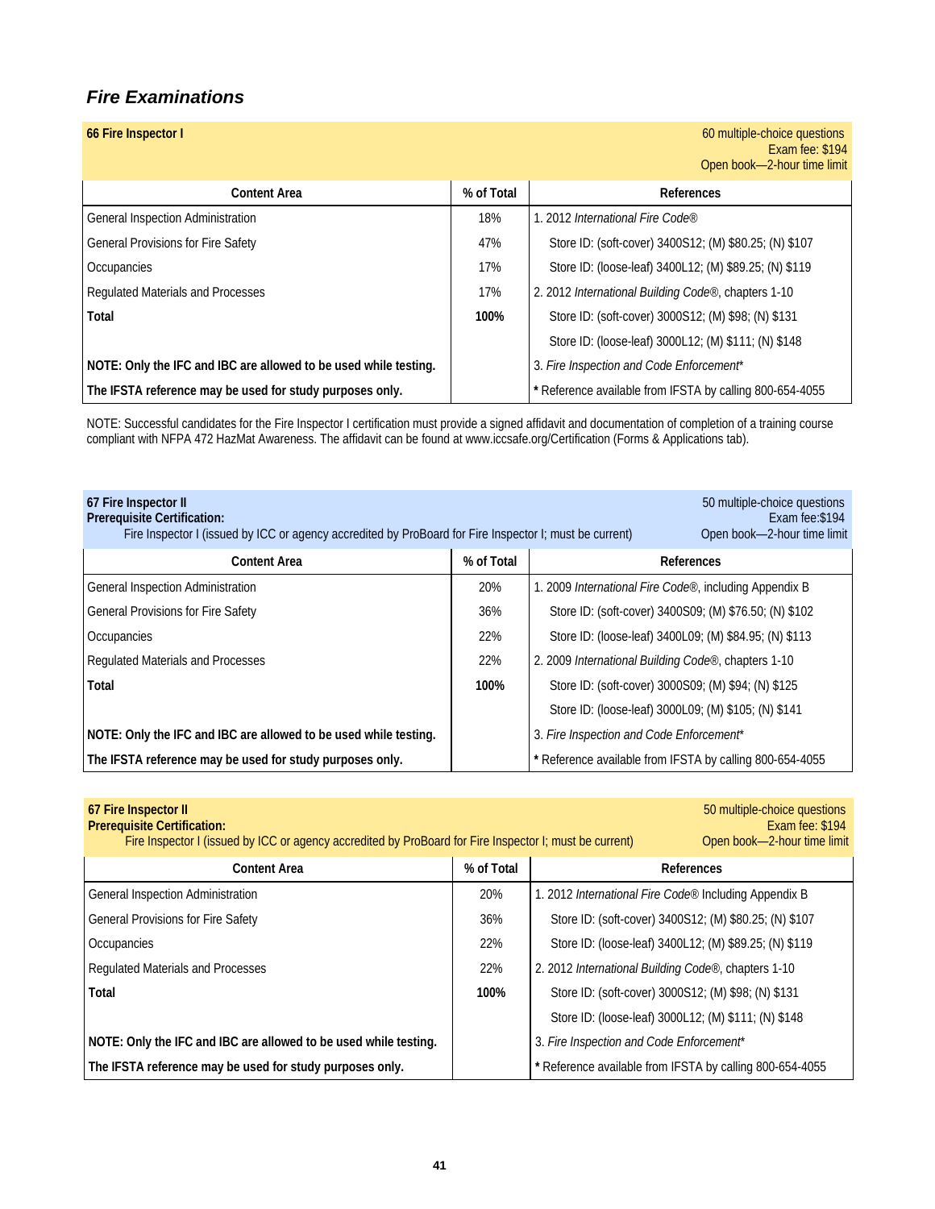## *Fire Examinations*

**66 Fire Inspector I**

60 multiple-choice questions
Exam fee: $194
Open book—2-hour time limit

| Content Area | % of Total | References |
|---|---|---|
| General Inspection Administration | 18% | 1. 2012 *International Fire Code®* |
| General Provisions for Fire Safety | 47% | Store ID: (soft-cover) 3400S12; (M) $80.25; (N) $107 |
| Occupancies | 17% | Store ID: (loose-leaf) 3400L12; (M) $89.25; (N) $119 |
| Regulated Materials and Processes | 17% | 2. 2012 *International Building Code®*, chapters 1-10 |
| **Total** | **100%** | Store ID: (soft-cover) 3000S12; (M) $98; (N) $131 |
| | | Store ID: (loose-leaf) 3000L12; (M) $111; (N) $148 |
| **NOTE: Only the IFC and IBC are allowed to be used while testing.** | | 3. *Fire Inspection and Code Enforcement** |
| **The IFSTA reference may be used for study purposes only.** | | * Reference available from IFSTA by calling 800-654-4055 |

NOTE: Successful candidates for the Fire Inspector I certification must provide a signed affidavit and documentation of completion of a training course compliant with NFPA 472 HazMat Awareness. The affidavit can be found at www.iccsafe.org/Certification (Forms & Applications tab).

**67 Fire Inspector II**
**Prerequisite Certification:**
Fire Inspector I (issued by ICC or agency accredited by ProBoard for Fire Inspector I; must be current)

50 multiple-choice questions
Exam fee:$194
Open book—2-hour time limit

| Content Area | % of Total | References |
|---|---|---|
| General Inspection Administration | 20% | 1. 2009 *International Fire Code®*, including Appendix B |
| General Provisions for Fire Safety | 36% | Store ID: (soft-cover) 3400S09; (M) $76.50; (N) $102 |
| Occupancies | 22% | Store ID: (loose-leaf) 3400L09; (M) $84.95; (N) $113 |
| Regulated Materials and Processes | 22% | 2. 2009 *International Building Code®*, chapters 1-10 |
| **Total** | **100%** | Store ID: (soft-cover) 3000S09; (M) $94; (N) $125 |
| | | Store ID: (loose-leaf) 3000L09; (M) $105; (N) $141 |
| **NOTE: Only the IFC and IBC are allowed to be used while testing.** | | 3. *Fire Inspection and Code Enforcement** |
| **The IFSTA reference may be used for study purposes only.** | | * Reference available from IFSTA by calling 800-654-4055 |

**67 Fire Inspector II**
**Prerequisite Certification:**
Fire Inspector I (issued by ICC or agency accredited by ProBoard for Fire Inspector I; must be current)

50 multiple-choice questions
Exam fee: $194
Open book—2-hour time limit

| Content Area | % of Total | References |
|---|---|---|
| General Inspection Administration | 20% | 1. 2012 *International Fire Code®* Including Appendix B |
| General Provisions for Fire Safety | 36% | Store ID: (soft-cover) 3400S12; (M) $80.25; (N) $107 |
| Occupancies | 22% | Store ID: (loose-leaf) 3400L12; (M) $89.25; (N) $119 |
| Regulated Materials and Processes | 22% | 2. 2012 *International Building Code®*, chapters 1-10 |
| **Total** | **100%** | Store ID: (soft-cover) 3000S12; (M) $98; (N) $131 |
| | | Store ID: (loose-leaf) 3000L12; (M) $111; (N) $148 |
| **NOTE: Only the IFC and IBC are allowed to be used while testing.** | | 3. *Fire Inspection and Code Enforcement** |
| **The IFSTA reference may be used for study purposes only.** | | * Reference available from IFSTA by calling 800-654-4055 |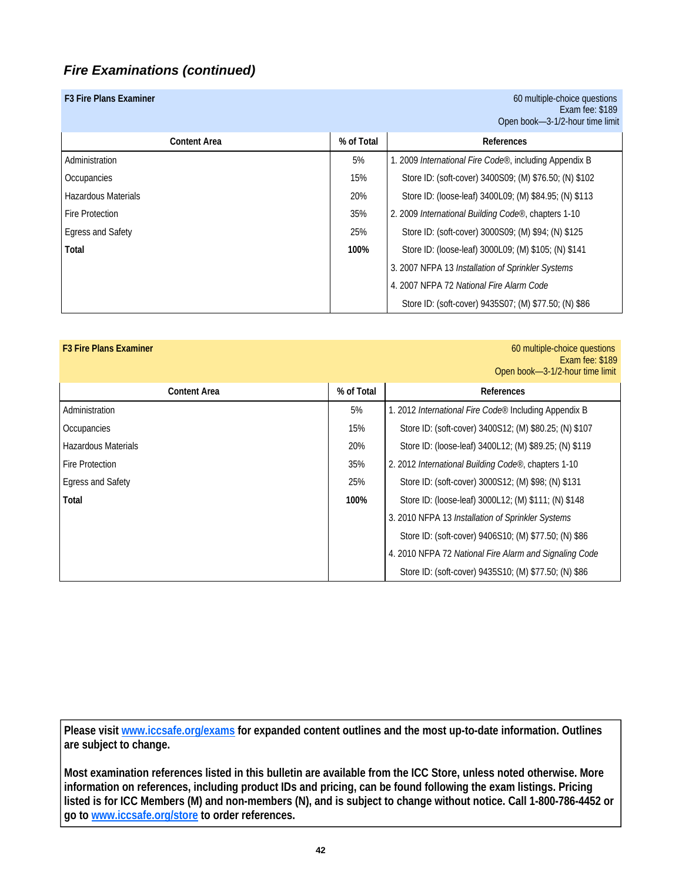## *Fire Examinations (continued)*

**F3 Fire Plans Examiner**

60 multiple-choice questions
Exam fee: $189
Open book—3-1/2-hour time limit

| Content Area | % of Total | References |
|---|---|---|
| Administration | 5% | 1. 2009 *International Fire Code®*, including Appendix B |
| Occupancies | 15% | Store ID: (soft-cover) 3400S09; (M) $76.50; (N) $102 |
| Hazardous Materials | 20% | Store ID: (loose-leaf) 3400L09; (M) $84.95; (N) $113 |
| Fire Protection | 35% | 2. 2009 *International Building Code®*, chapters 1-10 |
| Egress and Safety | 25% | Store ID: (soft-cover) 3000S09; (M) $94; (N) $125 |
| **Total** | **100%** | Store ID: (loose-leaf) 3000L09; (M) $105; (N) $141 |
| | | 3. 2007 NFPA 13 *Installation of Sprinkler Systems* |
| | | 4. 2007 NFPA 72 *National Fire Alarm Code* |
| | | Store ID: (soft-cover) 9435S07; (M) $77.50; (N) $86 |

**F3 Fire Plans Examiner**

60 multiple-choice questions
Exam fee: $189
Open book—3-1/2-hour time limit

| Content Area | % of Total | References |
|---|---|---|
| Administration | 5% | 1. 2012 *International Fire Code®* Including Appendix B |
| Occupancies | 15% | Store ID: (soft-cover) 3400S12; (M) $80.25; (N) $107 |
| Hazardous Materials | 20% | Store ID: (loose-leaf) 3400L12; (M) $89.25; (N) $119 |
| Fire Protection | 35% | 2. 2012 *International Building Code®*, chapters 1-10 |
| Egress and Safety | 25% | Store ID: (soft-cover) 3000S12; (M) $98; (N) $131 |
| **Total** | **100%** | Store ID: (loose-leaf) 3000L12; (M) $111; (N) $148 |
| | | 3. 2010 NFPA 13 *Installation of Sprinkler Systems* |
| | | Store ID: (soft-cover) 9406S10; (M) $77.50; (N) $86 |
| | | 4. 2010 NFPA 72 *National Fire Alarm and Signaling Code* |
| | | Store ID: (soft-cover) 9435S10; (M) $77.50; (N) $86 |

**Please visit [www.iccsafe.org/exams](www.iccsafe.org/exams) for expanded content outlines and the most up-to-date information. Outlines are subject to change.**

**Most examination references listed in this bulletin are available from the ICC Store, unless noted otherwise. More information on references, including product IDs and pricing, can be found following the exam listings. Pricing listed is for ICC Members (M) and non-members (N), and is subject to change without notice. Call 1-800-786-4452 or go to [www.iccsafe.org/store](www.iccsafe.org/store) to order references.**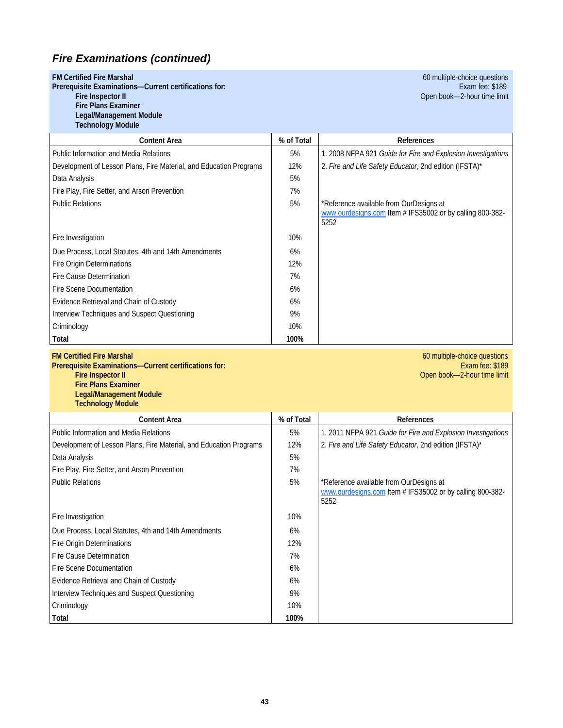## *Fire Examinations (continued)*

**FM Certified Fire Marshal**
**Prerequisite Examinations—Current certifications for:**
- **Fire Inspector II**
- **Fire Plans Examiner**
- **Legal/Management Module**
- **Technology Module**

60 multiple-choice questions
Exam fee: $189
Open book—2-hour time limit

| Content Area | % of Total | References |
|---|---|---|
| Public Information and Media Relations | 5% | 1. 2008 NFPA 921 *Guide for Fire and Explosion Investigations* |
| Development of Lesson Plans, Fire Material, and Education Programs | 12% | 2. *Fire and Life Safety Educator*, 2nd edition (IFSTA)* |
| Data Analysis | 5% | |
| Fire Play, Fire Setter, and Arson Prevention | 7% | |
| Public Relations | 5% | *Reference available from OurDesigns at www.ourdesigns.com Item # IFS35002 or by calling 800-382-5252 |
| Fire Investigation | 10% | |
| Due Process, Local Statutes, 4th and 14th Amendments | 6% | |
| Fire Origin Determinations | 12% | |
| Fire Cause Determination | 7% | |
| Fire Scene Documentation | 6% | |
| Evidence Retrieval and Chain of Custody | 6% | |
| Interview Techniques and Suspect Questioning | 9% | |
| Criminology | 10% | |
| **Total** | **100%** | |

**FM Certified Fire Marshal**
**Prerequisite Examinations—Current certifications for:**
- **Fire Inspector II**
- **Fire Plans Examiner**
- **Legal/Management Module**
- **Technology Module**

60 multiple-choice questions
Exam fee: $189
Open book—2-hour time limit

| Content Area | % of Total | References |
|---|---|---|
| Public Information and Media Relations | 5% | 1. 2011 NFPA 921 *Guide for Fire and Explosion Investigations* |
| Development of Lesson Plans, Fire Material, and Education Programs | 12% | 2. *Fire and Life Safety Educator*, 2nd edition (IFSTA)* |
| Data Analysis | 5% | |
| Fire Play, Fire Setter, and Arson Prevention | 7% | |
| Public Relations | 5% | *Reference available from OurDesigns at www.ourdesigns.com Item # IFS35002 or by calling 800-382-5252 |
| Fire Investigation | 10% | |
| Due Process, Local Statutes, 4th and 14th Amendments | 6% | |
| Fire Origin Determinations | 12% | |
| Fire Cause Determination | 7% | |
| Fire Scene Documentation | 6% | |
| Evidence Retrieval and Chain of Custody | 6% | |
| Interview Techniques and Suspect Questioning | 9% | |
| Criminology | 10% | |
| **Total** | **100%** | |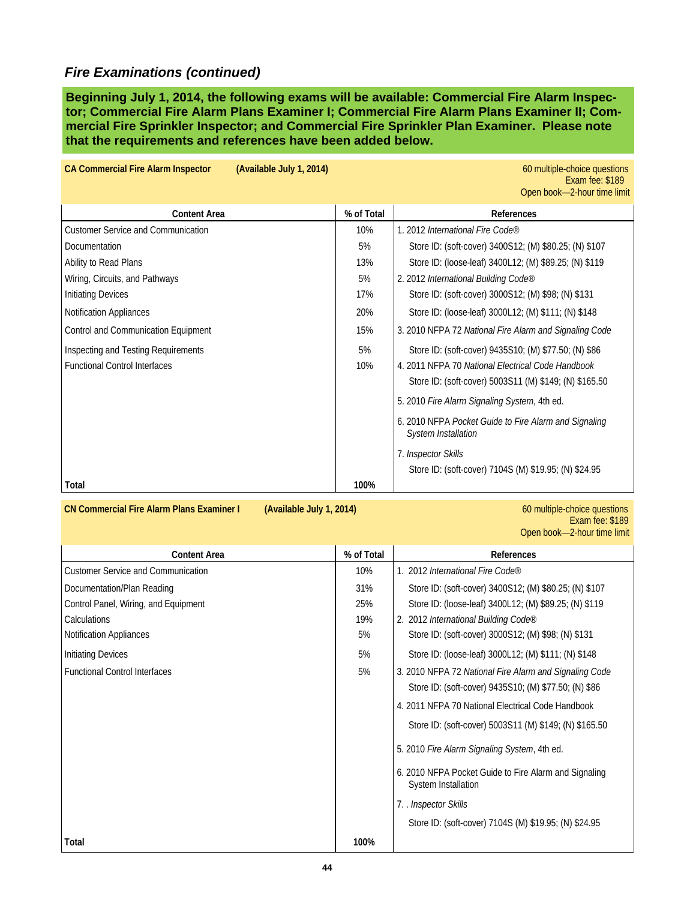## *Fire Examinations (continued)*

**Beginning July 1, 2014, the following exams will be available: Commercial Fire Alarm Inspector; Commercial Fire Alarm Plans Examiner I; Commercial Fire Alarm Plans Examiner II; Commercial Fire Sprinkler Inspector; and Commercial Fire Sprinkler Plan Examiner. Please note that the requirements and references have been added below.**

**CA Commercial Fire Alarm Inspector** **(Available July 1, 2014)**

60 multiple-choice questions
Exam fee: $189
Open book—2-hour time limit

| Content Area | % of Total | References |
|---|---|---|
| Customer Service and Communication | 10% | 1. 2012 *International Fire Code®* |
| Documentation | 5% | Store ID: (soft-cover) 3400S12; (M) $80.25; (N) $107 |
| Ability to Read Plans | 13% | Store ID: (loose-leaf) 3400L12; (M) $89.25; (N) $119 |
| Wiring, Circuits, and Pathways | 5% | 2. 2012 *International Building Code®* |
| Initiating Devices | 17% | Store ID: (soft-cover) 3000S12; (M) $98; (N) $131 |
| Notification Appliances | 20% | Store ID: (loose-leaf) 3000L12; (M) $111; (N) $148 |
| Control and Communication Equipment | 15% | 3. 2010 NFPA 72 *National Fire Alarm and Signaling Code* |
| Inspecting and Testing Requirements | 5% | Store ID: (soft-cover) 9435S10; (M) $77.50; (N) $86 |
| Functional Control Interfaces | 10% | 4. 2011 NFPA 70 *National Electrical Code Handbook* |
| | | Store ID: (soft-cover) 5003S11 (M) $149; (N) $165.50 |
| | | 5. 2010 *Fire Alarm Signaling System*, 4th ed. |
| | | 6. 2010 NFPA *Pocket Guide to Fire Alarm and Signaling System Installation* |
| | | 7. *Inspector Skills* |
| | | Store ID: (soft-cover) 7104S (M) $19.95; (N) $24.95 |
| **Total** | **100%** | |

**CN Commercial Fire Alarm Plans Examiner I** **(Available July 1, 2014)**

60 multiple-choice questions
Exam fee: $189
Open book—2-hour time limit

| Content Area | % of Total | References |
|---|---|---|
| Customer Service and Communication | 10% | 1. 2012 *International Fire Code®* |
| Documentation/Plan Reading | 31% | Store ID: (soft-cover) 3400S12; (M) $80.25; (N) $107 |
| Control Panel, Wiring, and Equipment | 25% | Store ID: (loose-leaf) 3400L12; (M) $89.25; (N) $119 |
| Calculations | 19% | 2. 2012 *International Building Code®* |
| Notification Appliances | 5% | Store ID: (soft-cover) 3000S12; (M) $98; (N) $131 |
| Initiating Devices | 5% | Store ID: (loose-leaf) 3000L12; (M) $111; (N) $148 |
| Functional Control Interfaces | 5% | 3. 2010 NFPA 72 *National Fire Alarm and Signaling Code* |
| | | Store ID: (soft-cover) 9435S10; (M) $77.50; (N) $86 |
| | | 4. 2011 NFPA 70 National Electrical Code Handbook |
| | | Store ID: (soft-cover) 5003S11 (M) $149; (N) $165.50 |
| | | 5. 2010 *Fire Alarm Signaling System*, 4th ed. |
| | | 6. 2010 NFPA Pocket Guide to Fire Alarm and Signaling System Installation |
| | | 7. . *Inspector Skills* |
| | | Store ID: (soft-cover) 7104S (M) $19.95; (N) $24.95 |
| **Total** | **100%** | |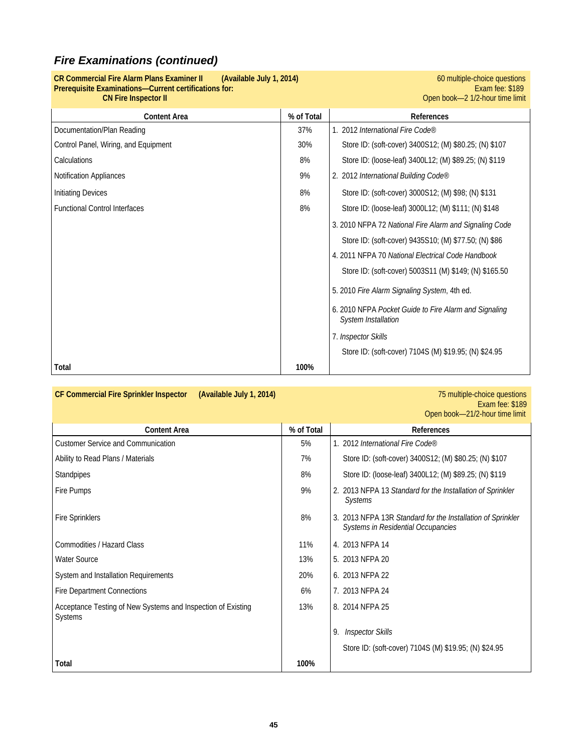## *Fire Examinations (continued)*

**CR Commercial Fire Alarm Plans Examiner II (Available July 1, 2014)**
**Prerequisite Examinations—Current certifications for:**
**CN Fire Inspector II**

60 multiple-choice questions
Exam fee: $189
Open book—2 1/2-hour time limit

| Content Area | % of Total | References |
|---|---|---|
| Documentation/Plan Reading | 37% | 1. 2012 *International Fire Code®* |
| Control Panel, Wiring, and Equipment | 30% | Store ID: (soft-cover) 3400S12; (M) $80.25; (N) $107 |
| Calculations | 8% | Store ID: (loose-leaf) 3400L12; (M) $89.25; (N) $119 |
| Notification Appliances | 9% | 2. 2012 *International Building Code®* |
| Initiating Devices | 8% | Store ID: (soft-cover) 3000S12; (M) $98; (N) $131 |
| Functional Control Interfaces | 8% | Store ID: (loose-leaf) 3000L12; (M) $111; (N) $148 |
| | | 3. 2010 NFPA 72 *National Fire Alarm and Signaling Code* |
| | | Store ID: (soft-cover) 9435S10; (M) $77.50; (N) $86 |
| | | 4. 2011 NFPA 70 *National Electrical Code Handbook* |
| | | Store ID: (soft-cover) 5003S11 (M) $149; (N) $165.50 |
| | | 5. 2010 *Fire Alarm Signaling System*, 4th ed. |
| | | 6. 2010 NFPA *Pocket Guide to Fire Alarm and Signaling System Installation* |
| | | 7. *Inspector Skills* |
| | | Store ID: (soft-cover) 7104S (M) $19.95; (N) $24.95 |
| **Total** | **100%** | |

**CF Commercial Fire Sprinkler Inspector (Available July 1, 2014)**

75 multiple-choice questions
Exam fee: $189
Open book—21/2-hour time limit

| Content Area | % of Total | References |
|---|---|---|
| Customer Service and Communication | 5% | 1. 2012 *International Fire Code®* |
| Ability to Read Plans / Materials | 7% | Store ID: (soft-cover) 3400S12; (M) $80.25; (N) $107 |
| Standpipes | 8% | Store ID: (loose-leaf) 3400L12; (M) $89.25; (N) $119 |
| Fire Pumps | 9% | 2. 2013 NFPA 13 *Standard for the Installation of Sprinkler Systems* |
| Fire Sprinklers | 8% | 3. 2013 NFPA 13R *Standard for the Installation of Sprinkler Systems in Residential Occupancies* |
| Commodities / Hazard Class | 11% | 4. 2013 NFPA 14 |
| Water Source | 13% | 5. 2013 NFPA 20 |
| System and Installation Requirements | 20% | 6. 2013 NFPA 22 |
| Fire Department Connections | 6% | 7. 2013 NFPA 24 |
| Acceptance Testing of New Systems and Inspection of Existing Systems | 13% | 8. 2014 NFPA 25 |
| | | 9. *Inspector Skills* |
| | | Store ID: (soft-cover) 7104S (M) $19.95; (N) $24.95 |
| **Total** | **100%** | |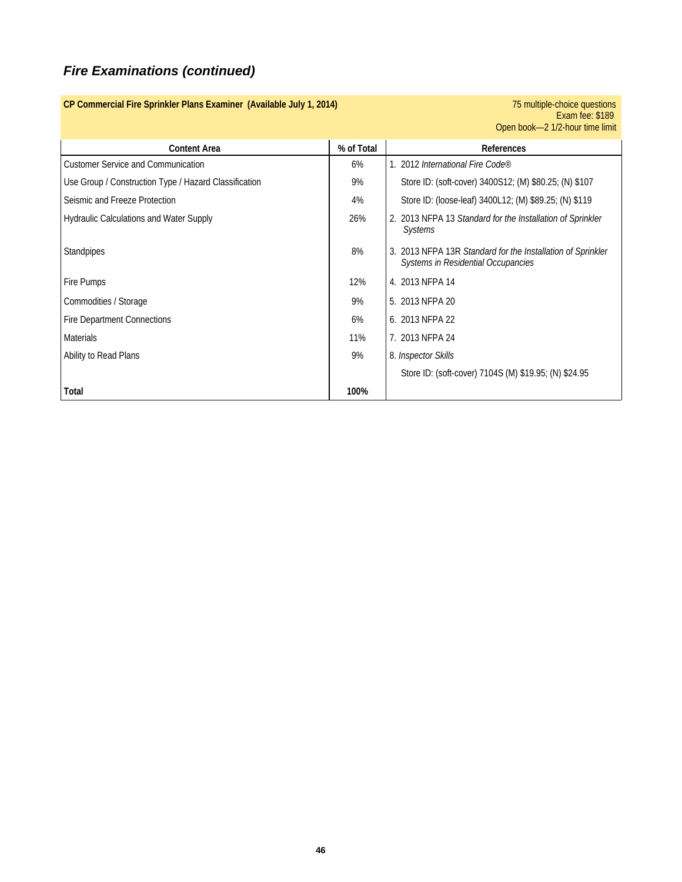## *Fire Examinations (continued)*

**CP Commercial Fire Sprinkler Plans Examiner (Available July 1, 2014)**

75 multiple-choice questions
Exam fee: $189
Open book—2 1/2-hour time limit

| Content Area | % of Total | References |
|---|---|---|
| Customer Service and Communication | 6% | 1. 2012 *International Fire Code®* |
| Use Group / Construction Type / Hazard Classification | 9% | Store ID: (soft-cover) 3400S12; (M) $80.25; (N) $107 |
| Seismic and Freeze Protection | 4% | Store ID: (loose-leaf) 3400L12; (M) $89.25; (N) $119 |
| Hydraulic Calculations and Water Supply | 26% | 2. 2013 NFPA 13 *Standard for the Installation of Sprinkler Systems* |
| Standpipes | 8% | 3. 2013 NFPA 13R *Standard for the Installation of Sprinkler Systems in Residential Occupancies* |
| Fire Pumps | 12% | 4. 2013 NFPA 14 |
| Commodities / Storage | 9% | 5. 2013 NFPA 20 |
| Fire Department Connections | 6% | 6. 2013 NFPA 22 |
| Materials | 11% | 7. 2013 NFPA 24 |
| Ability to Read Plans | 9% | 8. *Inspector Skills* |
| | | Store ID: (soft-cover) 7104S (M) $19.95; (N) $24.95 |
| **Total** | **100%** | |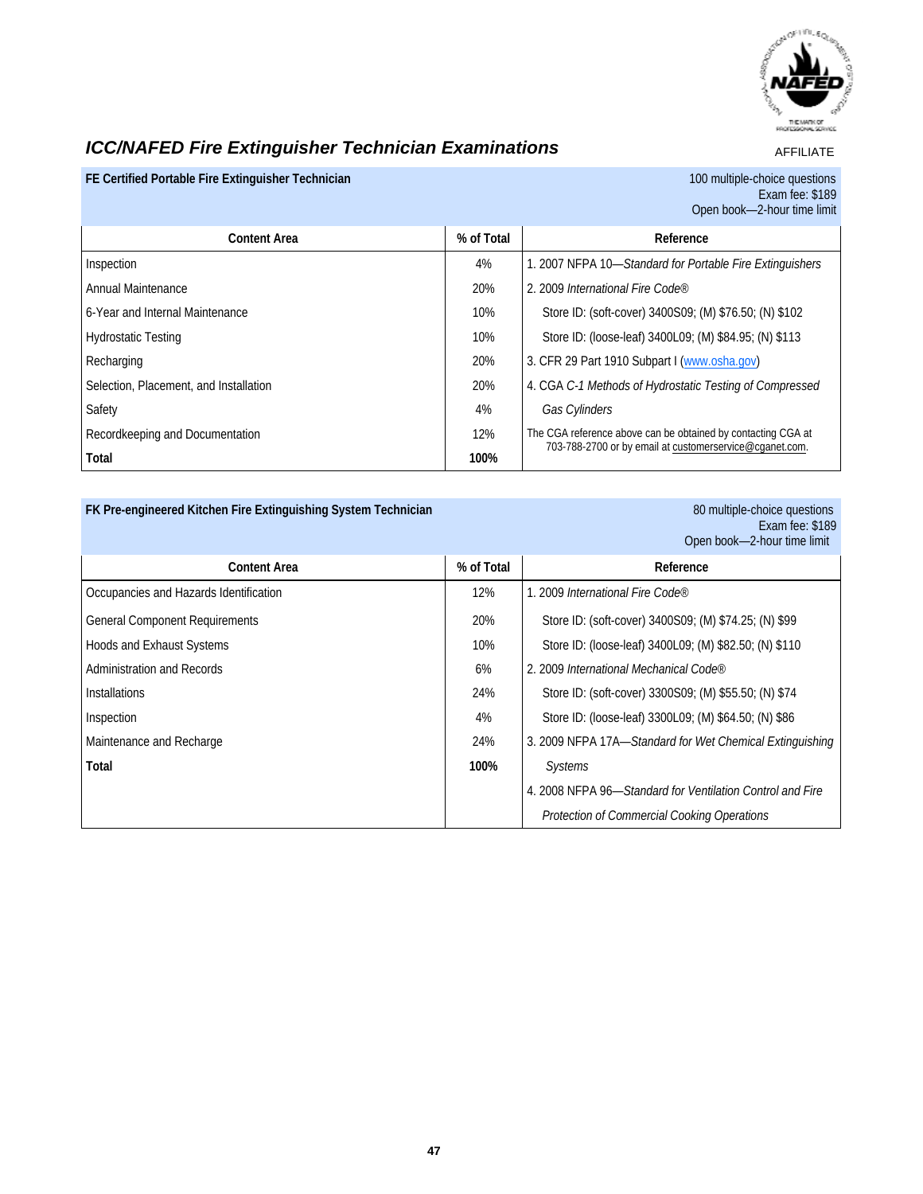AFFILIATE

## *ICC/NAFED Fire Extinguisher Technician Examinations*

### FE Certified Portable Fire Extinguisher Technician

100 multiple-choice questions
Exam fee: $189
Open book—2-hour time limit

| Content Area | % of Total | Reference |
|---|---|---|
| Inspection | 4% | 1. 2007 NFPA 10—*Standard for Portable Fire Extinguishers* |
| Annual Maintenance | 20% | 2. 2009 *International Fire Code®* |
| 6-Year and Internal Maintenance | 10% | Store ID: (soft-cover) 3400S09; (M) $76.50; (N) $102 |
| Hydrostatic Testing | 10% | Store ID: (loose-leaf) 3400L09; (M) $84.95; (N) $113 |
| Recharging | 20% | 3. CFR 29 Part 1910 Subpart I (www.osha.gov) |
| Selection, Placement, and Installation | 20% | 4. CGA *C-1 Methods of Hydrostatic Testing of Compressed Gas Cylinders* |
| Safety | 4% | |
| Recordkeeping and Documentation | 12% | The CGA reference above can be obtained by contacting CGA at 703-788-2700 or by email at customerservice@cganet.com. |
| **Total** | **100%** | |

### FK Pre-engineered Kitchen Fire Extinguishing System Technician

80 multiple-choice questions
Exam fee: $189
Open book—2-hour time limit

| Content Area | % of Total | Reference |
|---|---|---|
| Occupancies and Hazards Identification | 12% | 1. 2009 *International Fire Code®* |
| General Component Requirements | 20% | Store ID: (soft-cover) 3400S09; (M) $74.25; (N) $99 |
| Hoods and Exhaust Systems | 10% | Store ID: (loose-leaf) 3400L09; (M) $82.50; (N) $110 |
| Administration and Records | 6% | 2. 2009 *International Mechanical Code®* |
| Installations | 24% | Store ID: (soft-cover) 3300S09; (M) $55.50; (N) $74 |
| Inspection | 4% | Store ID: (loose-leaf) 3300L09; (M) $64.50; (N) $86 |
| Maintenance and Recharge | 24% | 3. 2009 NFPA 17A—*Standard for Wet Chemical Extinguishing Systems* |
| **Total** | **100%** | 4. 2008 NFPA 96—*Standard for Ventilation Control and Fire Protection of Commercial Cooking Operations* |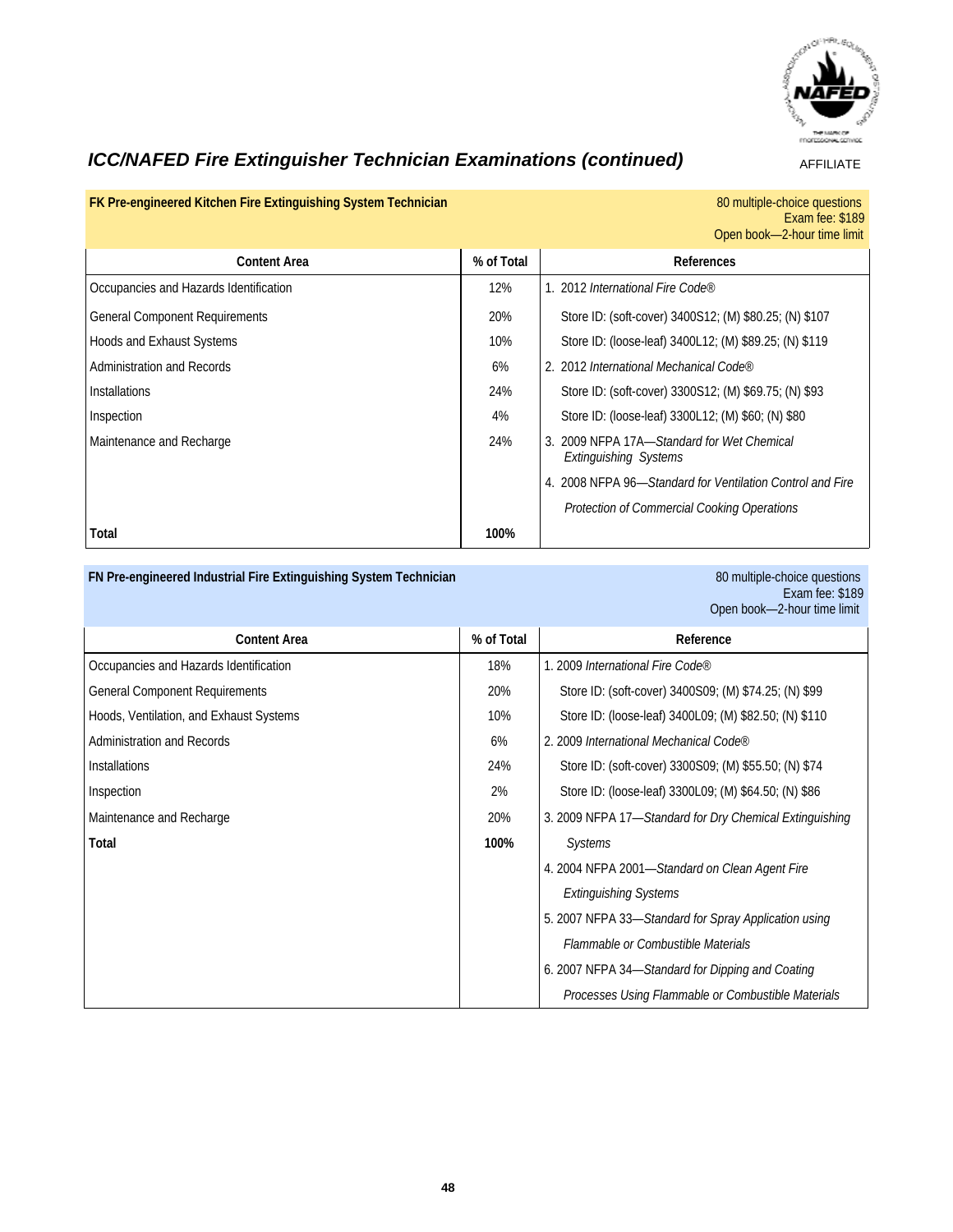## *ICC/NAFED Fire Extinguisher Technician Examinations (continued)*

AFFILIATE

**FK Pre-engineered Kitchen Fire Extinguishing System Technician**

80 multiple-choice questions
Exam fee: $189
Open book—2-hour time limit

| Content Area | % of Total | References |
|---|---|---|
| Occupancies and Hazards Identification | 12% | 1. 2012 *International Fire Code®* |
| General Component Requirements | 20% | Store ID: (soft-cover) 3400S12; (M) $80.25; (N) $107 |
| Hoods and Exhaust Systems | 10% | Store ID: (loose-leaf) 3400L12; (M) $89.25; (N) $119 |
| Administration and Records | 6% | 2. 2012 *International Mechanical Code®* |
| Installations | 24% | Store ID: (soft-cover) 3300S12; (M) $69.75; (N) $93 |
| Inspection | 4% | Store ID: (loose-leaf) 3300L12; (M) $60; (N) $80 |
| Maintenance and Recharge | 24% | 3. 2009 NFPA 17A—*Standard for Wet Chemical Extinguishing Systems* |
| | | 4. 2008 NFPA 96—*Standard for Ventilation Control and Fire Protection of Commercial Cooking Operations* |
| **Total** | **100%** | |

**FN Pre-engineered Industrial Fire Extinguishing System Technician**

80 multiple-choice questions
Exam fee: $189
Open book—2-hour time limit

| Content Area | % of Total | Reference |
|---|---|---|
| Occupancies and Hazards Identification | 18% | 1. 2009 *International Fire Code®* |
| General Component Requirements | 20% | Store ID: (soft-cover) 3400S09; (M) $74.25; (N) $99 |
| Hoods, Ventilation, and Exhaust Systems | 10% | Store ID: (loose-leaf) 3400L09; (M) $82.50; (N) $110 |
| Administration and Records | 6% | 2. 2009 *International Mechanical Code®* |
| Installations | 24% | Store ID: (soft-cover) 3300S09; (M) $55.50; (N) $74 |
| Inspection | 2% | Store ID: (loose-leaf) 3300L09; (M) $64.50; (N) $86 |
| Maintenance and Recharge | 20% | 3. 2009 NFPA 17—*Standard for Dry Chemical Extinguishing Systems* |
| **Total** | **100%** | |
| | | 4. 2004 NFPA 2001—*Standard on Clean Agent Fire Extinguishing Systems* |
| | | 5. 2007 NFPA 33—*Standard for Spray Application using Flammable or Combustible Materials* |
| | | 6. 2007 NFPA 34—*Standard for Dipping and Coating Processes Using Flammable or Combustible Materials* |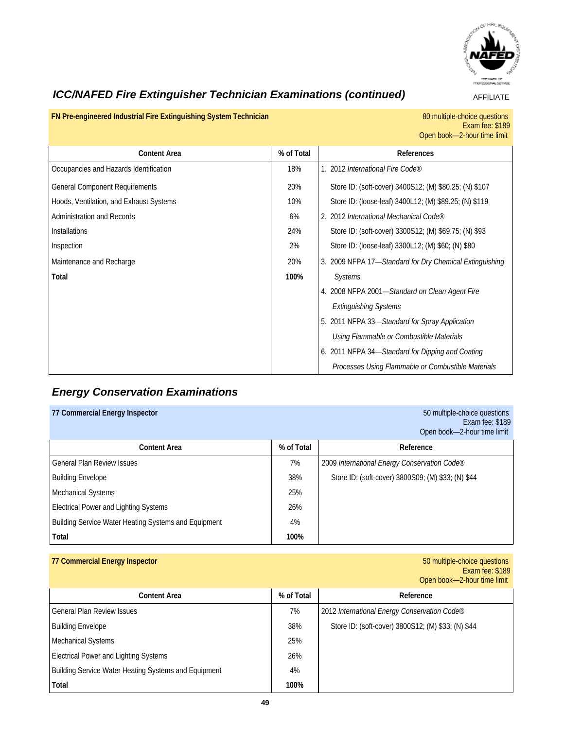## *ICC/NAFED Fire Extinguisher Technician Examinations (continued)*

AFFILIATE

**FN Pre-engineered Industrial Fire Extinguishing System Technician**

80 multiple-choice questions
Exam fee: $189
Open book—2-hour time limit

| Content Area | % of Total | References |
|---|---|---|
| Occupancies and Hazards Identification | 18% | 1. 2012 *International Fire Code®* |
| General Component Requirements | 20% | Store ID: (soft-cover) 3400S12; (M) $80.25; (N) $107 |
| Hoods, Ventilation, and Exhaust Systems | 10% | Store ID: (loose-leaf) 3400L12; (M) $89.25; (N) $119 |
| Administration and Records | 6% | 2. 2012 *International Mechanical Code®* |
| Installations | 24% | Store ID: (soft-cover) 3300S12; (M) $69.75; (N) $93 |
| Inspection | 2% | Store ID: (loose-leaf) 3300L12; (M) $60; (N) $80 |
| Maintenance and Recharge | 20% | 3. 2009 NFPA 17—*Standard for Dry Chemical Extinguishing Systems* |
| **Total** | **100%** | 4. 2008 NFPA 2001—*Standard on Clean Agent Fire Extinguishing Systems* |
| | | 5. 2011 NFPA 33—*Standard for Spray Application Using Flammable or Combustible Materials* |
| | | 6. 2011 NFPA 34—*Standard for Dipping and Coating Processes Using Flammable or Combustible Materials* |

## *Energy Conservation Examinations*

**77 Commercial Energy Inspector**

50 multiple-choice questions
Exam fee: $189
Open book—2-hour time limit

| Content Area | % of Total | Reference |
|---|---|---|
| General Plan Review Issues | 7% | 2009 *International Energy Conservation Code®* |
| Building Envelope | 38% | Store ID: (soft-cover) 3800S09; (M) $33; (N) $44 |
| Mechanical Systems | 25% | |
| Electrical Power and Lighting Systems | 26% | |
| Building Service Water Heating Systems and Equipment | 4% | |
| **Total** | **100%** | |

**77 Commercial Energy Inspector**

50 multiple-choice questions
Exam fee: $189
Open book—2-hour time limit

| Content Area | % of Total | Reference |
|---|---|---|
| General Plan Review Issues | 7% | 2012 *International Energy Conservation Code®* |
| Building Envelope | 38% | Store ID: (soft-cover) 3800S12; (M) $33; (N) $44 |
| Mechanical Systems | 25% | |
| Electrical Power and Lighting Systems | 26% | |
| Building Service Water Heating Systems and Equipment | 4% | |
| **Total** | **100%** | |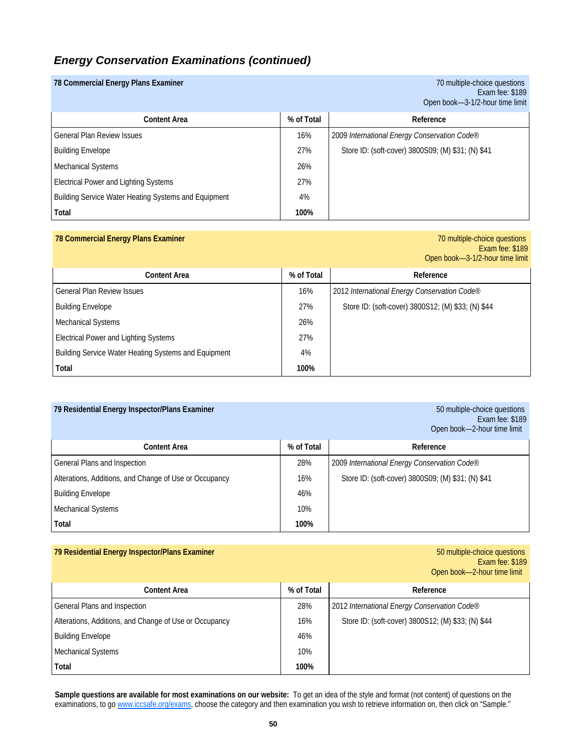## *Energy Conservation Examinations (continued)*

**78 Commercial Energy Plans Examiner**

70 multiple-choice questions
Exam fee: $189
Open book—3-1/2-hour time limit

| Content Area | % of Total | Reference |
|---|---|---|
| General Plan Review Issues | 16% | 2009 *International Energy Conservation Code®* |
| Building Envelope | 27% | Store ID: (soft-cover) 3800S09; (M) $31; (N) $41 |
| Mechanical Systems | 26% | |
| Electrical Power and Lighting Systems | 27% | |
| Building Service Water Heating Systems and Equipment | 4% | |
| **Total** | **100%** | |

**78 Commercial Energy Plans Examiner**

70 multiple-choice questions
Exam fee: $189
Open book—3-1/2-hour time limit

| Content Area | % of Total | Reference |
|---|---|---|
| General Plan Review Issues | 16% | 2012 *International Energy Conservation Code®* |
| Building Envelope | 27% | Store ID: (soft-cover) 3800S12; (M) $33; (N) $44 |
| Mechanical Systems | 26% | |
| Electrical Power and Lighting Systems | 27% | |
| Building Service Water Heating Systems and Equipment | 4% | |
| **Total** | **100%** | |

**79 Residential Energy Inspector/Plans Examiner**

50 multiple-choice questions
Exam fee: $189
Open book—2-hour time limit

| Content Area | % of Total | Reference |
|---|---|---|
| General Plans and Inspection | 28% | 2009 *International Energy Conservation Code®* |
| Alterations, Additions, and Change of Use or Occupancy | 16% | Store ID: (soft-cover) 3800S09; (M) $31; (N) $41 |
| Building Envelope | 46% | |
| Mechanical Systems | 10% | |
| **Total** | **100%** | |

**79 Residential Energy Inspector/Plans Examiner**

50 multiple-choice questions
Exam fee: $189
Open book—2-hour time limit

| Content Area | % of Total | Reference |
|---|---|---|
| General Plans and Inspection | 28% | 2012 *International Energy Conservation Code®* |
| Alterations, Additions, and Change of Use or Occupancy | 16% | Store ID: (soft-cover) 3800S12; (M) $33; (N) $44 |
| Building Envelope | 46% | |
| Mechanical Systems | 10% | |
| **Total** | **100%** | |

**Sample questions are available for most examinations on our website:** To get an idea of the style and format (not content) of questions on the examinations, to go www.iccsafe.org/exams, choose the category and then examination you wish to retrieve information on, then click on “Sample.”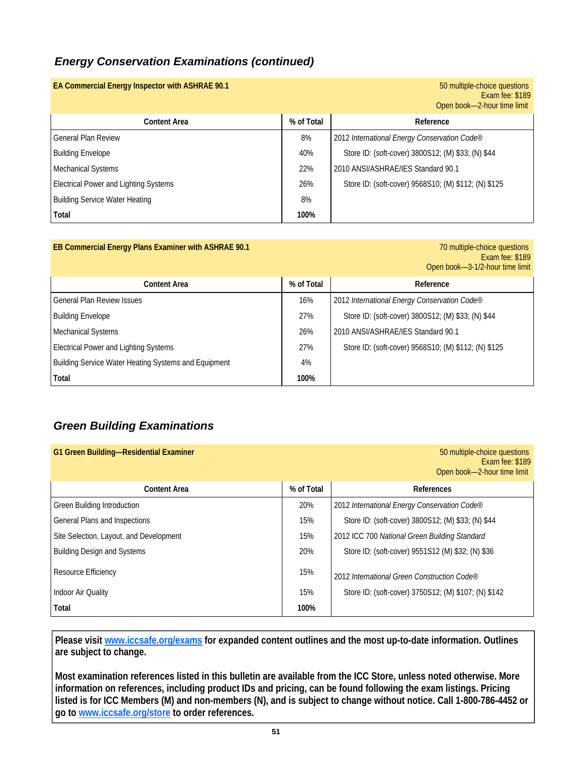## *Energy Conservation Examinations (continued)*

**EA Commercial Energy Inspector with ASHRAE 90.1**

50 multiple-choice questions
Exam fee: $189
Open book—2-hour time limit

| Content Area | % of Total | Reference |
|---|---|---|
| General Plan Review | 8% | 2012 *International Energy Conservation Code®* |
| Building Envelope | 40% | Store ID: (soft-cover) 3800S12; (M) $33; (N) $44 |
| Mechanical Systems | 22% | 2010 ANSI/ASHRAE/IES Standard 90.1 |
| Electrical Power and Lighting Systems | 26% | Store ID: (soft-cover) 9568S10; (M) $112; (N) $125 |
| Building Service Water Heating | 8% | |
| **Total** | **100%** | |

**EB Commercial Energy Plans Examiner with ASHRAE 90.1**

70 multiple-choice questions
Exam fee: $189
Open book—3-1/2-hour time limit

| Content Area | % of Total | Reference |
|---|---|---|
| General Plan Review Issues | 16% | 2012 *International Energy Conservation Code®* |
| Building Envelope | 27% | Store ID: (soft-cover) 3800S12; (M) $33; (N) $44 |
| Mechanical Systems | 26% | 2010 ANSI/ASHRAE/IES Standard 90.1 |
| Electrical Power and Lighting Systems | 27% | Store ID: (soft-cover) 9568S10; (M) $112; (N) $125 |
| Building Service Water Heating Systems and Equipment | 4% | |
| **Total** | **100%** | |

## *Green Building Examinations*

**G1 Green Building—Residential Examiner**

50 multiple-choice questions
Exam fee: $189
Open book—2-hour time limit

| Content Area | % of Total | References |
|---|---|---|
| Green Building Introduction | 20% | 2012 *International Energy Conservation Code®* |
| General Plans and Inspections | 15% | Store ID: (soft-cover) 3800S12; (M) $33; (N) $44 |
| Site Selection, Layout, and Development | 15% | 2012 ICC 700 *National Green Building Standard* |
| Building Design and Systems | 20% | Store ID: (soft-cover) 9551S12 (M) $32; (N) $36 |
| Resource Efficiency | 15% | 2012 *International Green Construction Code®* |
| Indoor Air Quality | 15% | Store ID: (soft-cover) 3750S12; (M) $107; (N) $142 |
| **Total** | **100%** | |

**Please visit www.iccsafe.org/exams for expanded content outlines and the most up-to-date information. Outlines are subject to change.**

**Most examination references listed in this bulletin are available from the ICC Store, unless noted otherwise. More information on references, including product IDs and pricing, can be found following the exam listings. Pricing listed is for ICC Members (M) and non-members (N), and is subject to change without notice. Call 1-800-786-4452 or go to www.iccsafe.org/store to order references.**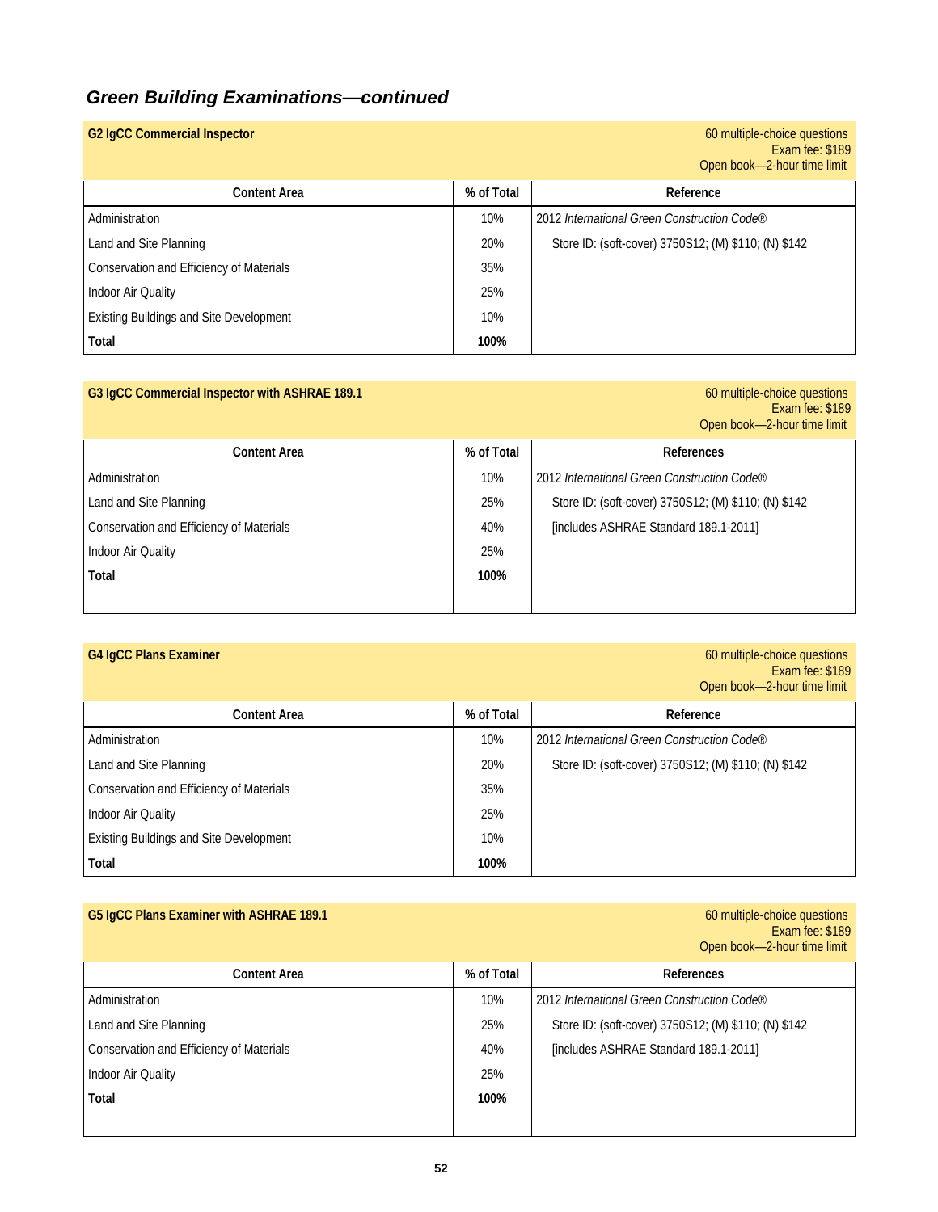## *Green Building Examinations—continued*

**G2 IgCC Commercial Inspector**

60 multiple-choice questions
Exam fee: $189
Open book—2-hour time limit

| Content Area | % of Total | Reference |
|---|---|---|
| Administration | 10% | 2012 *International Green Construction Code®* |
| Land and Site Planning | 20% | Store ID: (soft-cover) 3750S12; (M) $110; (N) $142 |
| Conservation and Efficiency of Materials | 35% | |
| Indoor Air Quality | 25% | |
| Existing Buildings and Site Development | 10% | |
| **Total** | **100%** | |

**G3 IgCC Commercial Inspector with ASHRAE 189.1**

60 multiple-choice questions
Exam fee: $189
Open book—2-hour time limit

| Content Area | % of Total | References |
|---|---|---|
| Administration | 10% | 2012 *International Green Construction Code®* |
| Land and Site Planning | 25% | Store ID: (soft-cover) 3750S12; (M) $110; (N) $142 |
| Conservation and Efficiency of Materials | 40% | [includes ASHRAE Standard 189.1-2011] |
| Indoor Air Quality | 25% | |
| **Total** | **100%** | |

**G4 IgCC Plans Examiner**

60 multiple-choice questions
Exam fee: $189
Open book—2-hour time limit

| Content Area | % of Total | Reference |
|---|---|---|
| Administration | 10% | 2012 *International Green Construction Code®* |
| Land and Site Planning | 20% | Store ID: (soft-cover) 3750S12; (M) $110; (N) $142 |
| Conservation and Efficiency of Materials | 35% | |
| Indoor Air Quality | 25% | |
| Existing Buildings and Site Development | 10% | |
| **Total** | **100%** | |

**G5 IgCC Plans Examiner with ASHRAE 189.1**

60 multiple-choice questions
Exam fee: $189
Open book—2-hour time limit

| Content Area | % of Total | References |
|---|---|---|
| Administration | 10% | 2012 *International Green Construction Code®* |
| Land and Site Planning | 25% | Store ID: (soft-cover) 3750S12; (M) $110; (N) $142 |
| Conservation and Efficiency of Materials | 40% | [includes ASHRAE Standard 189.1-2011] |
| Indoor Air Quality | 25% | |
| **Total** | **100%** | |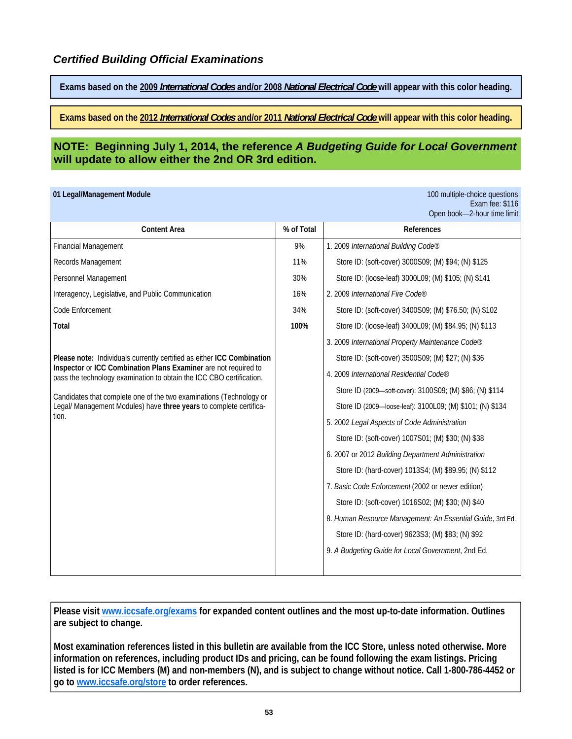## *Certified Building Official Examinations*

**Exams based on the 2009 *International Codes* and/or 2008 *National Electrical Code* will appear with this color heading.**

**Exams based on the 2012 *International Codes* and/or 2011 *National Electrical Code* will appear with this color heading.**

**NOTE: Beginning July 1, 2014, the reference *A Budgeting Guide for Local Government* will update to allow either the 2nd OR 3rd edition.**

**01 Legal/Management Module**

100 multiple-choice questions
Exam fee: $116
Open book—2-hour time limit

| Content Area | % of Total | References |
|---|---|---|
| Financial Management | 9% | 1. 2009 *International Building Code®* |
| Records Management | 11% | Store ID: (soft-cover) 3000S09; (M) $94; (N) $125 |
| Personnel Management | 30% | Store ID: (loose-leaf) 3000L09; (M) $105; (N) $141 |
| Interagency, Legislative, and Public Communication | 16% | 2. 2009 *International Fire Code®* |
| Code Enforcement | 34% | Store ID: (soft-cover) 3400S09; (M) $76.50; (N) $102 |
| **Total** | **100%** | Store ID: (loose-leaf) 3400L09; (M) $84.95; (N) $113 |
| | | 3. 2009 *International Property Maintenance Code®* |
| | | Store ID: (soft-cover) 3500S09; (M) $27; (N) $36 |
| | | 4. 2009 *International Residential Code®* |
| | | Store ID (2009—soft-cover): 3100S09; (M) $86; (N) $114 |
| | | Store ID (2009—loose-leaf): 3100L09; (M) $101; (N) $134 |
| | | 5. 2002 *Legal Aspects of Code Administration* |
| | | Store ID: (soft-cover) 1007S01; (M) $30; (N) $38 |
| | | 6. 2007 or 2012 *Building Department Administration* |
| | | Store ID: (hard-cover) 1013S4; (M) $89.95; (N) $112 |
| | | 7. *Basic Code Enforcement* (2002 or newer edition) |
| | | Store ID: (soft-cover) 1016S02; (M) $30; (N) $40 |
| | | 8. *Human Resource Management: An Essential Guide*, 3rd Ed. |
| | | Store ID: (hard-cover) 9623S3; (M) $83; (N) $92 |
| | | 9. *A Budgeting Guide for Local Government*, 2nd Ed. |

**Please note:** Individuals currently certified as either **ICC Combination Inspector** or **ICC Combination Plans Examiner** are not required to pass the technology examination to obtain the ICC CBO certification.

Candidates that complete one of the two examinations (Technology or Legal/ Management Modules) have **three years** to complete certification.

**Please visit www.iccsafe.org/exams for expanded content outlines and the most up-to-date information. Outlines are subject to change.**

**Most examination references listed in this bulletin are available from the ICC Store, unless noted otherwise. More information on references, including product IDs and pricing, can be found following the exam listings. Pricing listed is for ICC Members (M) and non-members (N), and is subject to change without notice. Call 1-800-786-4452 or go to www.iccsafe.org/store to order references.**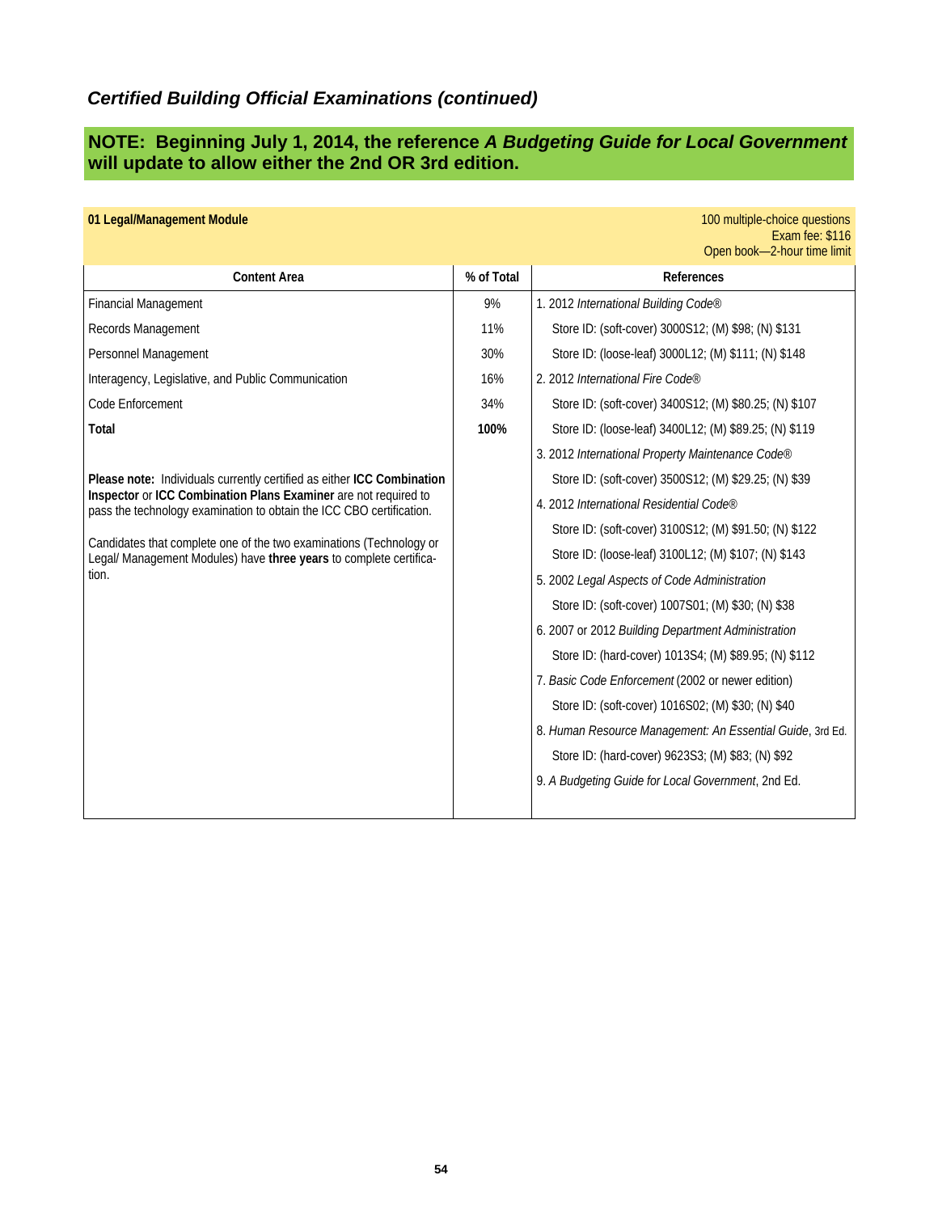## *Certified Building Official Examinations (continued)*

**NOTE: Beginning July 1, 2014, the reference *A Budgeting Guide for Local Government* will update to allow either the 2nd OR 3rd edition.**

**01 Legal/Management Module**

100 multiple-choice questions
Exam fee: $116
Open book—2-hour time limit

| Content Area | % of Total |
|---|---|
| Financial Management | 9% |
| Records Management | 11% |
| Personnel Management | 30% |
| Interagency, Legislative, and Public Communication | 16% |
| Code Enforcement | 34% |
| **Total** | **100%** |

**Please note:** Individuals currently certified as either **ICC Combination Inspector** or **ICC Combination Plans Examiner** are not required to pass the technology examination to obtain the ICC CBO certification.

Candidates that complete one of the two examinations (Technology or Legal/ Management Modules) have **three years** to complete certification.

**References**

1. 2012 *International Building Code®*
   - Store ID: (soft-cover) 3000S12; (M) $98; (N) $131
   - Store ID: (loose-leaf) 3000L12; (M) $111; (N) $148
2. 2012 *International Fire Code®*
   - Store ID: (soft-cover) 3400S12; (M) $80.25; (N) $107
   - Store ID: (loose-leaf) 3400L12; (M) $89.25; (N) $119
3. 2012 *International Property Maintenance Code®*
   - Store ID: (soft-cover) 3500S12; (M) $29.25; (N) $39
4. 2012 *International Residential Code®*
   - Store ID: (soft-cover) 3100S12; (M) $91.50; (N) $122
   - Store ID: (loose-leaf) 3100L12; (M) $107; (N) $143
5. 2002 *Legal Aspects of Code Administration*
   - Store ID: (soft-cover) 1007S01; (M) $30; (N) $38
6. 2007 or 2012 *Building Department Administration*
   - Store ID: (hard-cover) 1013S4; (M) $89.95; (N) $112
7. *Basic Code Enforcement* (2002 or newer edition)
   - Store ID: (soft-cover) 1016S02; (M) $30; (N) $40
8. *Human Resource Management: An Essential Guide*, 3rd Ed.
   - Store ID: (hard-cover) 9623S3; (M) $83; (N) $92
9. *A Budgeting Guide for Local Government*, 2nd Ed.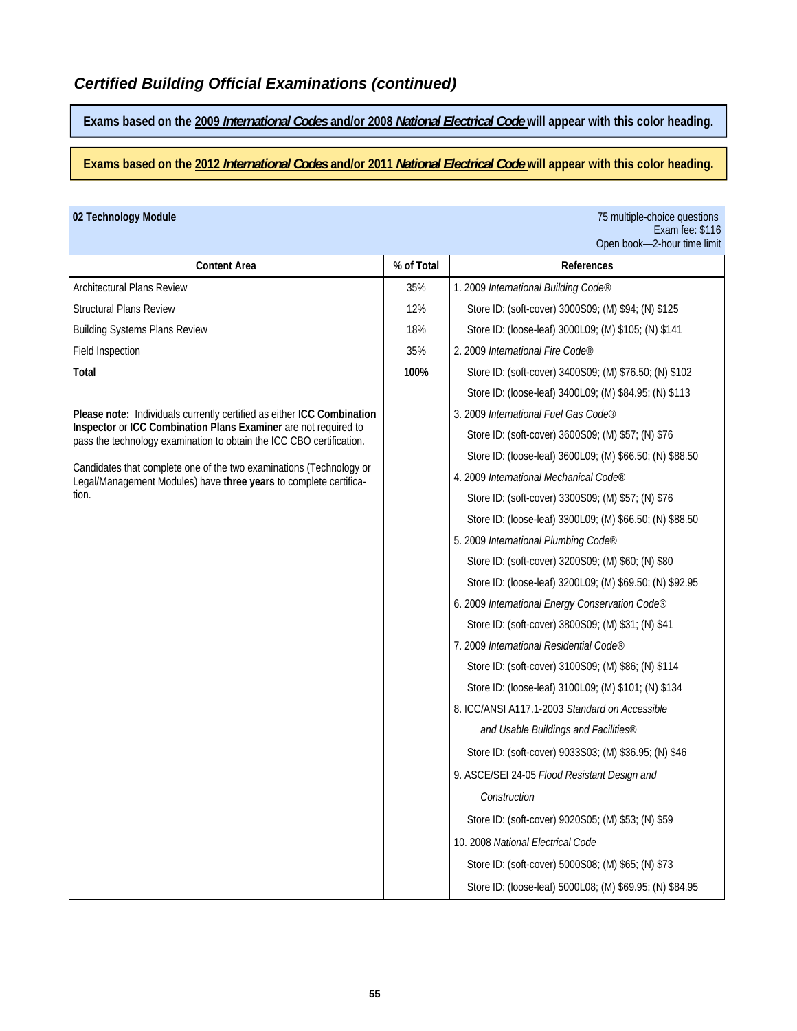## *Certified Building Official Examinations (continued)*

**Exams based on the 2009 *International Codes* and/or 2008 *National Electrical Code* will appear with this color heading.**

**Exams based on the 2012 *International Codes* and/or 2011 *National Electrical Code* will appear with this color heading.**

**02 Technology Module**

75 multiple-choice questions
Exam fee: $116
Open book—2-hour time limit

| Content Area | % of Total |
|---|---|
| Architectural Plans Review | 35% |
| Structural Plans Review | 12% |
| Building Systems Plans Review | 18% |
| Field Inspection | 35% |
| **Total** | **100%** |

**Please note:** Individuals currently certified as either **ICC Combination Inspector** or **ICC Combination Plans Examiner** are not required to pass the technology examination to obtain the ICC CBO certification.

Candidates that complete one of the two examinations (Technology or Legal/Management Modules) have **three years** to complete certification.

**References**

1. 2009 *International Building Code®*
   - Store ID: (soft-cover) 3000S09; (M) $94; (N) $125
   - Store ID: (loose-leaf) 3000L09; (M) $105; (N) $141
2. 2009 *International Fire Code®*
   - Store ID: (soft-cover) 3400S09; (M) $76.50; (N) $102
   - Store ID: (loose-leaf) 3400L09; (M) $84.95; (N) $113
3. 2009 *International Fuel Gas Code®*
   - Store ID: (soft-cover) 3600S09; (M) $57; (N) $76
   - Store ID: (loose-leaf) 3600L09; (M) $66.50; (N) $88.50
4. 2009 *International Mechanical Code®*
   - Store ID: (soft-cover) 3300S09; (M) $57; (N) $76
   - Store ID: (loose-leaf) 3300L09; (M) $66.50; (N) $88.50
5. 2009 *International Plumbing Code®*
   - Store ID: (soft-cover) 3200S09; (M) $60; (N) $80
   - Store ID: (loose-leaf) 3200L09; (M) $69.50; (N) $92.95
6. 2009 *International Energy Conservation Code®*
   - Store ID: (soft-cover) 3800S09; (M) $31; (N) $41
7. 2009 *International Residential Code®*
   - Store ID: (soft-cover) 3100S09; (M) $86; (N) $114
   - Store ID: (loose-leaf) 3100L09; (M) $101; (N) $134
8. ICC/ANSI A117.1-2003 *Standard on Accessible and Usable Buildings and Facilities®*
   - Store ID: (soft-cover) 9033S03; (M) $36.95; (N) $46
9. ASCE/SEI 24-05 *Flood Resistant Design and Construction*
   - Store ID: (soft-cover) 9020S05; (M) $53; (N) $59
10. 2008 *National Electrical Code*
    - Store ID: (soft-cover) 5000S08; (M) $65; (N) $73
    - Store ID: (loose-leaf) 5000L08; (M) $69.95; (N) $84.95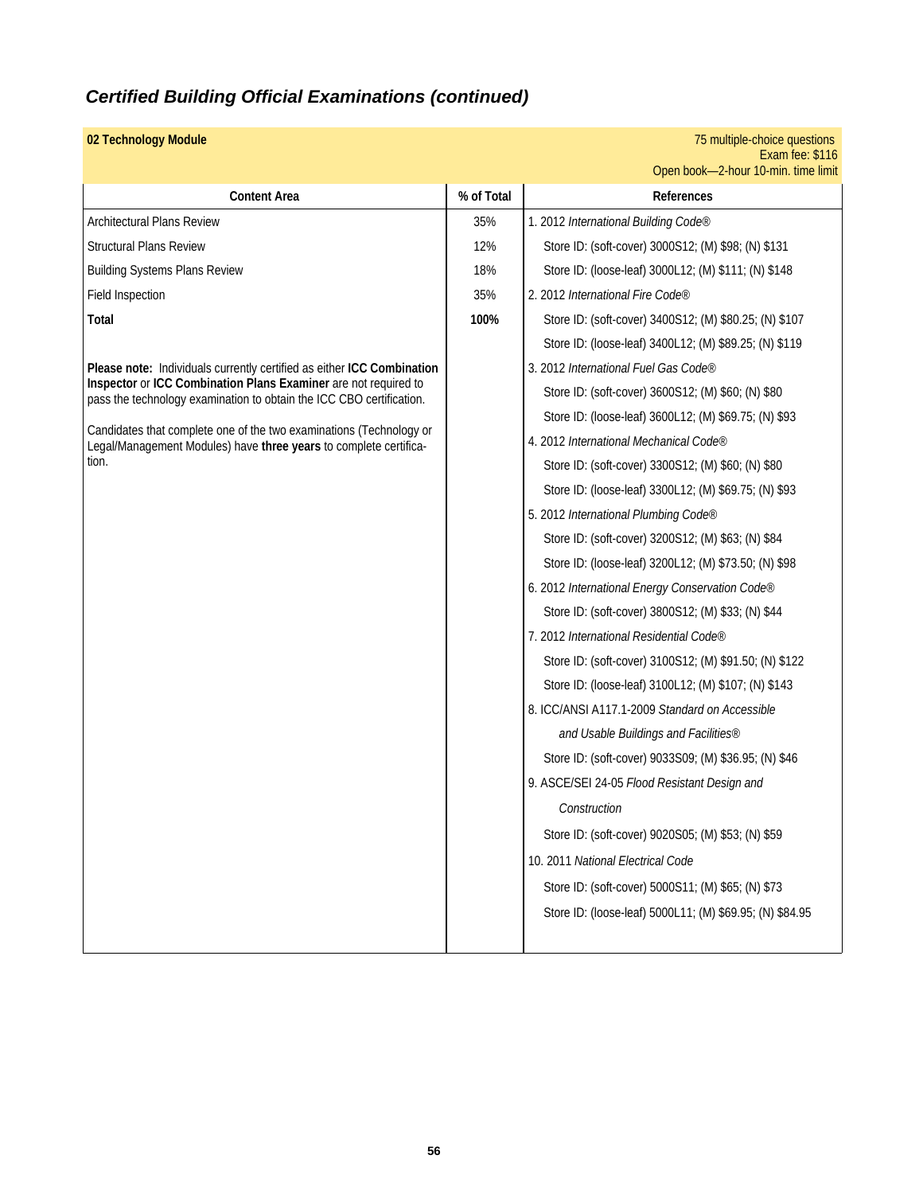## *Certified Building Official Examinations (continued)*

**02 Technology Module**

75 multiple-choice questions
Exam fee: $116
Open book—2-hour 10-min. time limit

| Content Area | % of Total |
|---|---|
| Architectural Plans Review | 35% |
| Structural Plans Review | 12% |
| Building Systems Plans Review | 18% |
| Field Inspection | 35% |
| **Total** | **100%** |

**Please note:** Individuals currently certified as either **ICC Combination Inspector** or **ICC Combination Plans Examiner** are not required to pass the technology examination to obtain the ICC CBO certification.

Candidates that complete one of the two examinations (Technology or Legal/Management Modules) have **three years** to complete certification.

**References**

1. 2012 *International Building Code®*
   - Store ID: (soft-cover) 3000S12; (M) $98; (N) $131
   - Store ID: (loose-leaf) 3000L12; (M) $111; (N) $148
2. 2012 *International Fire Code®*
   - Store ID: (soft-cover) 3400S12; (M) $80.25; (N) $107
   - Store ID: (loose-leaf) 3400L12; (M) $89.25; (N) $119
3. 2012 *International Fuel Gas Code®*
   - Store ID: (soft-cover) 3600S12; (M) $60; (N) $80
   - Store ID: (loose-leaf) 3600L12; (M) $69.75; (N) $93
4. 2012 *International Mechanical Code®*
   - Store ID: (soft-cover) 3300S12; (M) $60; (N) $80
   - Store ID: (loose-leaf) 3300L12; (M) $69.75; (N) $93
5. 2012 *International Plumbing Code®*
   - Store ID: (soft-cover) 3200S12; (M) $63; (N) $84
   - Store ID: (loose-leaf) 3200L12; (M) $73.50; (N) $98
6. 2012 *International Energy Conservation Code®*
   - Store ID: (soft-cover) 3800S12; (M) $33; (N) $44
7. 2012 *International Residential Code®*
   - Store ID: (soft-cover) 3100S12; (M) $91.50; (N) $122
   - Store ID: (loose-leaf) 3100L12; (M) $107; (N) $143
8. ICC/ANSI A117.1-2009 *Standard on Accessible and Usable Buildings and Facilities®*
   - Store ID: (soft-cover) 9033S09; (M) $36.95; (N) $46
9. ASCE/SEI 24-05 *Flood Resistant Design and Construction*
   - Store ID: (soft-cover) 9020S05; (M) $53; (N) $59
10. 2011 *National Electrical Code*
    - Store ID: (soft-cover) 5000S11; (M) $65; (N) $73
    - Store ID: (loose-leaf) 5000L11; (M) $69.95; (N) $84.95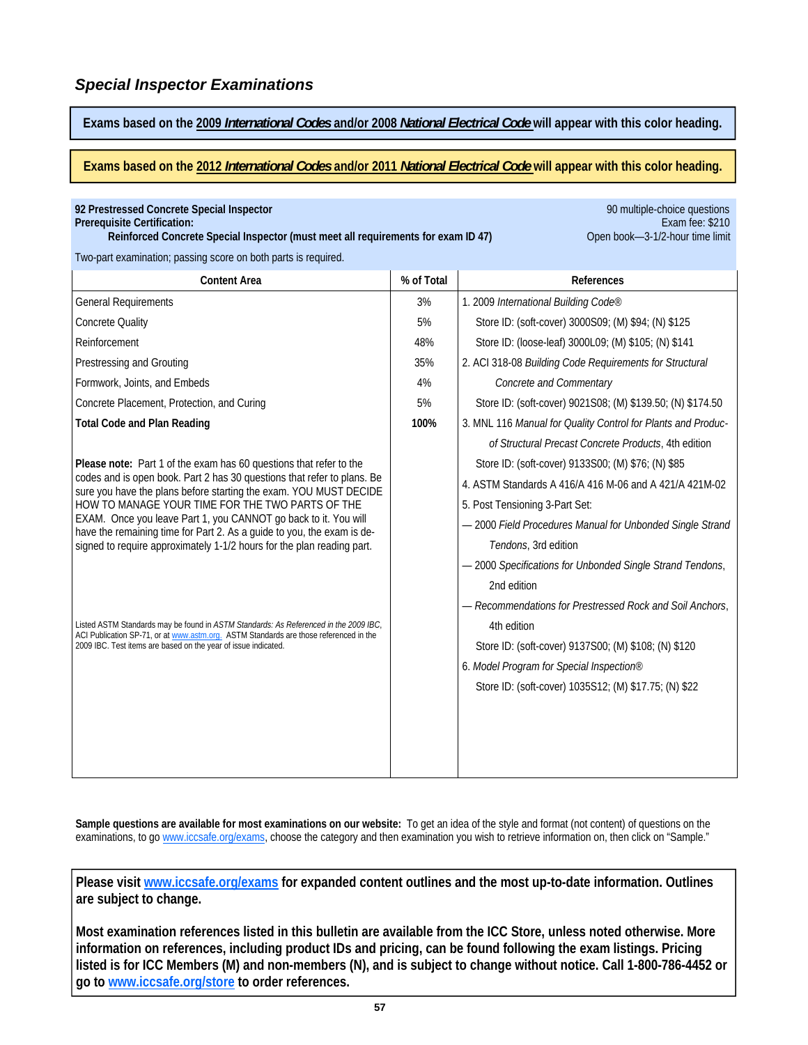## *Special Inspector Examinations*

**Exams based on the 2009 *International Codes* and/or 2008 *National Electrical Code* will appear with this color heading.**

**Exams based on the 2012 *International Codes* and/or 2011 *National Electrical Code* will appear with this color heading.**

**92 Prestressed Concrete Special Inspector**
**Prerequisite Certification:**
**Reinforced Concrete Special Inspector (must meet all requirements for exam ID 47)**

90 multiple-choice questions
Exam fee: $210
Open book—3-1/2-hour time limit

Two-part examination; passing score on both parts is required.

| Content Area | % of Total |
|---|---|
| General Requirements | 3% |
| Concrete Quality | 5% |
| Reinforcement | 48% |
| Prestressing and Grouting | 35% |
| Formwork, Joints, and Embeds | 4% |
| Concrete Placement, Protection, and Curing | 5% |
| **Total Code and Plan Reading** | **100%** |

**Please note:** Part 1 of the exam has 60 questions that refer to the codes and is open book. Part 2 has 30 questions that refer to plans. Be sure you have the plans before starting the exam. YOU MUST DECIDE HOW TO MANAGE YOUR TIME FOR THE TWO PARTS OF THE EXAM. Once you leave Part 1, you CANNOT go back to it. You will have the remaining time for Part 2. As a guide to you, the exam is designed to require approximately 1-1/2 hours for the plan reading part.

Listed ASTM Standards may be found in *ASTM Standards: As Referenced in the 2009 IBC*, ACI Publication SP-71, or at www.astm.org. ASTM Standards are those referenced in the 2009 IBC. Test items are based on the year of issue indicated.

**References**

1. 2009 *International Building Code®*
   Store ID: (soft-cover) 3000S09; (M) $94; (N) $125
   Store ID: (loose-leaf) 3000L09; (M) $105; (N) $141
2. ACI 318-08 *Building Code Requirements for Structural Concrete and Commentary*
   Store ID: (soft-cover) 9021S08; (M) $139.50; (N) $174.50
3. MNL 116 *Manual for Quality Control for Plants and Production of Structural Precast Concrete Products*, 4th edition
   Store ID: (soft-cover) 9133S00; (M) $76; (N) $85
4. ASTM Standards A 416/A 416 M-06 and A 421/A 421M-02
5. Post Tensioning 3-Part Set:
   — 2000 *Field Procedures Manual for Unbonded Single Strand Tendons*, 3rd edition
   — 2000 *Specifications for Unbonded Single Strand Tendons*, 2nd edition
   — *Recommendations for Prestressed Rock and Soil Anchors*, 4th edition
   Store ID: (soft-cover) 9137S00; (M) $108; (N) $120
6. *Model Program for Special Inspection®*
   Store ID: (soft-cover) 1035S12; (M) $17.75; (N) $22

**Sample questions are available for most examinations on our website:** To get an idea of the style and format (not content) of questions on the examinations, to go www.iccsafe.org/exams, choose the category and then examination you wish to retrieve information on, then click on "Sample."

**Please visit www.iccsafe.org/exams for expanded content outlines and the most up-to-date information. Outlines are subject to change.**

**Most examination references listed in this bulletin are available from the ICC Store, unless noted otherwise. More information on references, including product IDs and pricing, can be found following the exam listings. Pricing listed is for ICC Members (M) and non-members (N), and is subject to change without notice. Call 1-800-786-4452 or go to www.iccsafe.org/store to order references.**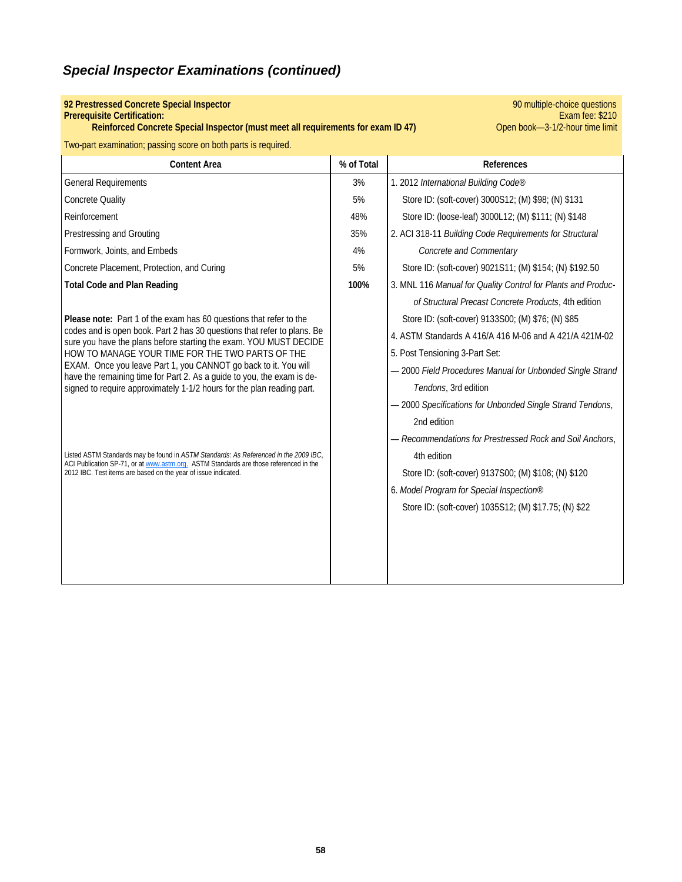## Special Inspector Examinations (continued)

**92 Prestressed Concrete Special Inspector**
**Prerequisite Certification:**
**Reinforced Concrete Special Inspector (must meet all requirements for exam ID 47)**

90 multiple-choice questions
Exam fee: $210
Open book—3-1/2-hour time limit

Two-part examination; passing score on both parts is required.

| Content Area | % of Total |
|---|---|
| General Requirements | 3% |
| Concrete Quality | 5% |
| Reinforcement | 48% |
| Prestressing and Grouting | 35% |
| Formwork, Joints, and Embeds | 4% |
| Concrete Placement, Protection, and Curing | 5% |
| **Total Code and Plan Reading** | **100%** |

**Please note:** Part 1 of the exam has 60 questions that refer to the codes and is open book. Part 2 has 30 questions that refer to plans. Be sure you have the plans before starting the exam. YOU MUST DECIDE HOW TO MANAGE YOUR TIME FOR THE TWO PARTS OF THE EXAM. Once you leave Part 1, you CANNOT go back to it. You will have the remaining time for Part 2. As a guide to you, the exam is designed to require approximately 1-1/2 hours for the plan reading part.

Listed ASTM Standards may be found in *ASTM Standards: As Referenced in the 2009 IBC*, ACI Publication SP-71, or at www.astm.org. ASTM Standards are those referenced in the 2012 IBC. Test items are based on the year of issue indicated.

**References**

1. 2012 *International Building Code®*
   Store ID: (soft-cover) 3000S12; (M) $98; (N) $131
   Store ID: (loose-leaf) 3000L12; (M) $111; (N) $148
2. ACI 318-11 *Building Code Requirements for Structural Concrete and Commentary*
   Store ID: (soft-cover) 9021S11; (M) $154; (N) $192.50
3. MNL 116 *Manual for Quality Control for Plants and Production of Structural Precast Concrete Products*, 4th edition
   Store ID: (soft-cover) 9133S00; (M) $76; (N) $85
4. ASTM Standards A 416/A 416 M-06 and A 421/A 421M-02
5. Post Tensioning 3-Part Set:
   — 2000 *Field Procedures Manual for Unbonded Single Strand Tendons*, 3rd edition
   — 2000 *Specifications for Unbonded Single Strand Tendons*, 2nd edition
   — *Recommendations for Prestressed Rock and Soil Anchors*, 4th edition
   Store ID: (soft-cover) 9137S00; (M) $108; (N) $120
6. *Model Program for Special Inspection®*
   Store ID: (soft-cover) 1035S12; (M) $17.75; (N) $22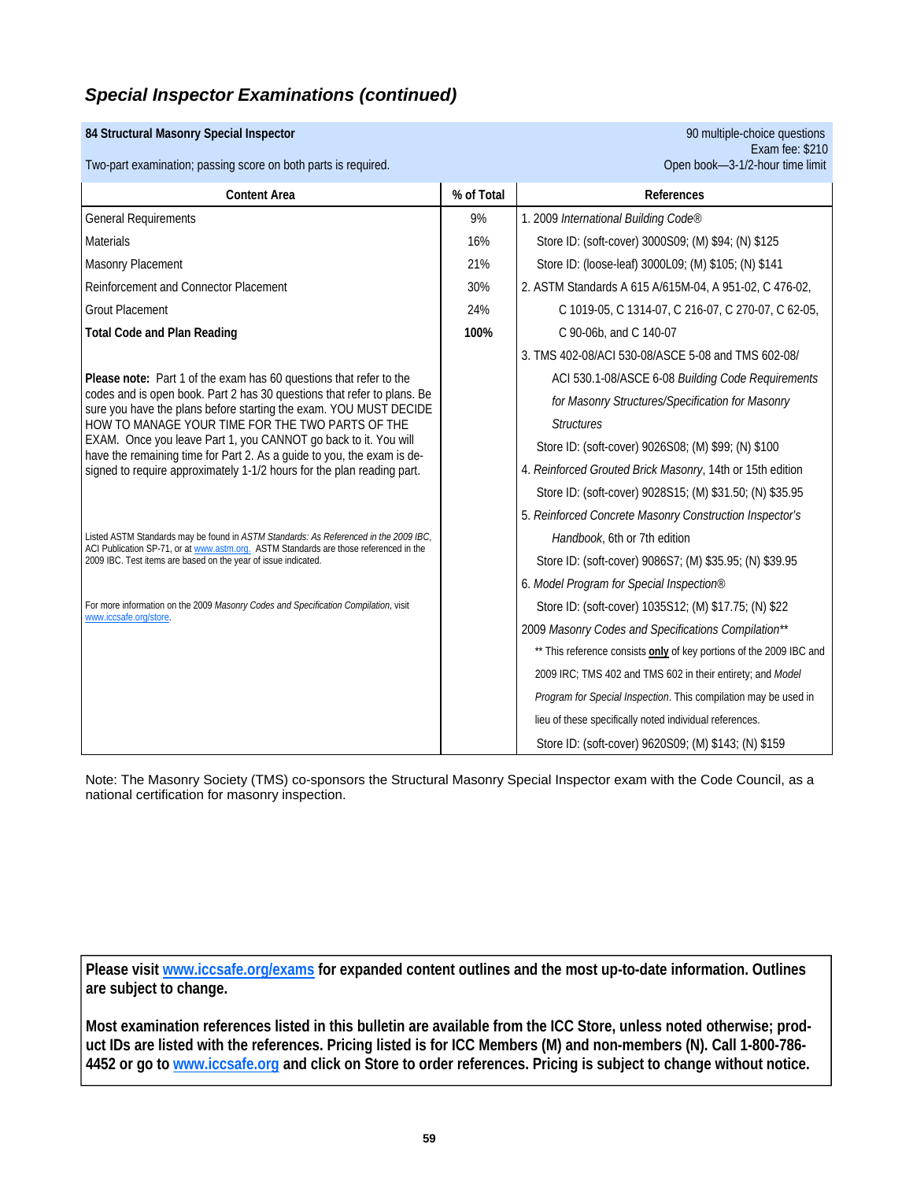## *Special Inspector Examinations (continued)*

**84 Structural Masonry Special Inspector**

90 multiple-choice questions
Exam fee: $210
Open book—3-1/2-hour time limit

Two-part examination; passing score on both parts is required.

| Content Area | % of Total |
|---|---|
| General Requirements | 9% |
| Materials | 16% |
| Masonry Placement | 21% |
| Reinforcement and Connector Placement | 30% |
| Grout Placement | 24% |
| **Total Code and Plan Reading** | **100%** |

**Please note:** Part 1 of the exam has 60 questions that refer to the codes and is open book. Part 2 has 30 questions that refer to plans. Be sure you have the plans before starting the exam. YOU MUST DECIDE HOW TO MANAGE YOUR TIME FOR THE TWO PARTS OF THE EXAM. Once you leave Part 1, you CANNOT go back to it. You will have the remaining time for Part 2. As a guide to you, the exam is designed to require approximately 1-1/2 hours for the plan reading part.

Listed ASTM Standards may be found in *ASTM Standards: As Referenced in the 2009 IBC*, ACI Publication SP-71, or at www.astm.org. ASTM Standards are those referenced in the 2009 IBC. Test items are based on the year of issue indicated.

For more information on the 2009 *Masonry Codes and Specification Compilation*, visit www.iccsafe.org/store.

**References**

1. 2009 *International Building Code®*
   Store ID: (soft-cover) 3000S09; (M) $94; (N) $125
   Store ID: (loose-leaf) 3000L09; (M) $105; (N) $141
2. ASTM Standards A 615 A/615M-04, A 951-02, C 476-02, C 1019-05, C 1314-07, C 216-07, C 270-07, C 62-05, C 90-06b, and C 140-07
3. TMS 402-08/ACI 530-08/ASCE 5-08 and TMS 602-08/ ACI 530.1-08/ASCE 6-08 *Building Code Requirements for Masonry Structures/Specification for Masonry Structures*
   Store ID: (soft-cover) 9026S08; (M) $99; (N) $100
4. *Reinforced Grouted Brick Masonry*, 14th or 15th edition
   Store ID: (soft-cover) 9028S15; (M) $31.50; (N) $35.95
5. *Reinforced Concrete Masonry Construction Inspector's Handbook*, 6th or 7th edition
   Store ID: (soft-cover) 9086S7; (M) $35.95; (N) $39.95
6. *Model Program for Special Inspection®*
   Store ID: (soft-cover) 1035S12; (M) $17.75; (N) $22

2009 *Masonry Codes and Specifications Compilation*\*\*

\*\* This reference consists **only** of key portions of the 2009 IBC and 2009 IRC; TMS 402 and TMS 602 in their entirety; and *Model Program for Special Inspection*. This compilation may be used in lieu of these specifically noted individual references.

Store ID: (soft-cover) 9620S09; (M) $143; (N) $159

Note: The Masonry Society (TMS) co-sponsors the Structural Masonry Special Inspector exam with the Code Council, as a national certification for masonry inspection.

**Please visit www.iccsafe.org/exams for expanded content outlines and the most up-to-date information. Outlines are subject to change.**

**Most examination references listed in this bulletin are available from the ICC Store, unless noted otherwise; product IDs are listed with the references. Pricing listed is for ICC Members (M) and non-members (N). Call 1-800-786-4452 or go to www.iccsafe.org and click on Store to order references. Pricing is subject to change without notice.**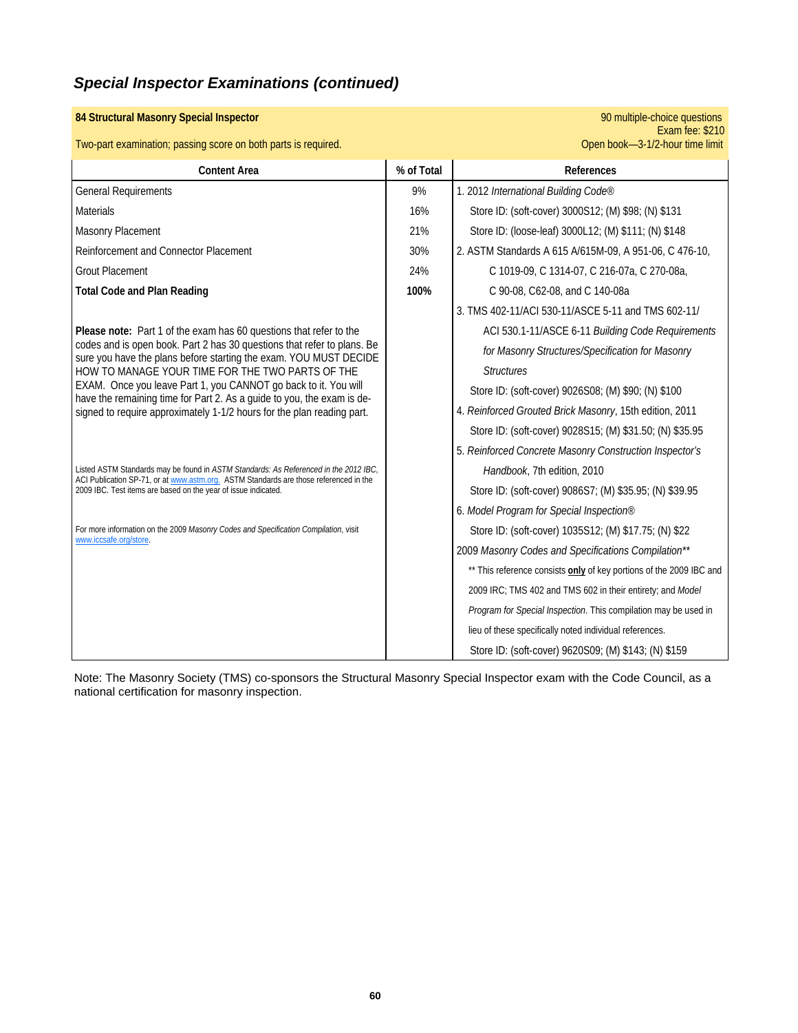## *Special Inspector Examinations (continued)*

**84 Structural Masonry Special Inspector**

90 multiple-choice questions
Exam fee: $210
Open book—3-1/2-hour time limit

Two-part examination; passing score on both parts is required.

| Content Area | % of Total |
|---|---|
| General Requirements | 9% |
| Materials | 16% |
| Masonry Placement | 21% |
| Reinforcement and Connector Placement | 30% |
| Grout Placement | 24% |
| **Total Code and Plan Reading** | **100%** |

**Please note:** Part 1 of the exam has 60 questions that refer to the codes and is open book. Part 2 has 30 questions that refer to plans. Be sure you have the plans before starting the exam. YOU MUST DECIDE HOW TO MANAGE YOUR TIME FOR THE TWO PARTS OF THE EXAM. Once you leave Part 1, you CANNOT go back to it. You will have the remaining time for Part 2. As a guide to you, the exam is designed to require approximately 1-1/2 hours for the plan reading part.

Listed ASTM Standards may be found in *ASTM Standards: As Referenced in the 2012 IBC*, ACI Publication SP-71, or at www.astm.org. ASTM Standards are those referenced in the 2009 IBC. Test items are based on the year of issue indicated.

For more information on the 2009 *Masonry Codes and Specification Compilation*, visit www.iccsafe.org/store.

**References**

1. 2012 *International Building Code®*
   Store ID: (soft-cover) 3000S12; (M) $98; (N) $131
   Store ID: (loose-leaf) 3000L12; (M) $111; (N) $148
2. ASTM Standards A 615 A/615M-09, A 951-06, C 476-10, C 1019-09, C 1314-07, C 216-07a, C 270-08a, C 90-08, C62-08, and C 140-08a
3. TMS 402-11/ACI 530-11/ASCE 5-11 and TMS 602-11/ ACI 530.1-11/ASCE 6-11 *Building Code Requirements for Masonry Structures/Specification for Masonry Structures*
   Store ID: (soft-cover) 9026S08; (M) $90; (N) $100
4. *Reinforced Grouted Brick Masonry*, 15th edition, 2011
   Store ID: (soft-cover) 9028S15; (M) $31.50; (N) $35.95
5. *Reinforced Concrete Masonry Construction Inspector's Handbook*, 7th edition, 2010
   Store ID: (soft-cover) 9086S7; (M) $35.95; (N) $39.95
6. *Model Program for Special Inspection®*
   Store ID: (soft-cover) 1035S12; (M) $17.75; (N) $22

2009 *Masonry Codes and Specifications Compilation***

** This reference consists **only** of key portions of the 2009 IBC and 2009 IRC; TMS 402 and TMS 602 in their entirety; and *Model Program for Special Inspection*. This compilation may be used in lieu of these specifically noted individual references.

Store ID: (soft-cover) 9620S09; (M) $143; (N) $159

Note: The Masonry Society (TMS) co-sponsors the Structural Masonry Special Inspector exam with the Code Council, as a national certification for masonry inspection.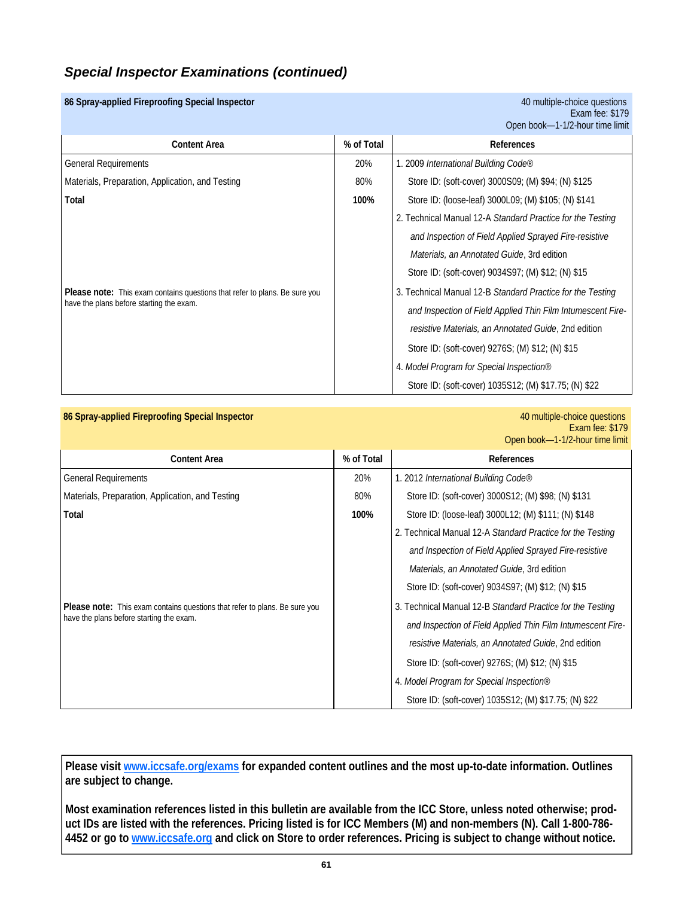## *Special Inspector Examinations (continued)*

### 86 Spray-applied Fireproofing Special Inspector

40 multiple-choice questions
Exam fee: $179
Open book—1-1/2-hour time limit

| Content Area | % of Total | References |
|---|---|---|
| General Requirements | 20% | 1. 2009 *International Building Code®* |
| Materials, Preparation, Application, and Testing | 80% | Store ID: (soft-cover) 3000S09; (M) $94; (N) $125 |
| **Total** | **100%** | Store ID: (loose-leaf) 3000L09; (M) $105; (N) $141 |
| | | 2. Technical Manual 12-A *Standard Practice for the Testing and Inspection of Field Applied Sprayed Fire-resistive Materials, an Annotated Guide*, 3rd edition |
| | | Store ID: (soft-cover) 9034S97; (M) $12; (N) $15 |
| **Please note:** This exam contains questions that refer to plans. Be sure you have the plans before starting the exam. | | 3. Technical Manual 12-B *Standard Practice for the Testing and Inspection of Field Applied Thin Film Intumescent Fire-resistive Materials, an Annotated Guide*, 2nd edition |
| | | Store ID: (soft-cover) 9276S; (M) $12; (N) $15 |
| | | 4. *Model Program for Special Inspection®* |
| | | Store ID: (soft-cover) 1035S12; (M) $17.75; (N) $22 |

### 86 Spray-applied Fireproofing Special Inspector

40 multiple-choice questions
Exam fee: $179
Open book—1-1/2-hour time limit

| Content Area | % of Total | References |
|---|---|---|
| General Requirements | 20% | 1. 2012 *International Building Code®* |
| Materials, Preparation, Application, and Testing | 80% | Store ID: (soft-cover) 3000S12; (M) $98; (N) $131 |
| **Total** | **100%** | Store ID: (loose-leaf) 3000L12; (M) $111; (N) $148 |
| | | 2. Technical Manual 12-A *Standard Practice for the Testing and Inspection of Field Applied Sprayed Fire-resistive Materials, an Annotated Guide*, 3rd edition |
| | | Store ID: (soft-cover) 9034S97; (M) $12; (N) $15 |
| **Please note:** This exam contains questions that refer to plans. Be sure you have the plans before starting the exam. | | 3. Technical Manual 12-B *Standard Practice for the Testing and Inspection of Field Applied Thin Film Intumescent Fire-resistive Materials, an Annotated Guide*, 2nd edition |
| | | Store ID: (soft-cover) 9276S; (M) $12; (N) $15 |
| | | 4. *Model Program for Special Inspection®* |
| | | Store ID: (soft-cover) 1035S12; (M) $17.75; (N) $22 |

**Please visit [www.iccsafe.org/exams](www.iccsafe.org/exams) for expanded content outlines and the most up-to-date information. Outlines are subject to change.**

**Most examination references listed in this bulletin are available from the ICC Store, unless noted otherwise; product IDs are listed with the references. Pricing listed is for ICC Members (M) and non-members (N). Call 1-800-786-4452 or go to [www.iccsafe.org](www.iccsafe.org) and click on Store to order references. Pricing is subject to change without notice.**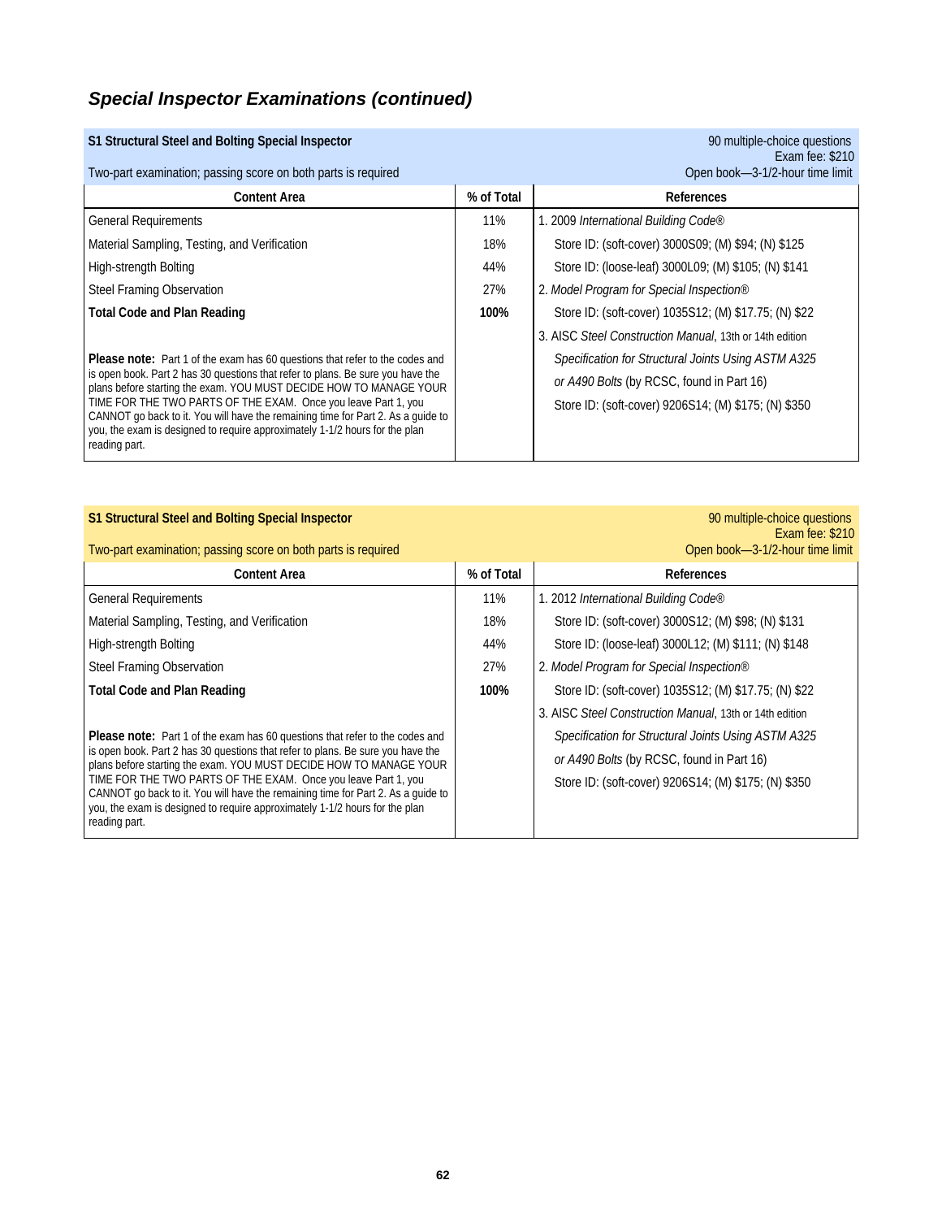## *Special Inspector Examinations (continued)*

### S1 Structural Steel and Bolting Special Inspector

90 multiple-choice questions
Exam fee: $210
Two-part examination; passing score on both parts is required
Open book—3-1/2-hour time limit

| Content Area | % of Total | References |
|---|---|---|
| General Requirements | 11% | 1. 2009 *International Building Code®* |
| Material Sampling, Testing, and Verification | 18% | Store ID: (soft-cover) 3000S09; (M) $94; (N) $125 |
| High-strength Bolting | 44% | Store ID: (loose-leaf) 3000L09; (M) $105; (N) $141 |
| Steel Framing Observation | 27% | 2. *Model Program for Special Inspection®* |
| **Total Code and Plan Reading** | **100%** | Store ID: (soft-cover) 1035S12; (M) $17.75; (N) $22 |
| | | 3. AISC *Steel Construction Manual*, 13th or 14th edition |
| **Please note:** Part 1 of the exam has 60 questions that refer to the codes and is open book. Part 2 has 30 questions that refer to plans. Be sure you have the plans before starting the exam. YOU MUST DECIDE HOW TO MANAGE YOUR TIME FOR THE TWO PARTS OF THE EXAM. Once you leave Part 1, you CANNOT go back to it. You will have the remaining time for Part 2. As a guide to you, the exam is designed to require approximately 1-1/2 hours for the plan reading part. | | *Specification for Structural Joints Using ASTM A325 or A490 Bolts* (by RCSC, found in Part 16) Store ID: (soft-cover) 9206S14; (M) $175; (N) $350 |

### S1 Structural Steel and Bolting Special Inspector

90 multiple-choice questions
Exam fee: $210
Two-part examination; passing score on both parts is required
Open book—3-1/2-hour time limit

| Content Area | % of Total | References |
|---|---|---|
| General Requirements | 11% | 1. 2012 *International Building Code®* |
| Material Sampling, Testing, and Verification | 18% | Store ID: (soft-cover) 3000S12; (M) $98; (N) $131 |
| High-strength Bolting | 44% | Store ID: (loose-leaf) 3000L12; (M) $111; (N) $148 |
| Steel Framing Observation | 27% | 2. *Model Program for Special Inspection®* |
| **Total Code and Plan Reading** | **100%** | Store ID: (soft-cover) 1035S12; (M) $17.75; (N) $22 |
| | | 3. AISC *Steel Construction Manual*, 13th or 14th edition |
| **Please note:** Part 1 of the exam has 60 questions that refer to the codes and is open book. Part 2 has 30 questions that refer to plans. Be sure you have the plans before starting the exam. YOU MUST DECIDE HOW TO MANAGE YOUR TIME FOR THE TWO PARTS OF THE EXAM. Once you leave Part 1, you CANNOT go back to it. You will have the remaining time for Part 2. As a guide to you, the exam is designed to require approximately 1-1/2 hours for the plan reading part. | | *Specification for Structural Joints Using ASTM A325 or A490 Bolts* (by RCSC, found in Part 16) Store ID: (soft-cover) 9206S14; (M) $175; (N) $350 |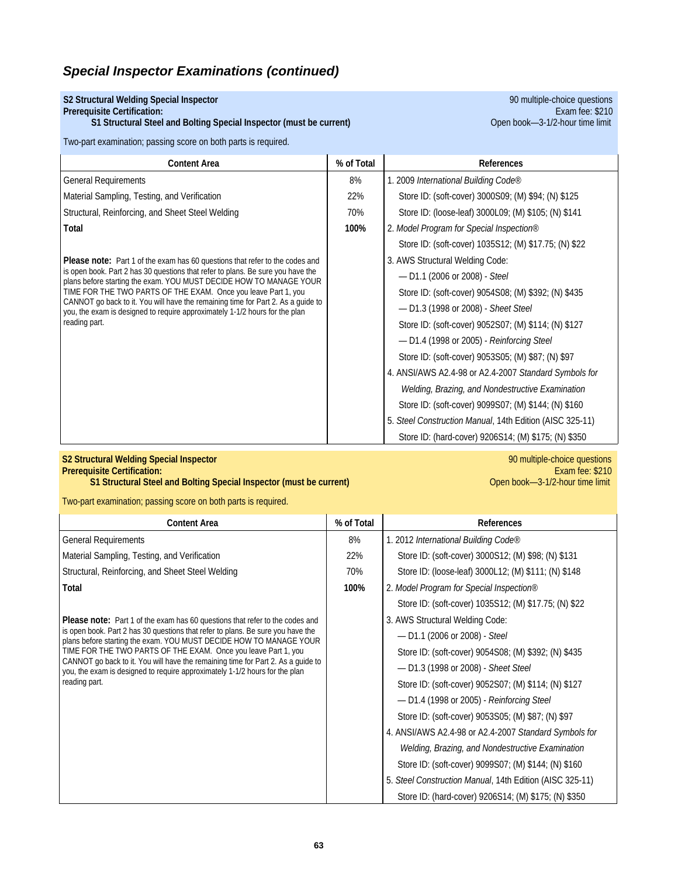## *Special Inspector Examinations (continued)*

**S2 Structural Welding Special Inspector**
**Prerequisite Certification:**
**S1 Structural Steel and Bolting Special Inspector (must be current)**

90 multiple-choice questions
Exam fee: $210
Open book—3-1/2-hour time limit

Two-part examination; passing score on both parts is required.

| Content Area | % of Total | References |
|---|---|---|
| General Requirements | 8% | 1. 2009 *International Building Code®* |
| Material Sampling, Testing, and Verification | 22% | Store ID: (soft-cover) 3000S09; (M) $94; (N) $125 |
| Structural, Reinforcing, and Sheet Steel Welding | 70% | Store ID: (loose-leaf) 3000L09; (M) $105; (N) $141 |
| **Total** | **100%** | 2. *Model Program for Special Inspection®* |
| | | Store ID: (soft-cover) 1035S12; (M) $17.75; (N) $22 |
| | | 3. AWS Structural Welding Code: |
| | | — D1.1 (2006 or 2008) - *Steel* |
| | | Store ID: (soft-cover) 9054S08; (M) $392; (N) $435 |
| | | — D1.3 (1998 or 2008) - *Sheet Steel* |
| | | Store ID: (soft-cover) 9052S07; (M) $114; (N) $127 |
| | | — D1.4 (1998 or 2005) - *Reinforcing Steel* |
| | | Store ID: (soft-cover) 9053S05; (M) $87; (N) $97 |
| | | 4. ANSI/AWS A2.4-98 or A2.4-2007 *Standard Symbols for Welding, Brazing, and Nondestructive Examination* |
| | | Store ID: (soft-cover) 9099S07; (M) $144; (N) $160 |
| | | 5. *Steel Construction Manual*, 14th Edition (AISC 325-11) |
| | | Store ID: (hard-cover) 9206S14; (M) $175; (N) $350 |

**Please note:** Part 1 of the exam has 60 questions that refer to the codes and is open book. Part 2 has 30 questions that refer to plans. Be sure you have the plans before starting the exam. YOU MUST DECIDE HOW TO MANAGE YOUR TIME FOR THE TWO PARTS OF THE EXAM. Once you leave Part 1, you CANNOT go back to it. You will have the remaining time for Part 2. As a guide to you, the exam is designed to require approximately 1-1/2 hours for the plan reading part.

**S2 Structural Welding Special Inspector**
**Prerequisite Certification:**
**S1 Structural Steel and Bolting Special Inspector (must be current)**

90 multiple-choice questions
Exam fee: $210
Open book—3-1/2-hour time limit

Two-part examination; passing score on both parts is required.

| Content Area | % of Total | References |
|---|---|---|
| General Requirements | 8% | 1. 2012 *International Building Code®* |
| Material Sampling, Testing, and Verification | 22% | Store ID: (soft-cover) 3000S12; (M) $98; (N) $131 |
| Structural, Reinforcing, and Sheet Steel Welding | 70% | Store ID: (loose-leaf) 3000L12; (M) $111; (N) $148 |
| **Total** | **100%** | 2. *Model Program for Special Inspection®* |
| | | Store ID: (soft-cover) 1035S12; (M) $17.75; (N) $22 |
| | | 3. AWS Structural Welding Code: |
| | | — D1.1 (2006 or 2008) - *Steel* |
| | | Store ID: (soft-cover) 9054S08; (M) $392; (N) $435 |
| | | — D1.3 (1998 or 2008) - *Sheet Steel* |
| | | Store ID: (soft-cover) 9052S07; (M) $114; (N) $127 |
| | | — D1.4 (1998 or 2005) - *Reinforcing Steel* |
| | | Store ID: (soft-cover) 9053S05; (M) $87; (N) $97 |
| | | 4. ANSI/AWS A2.4-98 or A2.4-2007 *Standard Symbols for Welding, Brazing, and Nondestructive Examination* |
| | | Store ID: (soft-cover) 9099S07; (M) $144; (N) $160 |
| | | 5. *Steel Construction Manual*, 14th Edition (AISC 325-11) |
| | | Store ID: (hard-cover) 9206S14; (M) $175; (N) $350 |

**Please note:** Part 1 of the exam has 60 questions that refer to the codes and is open book. Part 2 has 30 questions that refer to plans. Be sure you have the plans before starting the exam. YOU MUST DECIDE HOW TO MANAGE YOUR TIME FOR THE TWO PARTS OF THE EXAM. Once you leave Part 1, you CANNOT go back to it. You will have the remaining time for Part 2. As a guide to you, the exam is designed to require approximately 1-1/2 hours for the plan reading part.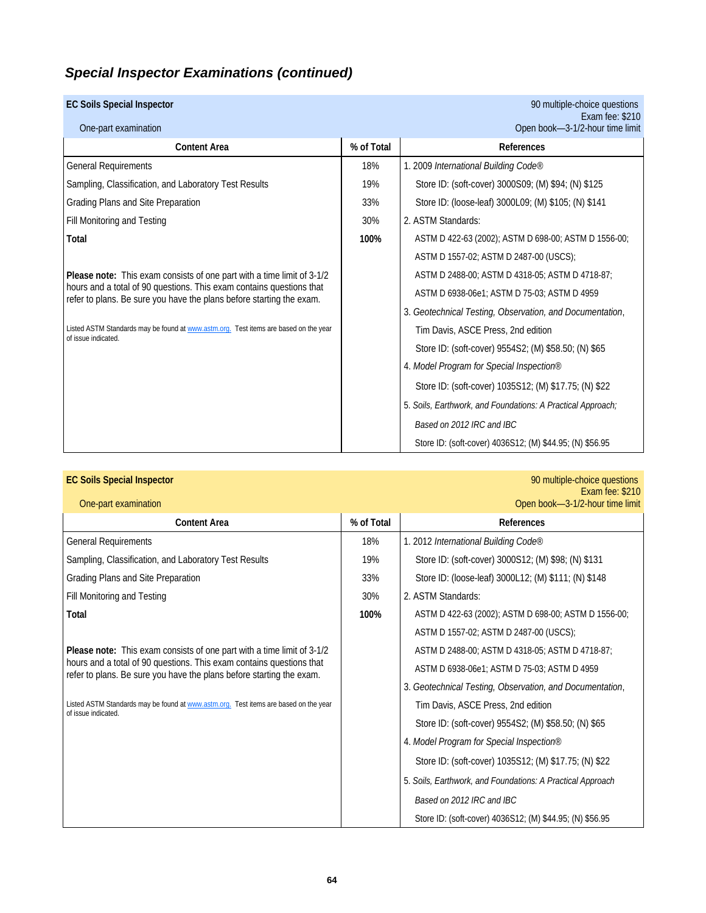## *Special Inspector Examinations (continued)*

**EC Soils Special Inspector**

One-part examination

90 multiple-choice questions
Exam fee: $210
Open book—3-1/2-hour time limit

| Content Area | % of Total | References |
|---|---|---|
| General Requirements | 18% | 1. 2009 *International Building Code®* |
| Sampling, Classification, and Laboratory Test Results | 19% | Store ID: (soft-cover) 3000S09; (M) $94; (N) $125 |
| Grading Plans and Site Preparation | 33% | Store ID: (loose-leaf) 3000L09; (M) $105; (N) $141 |
| Fill Monitoring and Testing | 30% | 2. ASTM Standards: |
| **Total** | **100%** | ASTM D 422-63 (2002); ASTM D 698-00; ASTM D 1556-00; |
| | | ASTM D 1557-02; ASTM D 2487-00 (USCS); |
| **Please note:** This exam consists of one part with a time limit of 3-1/2 hours and a total of 90 questions. This exam contains questions that refer to plans. Be sure you have the plans before starting the exam. | | ASTM D 2488-00; ASTM D 4318-05; ASTM D 4718-87; |
| | | ASTM D 6938-06e1; ASTM D 75-03; ASTM D 4959 |
| Listed ASTM Standards may be found at www.astm.org. Test items are based on the year of issue indicated. | | 3. *Geotechnical Testing, Observation, and Documentation*, |
| | | Tim Davis, ASCE Press, 2nd edition |
| | | Store ID: (soft-cover) 9554S2; (M) $58.50; (N) $65 |
| | | 4. *Model Program for Special Inspection®* |
| | | Store ID: (soft-cover) 1035S12; (M) $17.75; (N) $22 |
| | | 5. *Soils, Earthwork, and Foundations: A Practical Approach; Based on 2012 IRC and IBC* |
| | | Store ID: (soft-cover) 4036S12; (M) $44.95; (N) $56.95 |

**EC Soils Special Inspector**

One-part examination

90 multiple-choice questions
Exam fee: $210
Open book—3-1/2-hour time limit

| Content Area | % of Total | References |
|---|---|---|
| General Requirements | 18% | 1. 2012 *International Building Code®* |
| Sampling, Classification, and Laboratory Test Results | 19% | Store ID: (soft-cover) 3000S12; (M) $98; (N) $131 |
| Grading Plans and Site Preparation | 33% | Store ID: (loose-leaf) 3000L12; (M) $111; (N) $148 |
| Fill Monitoring and Testing | 30% | 2. ASTM Standards: |
| **Total** | **100%** | ASTM D 422-63 (2002); ASTM D 698-00; ASTM D 1556-00; |
| | | ASTM D 1557-02; ASTM D 2487-00 (USCS); |
| **Please note:** This exam consists of one part with a time limit of 3-1/2 hours and a total of 90 questions. This exam contains questions that refer to plans. Be sure you have the plans before starting the exam. | | ASTM D 2488-00; ASTM D 4318-05; ASTM D 4718-87; |
| | | ASTM D 6938-06e1; ASTM D 75-03; ASTM D 4959 |
| Listed ASTM Standards may be found at www.astm.org. Test items are based on the year of issue indicated. | | 3. *Geotechnical Testing, Observation, and Documentation*, |
| | | Tim Davis, ASCE Press, 2nd edition |
| | | Store ID: (soft-cover) 9554S2; (M) $58.50; (N) $65 |
| | | 4. *Model Program for Special Inspection®* |
| | | Store ID: (soft-cover) 1035S12; (M) $17.75; (N) $22 |
| | | 5. *Soils, Earthwork, and Foundations: A Practical Approach Based on 2012 IRC and IBC* |
| | | Store ID: (soft-cover) 4036S12; (M) $44.95; (N) $56.95 |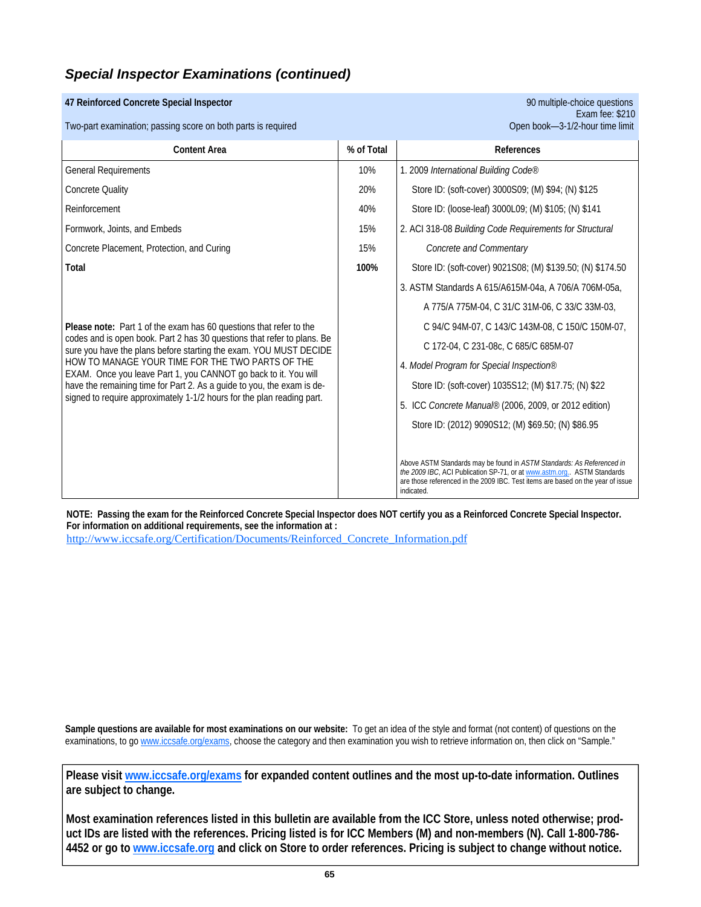## Special Inspector Examinations (continued)

**47 Reinforced Concrete Special Inspector**

90 multiple-choice questions
Exam fee: $210
Open book—3-1/2-hour time limit

Two-part examination; passing score on both parts is required

| Content Area | % of Total | References |
|---|---|---|
| General Requirements | 10% | 1. 2009 *International Building Code®* |
| Concrete Quality | 20% | Store ID: (soft-cover) 3000S09; (M) $94; (N) $125 |
| Reinforcement | 40% | Store ID: (loose-leaf) 3000L09; (M) $105; (N) $141 |
| Formwork, Joints, and Embeds | 15% | 2. ACI 318-08 *Building Code Requirements for Structural Concrete and Commentary* |
| Concrete Placement, Protection, and Curing | 15% | Store ID: (soft-cover) 9021S08; (M) $139.50; (N) $174.50 |
| **Total** | **100%** | 3. ASTM Standards A 615/A615M-04a, A 706/A 706M-05a, A 775/A 775M-04, C 31/C 31M-06, C 33/C 33M-03, C 94/C 94M-07, C 143/C 143M-08, C 150/C 150M-07, C 172-04, C 231-08c, C 685/C 685M-07 |
| | | 4. *Model Program for Special Inspection®* |
| | | Store ID: (soft-cover) 1035S12; (M) $17.75; (N) $22 |
| | | 5. ICC *Concrete Manual®* (2006, 2009, or 2012 edition) |
| | | Store ID: (2012) 9090S12; (M) $69.50; (N) $86.95 |

**Please note:** Part 1 of the exam has 60 questions that refer to the codes and is open book. Part 2 has 30 questions that refer to plans. Be sure you have the plans before starting the exam. YOU MUST DECIDE HOW TO MANAGE YOUR TIME FOR THE TWO PARTS OF THE EXAM. Once you leave Part 1, you CANNOT go back to it. You will have the remaining time for Part 2. As a guide to you, the exam is designed to require approximately 1-1/2 hours for the plan reading part.

Above ASTM Standards may be found in *ASTM Standards: As Referenced in the 2009 IBC*, ACI Publication SP-71, or at www.astm.org.. ASTM Standards are those referenced in the 2009 IBC. Test items are based on the year of issue indicated.

**NOTE: Passing the exam for the Reinforced Concrete Special Inspector does NOT certify you as a Reinforced Concrete Special Inspector. For information on additional requirements, see the information at :**
http://www.iccsafe.org/Certification/Documents/Reinforced_Concrete_Information.pdf

**Sample questions are available for most examinations on our website:** To get an idea of the style and format (not content) of questions on the examinations, to go www.iccsafe.org/exams, choose the category and then examination you wish to retrieve information on, then click on "Sample."

**Please visit www.iccsafe.org/exams for expanded content outlines and the most up-to-date information. Outlines are subject to change.**

**Most examination references listed in this bulletin are available from the ICC Store, unless noted otherwise; product IDs are listed with the references. Pricing listed is for ICC Members (M) and non-members (N). Call 1-800-786-4452 or go to www.iccsafe.org and click on Store to order references. Pricing is subject to change without notice.**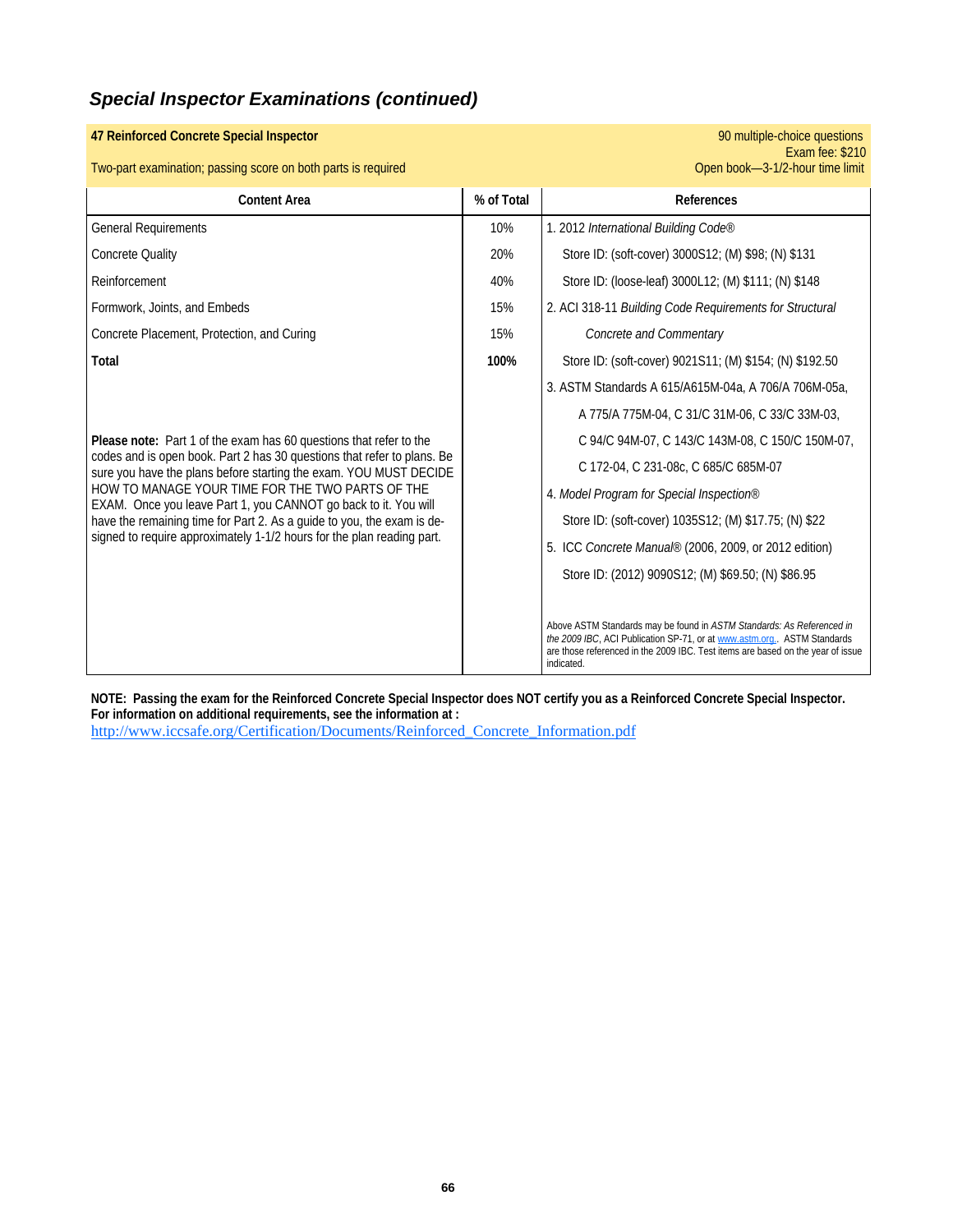## *Special Inspector Examinations (continued)*

**47 Reinforced Concrete Special Inspector**

Two-part examination; passing score on both parts is required

90 multiple-choice questions
Exam fee: $210
Open book—3-1/2-hour time limit

| Content Area | % of Total | References |
|---|---|---|
| General Requirements | 10% | 1. 2012 *International Building Code®* |
| Concrete Quality | 20% | Store ID: (soft-cover) 3000S12; (M) $98; (N) $131 |
| Reinforcement | 40% | Store ID: (loose-leaf) 3000L12; (M) $111; (N) $148 |
| Formwork, Joints, and Embeds | 15% | 2. ACI 318-11 *Building Code Requirements for Structural Concrete and Commentary* |
| Concrete Placement, Protection, and Curing | 15% | |
| **Total** | **100%** | Store ID: (soft-cover) 9021S11; (M) $154; (N) $192.50 |
| | | 3. ASTM Standards A 615/A615M-04a, A 706/A 706M-05a, A 775/A 775M-04, C 31/C 31M-06, C 33/C 33M-03, C 94/C 94M-07, C 143/C 143M-08, C 150/C 150M-07, C 172-04, C 231-08c, C 685/C 685M-07 |
| | | 4. *Model Program for Special Inspection®* |
| | | Store ID: (soft-cover) 1035S12; (M) $17.75; (N) $22 |
| | | 5. ICC *Concrete Manual®* (2006, 2009, or 2012 edition) |
| | | Store ID: (2012) 9090S12; (M) $69.50; (N) $86.95 |

**Please note:** Part 1 of the exam has 60 questions that refer to the codes and is open book. Part 2 has 30 questions that refer to plans. Be sure you have the plans before starting the exam. YOU MUST DECIDE HOW TO MANAGE YOUR TIME FOR THE TWO PARTS OF THE EXAM. Once you leave Part 1, you CANNOT go back to it. You will have the remaining time for Part 2. As a guide to you, the exam is designed to require approximately 1-1/2 hours for the plan reading part.

Above ASTM Standards may be found in *ASTM Standards: As Referenced in the 2009 IBC*, ACI Publication SP-71, or at www.astm.org.. ASTM Standards are those referenced in the 2009 IBC. Test items are based on the year of issue indicated.

**NOTE: Passing the exam for the Reinforced Concrete Special Inspector does NOT certify you as a Reinforced Concrete Special Inspector. For information on additional requirements, see the information at :**
http://www.iccsafe.org/Certification/Documents/Reinforced_Concrete_Information.pdf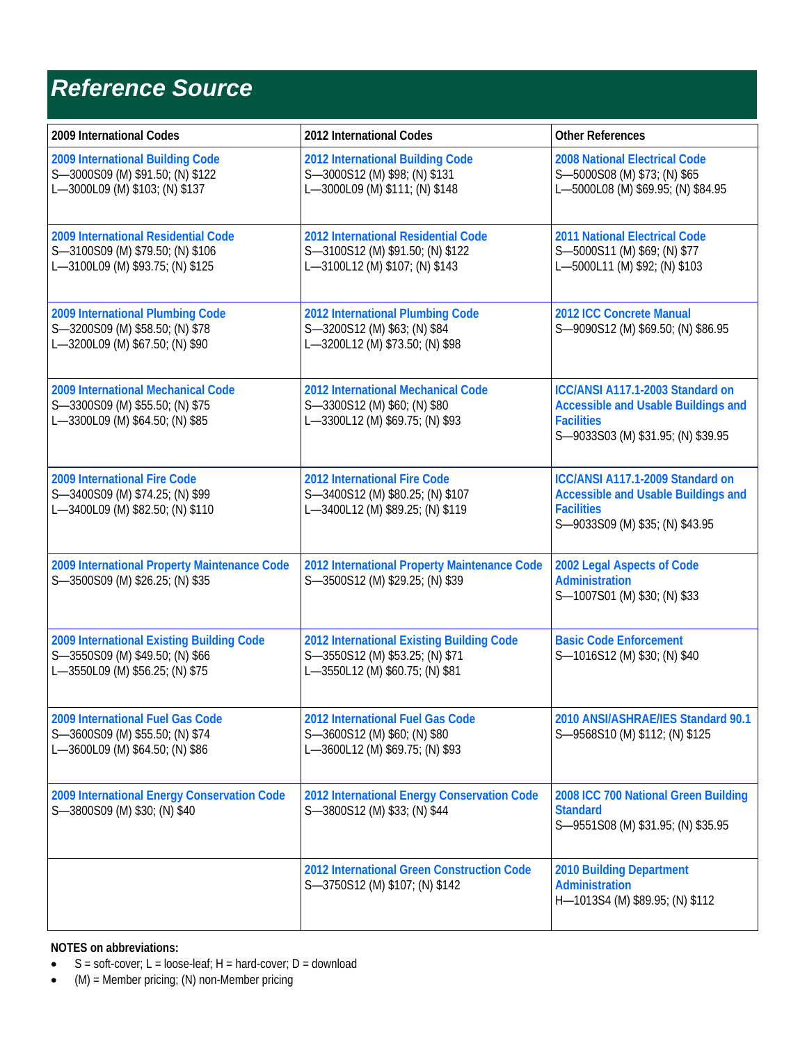# Reference Source

| 2009 International Codes | 2012 International Codes | Other References |
|---|---|---|
| **2009 International Building Code**<br>S—3000S09 (M) $91.50; (N) $122<br>L—3000L09 (M) $103; (N) $137 | **2012 International Building Code**<br>S—3000S12 (M) $98; (N) $131<br>L—3000L09 (M) $111; (N) $148 | **2008 National Electrical Code**<br>S—5000S08 (M) $73; (N) $65<br>L—5000L08 (M) $69.95; (N) $84.95 |
| **2009 International Residential Code**<br>S—3100S09 (M) $79.50; (N) $106<br>L—3100L09 (M) $93.75; (N) $125 | **2012 International Residential Code**<br>S—3100S12 (M) $91.50; (N) $122<br>L—3100L12 (M) $107; (N) $143 | **2011 National Electrical Code**<br>S—5000S11 (M) $69; (N) $77<br>L—5000L11 (M) $92; (N) $103 |
| **2009 International Plumbing Code**<br>S—3200S09 (M) $58.50; (N) $78<br>L—3200L09 (M) $67.50; (N) $90 | **2012 International Plumbing Code**<br>S—3200S12 (M) $63; (N) $84<br>L—3200L12 (M) $73.50; (N) $98 | **2012 ICC Concrete Manual**<br>S—9090S12 (M) $69.50; (N) $86.95 |
| **2009 International Mechanical Code**<br>S—3300S09 (M) $55.50; (N) $75<br>L—3300L09 (M) $64.50; (N) $85 | **2012 International Mechanical Code**<br>S—3300S12 (M) $60; (N) $80<br>L—3300L12 (M) $69.75; (N) $93 | **ICC/ANSI A117.1-2003 Standard on Accessible and Usable Buildings and Facilities**<br>S—9033S03 (M) $31.95; (N) $39.95 |
| **2009 International Fire Code**<br>S—3400S09 (M) $74.25; (N) $99<br>L—3400L09 (M) $82.50; (N) $110 | **2012 International Fire Code**<br>S—3400S12 (M) $80.25; (N) $107<br>L—3400L12 (M) $89.25; (N) $119 | **ICC/ANSI A117.1-2009 Standard on Accessible and Usable Buildings and Facilities**<br>S—9033S09 (M) $35; (N) $43.95 |
| **2009 International Property Maintenance Code**<br>S—3500S09 (M) $26.25; (N) $35 | **2012 International Property Maintenance Code**<br>S—3500S12 (M) $29.25; (N) $39 | **2002 Legal Aspects of Code Administration**<br>S—1007S01 (M) $30; (N) $33 |
| **2009 International Existing Building Code**<br>S—3550S09 (M) $49.50; (N) $66<br>L—3550L09 (M) $56.25; (N) $75 | **2012 International Existing Building Code**<br>S—3550S12 (M) $53.25; (N) $71<br>L—3550L12 (M) $60.75; (N) $81 | **Basic Code Enforcement**<br>S—1016S12 (M) $30; (N) $40 |
| **2009 International Fuel Gas Code**<br>S—3600S09 (M) $55.50; (N) $74<br>L—3600L09 (M) $64.50; (N) $86 | **2012 International Fuel Gas Code**<br>S—3600S12 (M) $60; (N) $80<br>L—3600L12 (M) $69.75; (N) $93 | **2010 ANSI/ASHRAE/IES Standard 90.1**<br>S—9568S10 (M) $112; (N) $125 |
| **2009 International Energy Conservation Code**<br>S—3800S09 (M) $30; (N) $40 | **2012 International Energy Conservation Code**<br>S—3800S12 (M) $33; (N) $44 | **2008 ICC 700 National Green Building Standard**<br>S—9551S08 (M) $31.95; (N) $35.95 |
| | **2012 International Green Construction Code**<br>S—3750S12 (M) $107; (N) $142 | **2010 Building Department Administration**<br>H—1013S4 (M) $89.95; (N) $112 |

**NOTES on abbreviations:**

- S = soft-cover; L = loose-leaf; H = hard-cover; D = download
- (M) = Member pricing; (N) non-Member pricing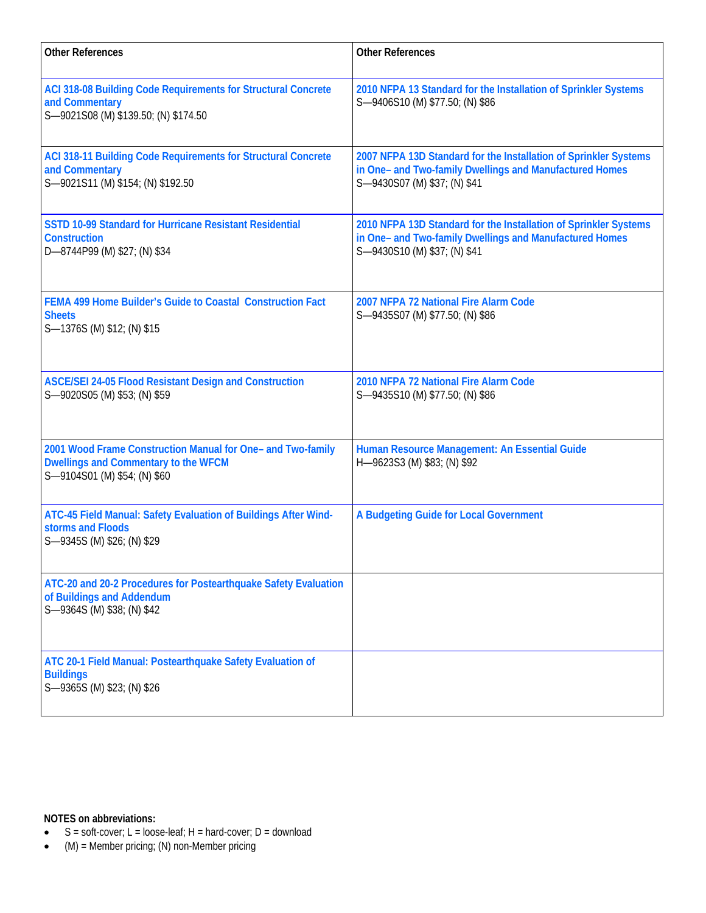| Other References | Other References |
|---|---|
| **ACI 318-08 Building Code Requirements for Structural Concrete and Commentary**<br>S—9021S08 (M) $139.50; (N) $174.50 | **2010 NFPA 13 Standard for the Installation of Sprinkler Systems**<br>S—9406S10 (M) $77.50; (N) $86 |
| **ACI 318-11 Building Code Requirements for Structural Concrete and Commentary**<br>S—9021S11 (M) $154; (N) $192.50 | **2007 NFPA 13D Standard for the Installation of Sprinkler Systems in One– and Two-family Dwellings and Manufactured Homes**<br>S—9430S07 (M) $37; (N) $41 |
| **SSTD 10-99 Standard for Hurricane Resistant Residential Construction**<br>D—8744P99 (M) $27; (N) $34 | **2010 NFPA 13D Standard for the Installation of Sprinkler Systems in One– and Two-family Dwellings and Manufactured Homes**<br>S—9430S10 (M) $37; (N) $41 |
| **FEMA 499 Home Builder's Guide to Coastal Construction Fact Sheets**<br>S—1376S (M) $12; (N) $15 | **2007 NFPA 72 National Fire Alarm Code**<br>S—9435S07 (M) $77.50; (N) $86 |
| **ASCE/SEI 24-05 Flood Resistant Design and Construction**<br>S—9020S05 (M) $53; (N) $59 | **2010 NFPA 72 National Fire Alarm Code**<br>S—9435S10 (M) $77.50; (N) $86 |
| **2001 Wood Frame Construction Manual for One– and Two-family Dwellings and Commentary to the WFCM**<br>S—9104S01 (M) $54; (N) $60 | **Human Resource Management: An Essential Guide**<br>H—9623S3 (M) $83; (N) $92 |
| **ATC-45 Field Manual: Safety Evaluation of Buildings After Wind-storms and Floods**<br>S—9345S (M) $26; (N) $29 | **A Budgeting Guide for Local Government** |
| **ATC-20 and 20-2 Procedures for Postearthquake Safety Evaluation of Buildings and Addendum**<br>S—9364S (M) $38; (N) $42 | |
| **ATC 20-1 Field Manual: Postearthquake Safety Evaluation of Buildings**<br>S—9365S (M) $23; (N) $26 | |

**NOTES on abbreviations:**

- S = soft-cover; L = loose-leaf; H = hard-cover; D = download
- (M) = Member pricing; (N) non-Member pricing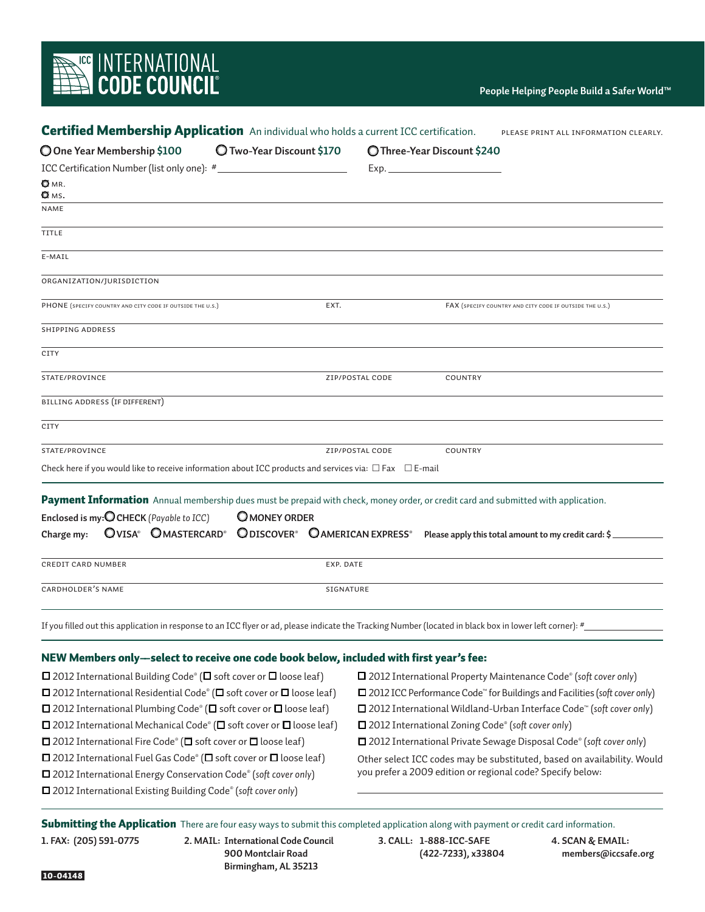**INTERNATIONAL CODE COUNCIL®**

People Helping People Build a Safer World™

## Certified Membership Application

An individual who holds a current ICC certification. PLEASE PRINT ALL INFORMATION CLEARLY.

○ **One Year Membership $100** ○ **Two-Year Discount $170** ○ **Three-Year Discount $240**

ICC Certification Number (list only one): # ____________ Exp. ____________

○ MR.
○ MS.

NAME

TITLE

E-MAIL

ORGANIZATION/JURISDICTION

PHONE (SPECIFY COUNTRY AND CITY CODE IF OUTSIDE THE U.S.) EXT. FAX (SPECIFY COUNTRY AND CITY CODE IF OUTSIDE THE U.S.)

SHIPPING ADDRESS

CITY

STATE/PROVINCE ZIP/POSTAL CODE COUNTRY

BILLING ADDRESS (IF DIFFERENT)

CITY

STATE/PROVINCE ZIP/POSTAL CODE COUNTRY

Check here if you would like to receive information about ICC products and services via: ☐ Fax ☐ E-mail

## Payment Information

Annual membership dues must be prepaid with check, money order, or credit card and submitted with application.

**Enclosed is my:** ○ **CHECK** *(Payable to ICC)* ○ **MONEY ORDER**

**Charge my:** ○ **VISA®** ○ **MASTERCARD®** ○ **DISCOVER®** ○ **AMERICAN EXPRESS®** **Please apply this total amount to my credit card: $** ____________

CREDIT CARD NUMBER EXP. DATE

CARDHOLDER'S NAME SIGNATURE

If you filled out this application in response to an ICC flyer or ad, please indicate the Tracking Number (located in black box in lower left corner): # ____________

## NEW Members only—select to receive one code book below, included with first year's fee:

- ☐ 2012 International Building Code® (☐ soft cover or ☐ loose leaf)
- ☐ 2012 International Residential Code® (☐ soft cover or ☐ loose leaf)
- ☐ 2012 International Plumbing Code® (☐ soft cover or ☐ loose leaf)
- ☐ 2012 International Mechanical Code® (☐ soft cover or ☐ loose leaf)
- ☐ 2012 International Fire Code® (☐ soft cover or ☐ loose leaf)
- ☐ 2012 International Fuel Gas Code® (☐ soft cover or ☐ loose leaf)
- ☐ 2012 International Energy Conservation Code® (*soft cover only*)
- ☐ 2012 International Existing Building Code® (*soft cover only*)
- ☐ 2012 International Property Maintenance Code® (*soft cover only*)
- ☐ 2012 ICC Performance Code™ for Buildings and Facilities (*soft cover only*)
- ☐ 2012 International Wildland-Urban Interface Code™ (*soft cover only*)
- ☐ 2012 International Zoning Code® (*soft cover only*)
- ☐ 2012 International Private Sewage Disposal Code® (*soft cover only*)

Other select ICC codes may be substituted, based on availability. Would you prefer a 2009 edition or regional code? Specify below:

____________

## Submitting the Application

There are four easy ways to submit this completed application along with payment or credit card information.

**1. FAX: (205) 591-0775**

**2. MAIL: International Code Council
900 Montclair Road
Birmingham, AL 35213**

**3. CALL: 1-888-ICC-SAFE
(422-7233), x33804**

**4. SCAN & EMAIL:
members@iccsafe.org**

**10-04148**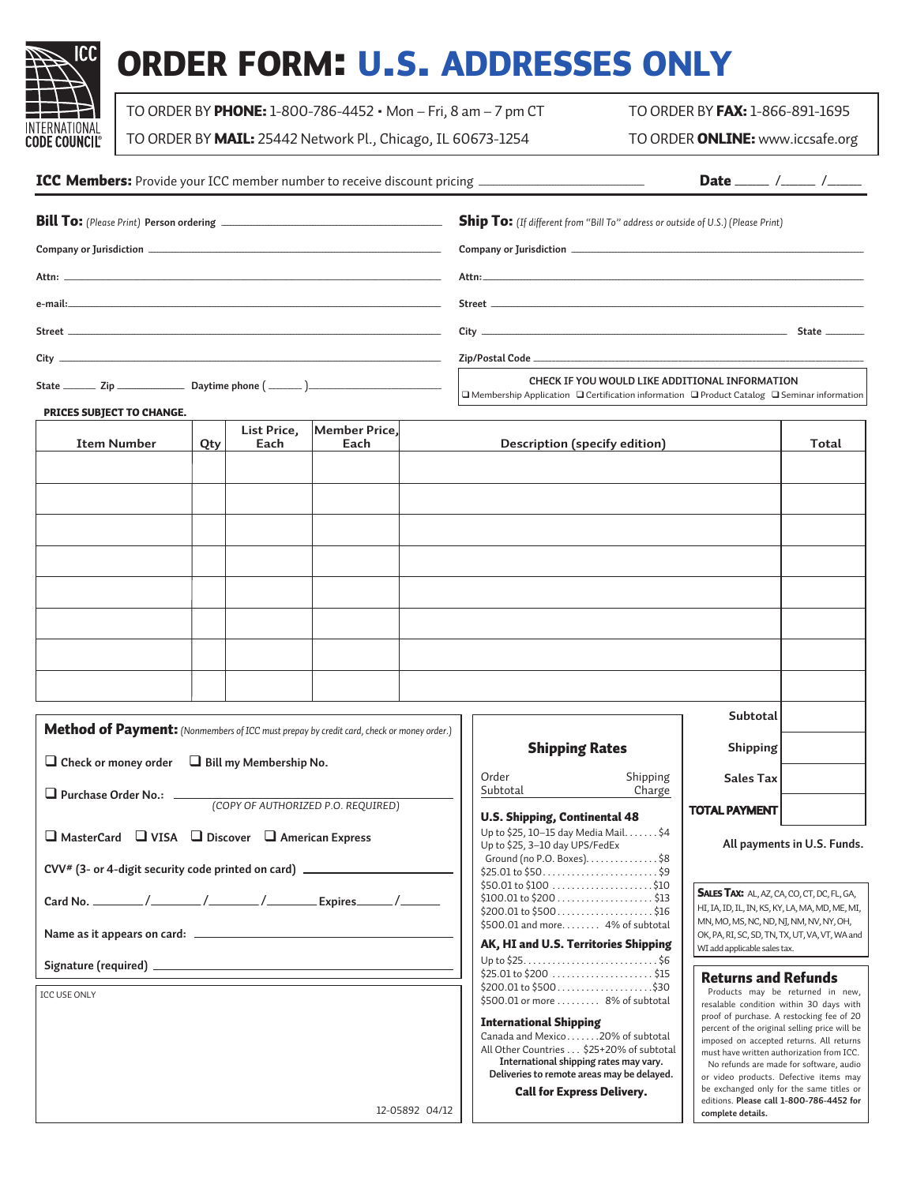# ORDER FORM: U.S. ADDRESSES ONLY

INTERNATIONAL CODE COUNCIL®

TO ORDER BY **PHONE:** 1-800-786-4452 • Mon – Fri, 8 am – 7 pm CT

TO ORDER BY **FAX:** 1-866-891-1695

TO ORDER BY **MAIL:** 25442 Network Pl., Chicago, IL 60673-1254

TO ORDER **ONLINE:** www.iccsafe.org

**ICC Members:** Provide your ICC member number to receive discount pricing ______________________ **Date** _____ /_____ /_____

**Bill To:** *(Please Print)* **Person ordering** ______________________

**Company or Jurisdiction** ______________________

**Attn:** ______________________

**e-mail:** ______________________

**Street** ______________________

**City** ______________________

**State** ______ **Zip** ____________ **Daytime phone** ( ______ )______________________

**Ship To:** *(If different from "Bill To" address or outside of U.S.) (Please Print)*

**Company or Jurisdiction** ______________________

**Attn:** ______________________

**Street** ______________________

**City** ______________________ **State** _______

**Zip/Postal Code** ______________________

**CHECK IF YOU WOULD LIKE ADDITIONAL INFORMATION**
❑ Membership Application ❑ Certification information ❑ Product Catalog ❑ Seminar information

**PRICES SUBJECT TO CHANGE.**

| Item Number | Qty | List Price, Each | Member Price, Each | Description (specify edition) | Total |
|---|---|---|---|---|---|
| | | | | | |
| | | | | | |
| | | | | | |
| | | | | | |
| | | | | | |
| | | | | | |
| | | | | | |
| | | | | | |
| | | | | **Subtotal** | |
| | | | | **Shipping** | |
| | | | | **Sales Tax** | |
| | | | | **TOTAL PAYMENT** | |

**All payments in U.S. Funds.**

**Method of Payment:** *(Nonmembers of ICC must prepay by credit card, check or money order.)*

❑ **Check or money order** ❑ **Bill my Membership No.**

❑ **Purchase Order No.:** ______________________
*(COPY OF AUTHORIZED P.O. REQUIRED)*

❑ **MasterCard** ❑ **VISA** ❑ **Discover** ❑ **American Express**

**CVV# (3- or 4-digit security code printed on card)** ______________________

**Card No.** ________/________/________/________ **Expires**______/______

**Name as it appears on card:** ______________________

**Signature (required)** ______________________

ICC USE ONLY

12-05892 04/12

## Shipping Rates

| Order Subtotal | Shipping Charge |
|---|---|
| **U.S. Shipping, Continental 48** | |
| Up to $25, 10–15 day Media Mail | $4 |
| Up to $25, 3–10 day UPS/FedEx Ground (no P.O. Boxes) | $8 |
| $25.01 to $50 | $9 |
| $50.01 to $100 | $10 |
| $100.01 to $200 | $13 |
| $200.01 to $500 | $16 |
| $500.01 and more | 4% of subtotal |
| **AK, HI and U.S. Territories Shipping** | |
| Up to $25 | $6 |
| $25.01 to $200 | $15 |
| $200.01 to $500 | $30 |
| $500.01 or more | 8% of subtotal |
| **International Shipping** | |
| Canada and Mexico | 20% of subtotal |
| All Other Countries | $25+20% of subtotal |

**International shipping rates may vary. Deliveries to remote areas may be delayed.**

**Call for Express Delivery.**

**SALES TAX:** AL, AZ, CA, CO, CT, DC, FL, GA, HI, IA, ID, IL, IN, KS, KY, LA, MA, MD, ME, MI, MN, MO, MS, NC, ND, NJ, NM, NV, NY, OH, OK, PA, RI, SC, SD, TN, TX, UT, VA, VT, WA and WI add applicable sales tax.

## Returns and Refunds

Products may be returned in new, resalable condition within 30 days with proof of purchase. A restocking fee of 20 percent of the original selling price will be imposed on accepted returns. All returns must have written authorization from ICC.

No refunds are made for software, audio or video products. Defective items may be exchanged only for the same titles or editions. **Please call 1-800-786-4452 for complete details.**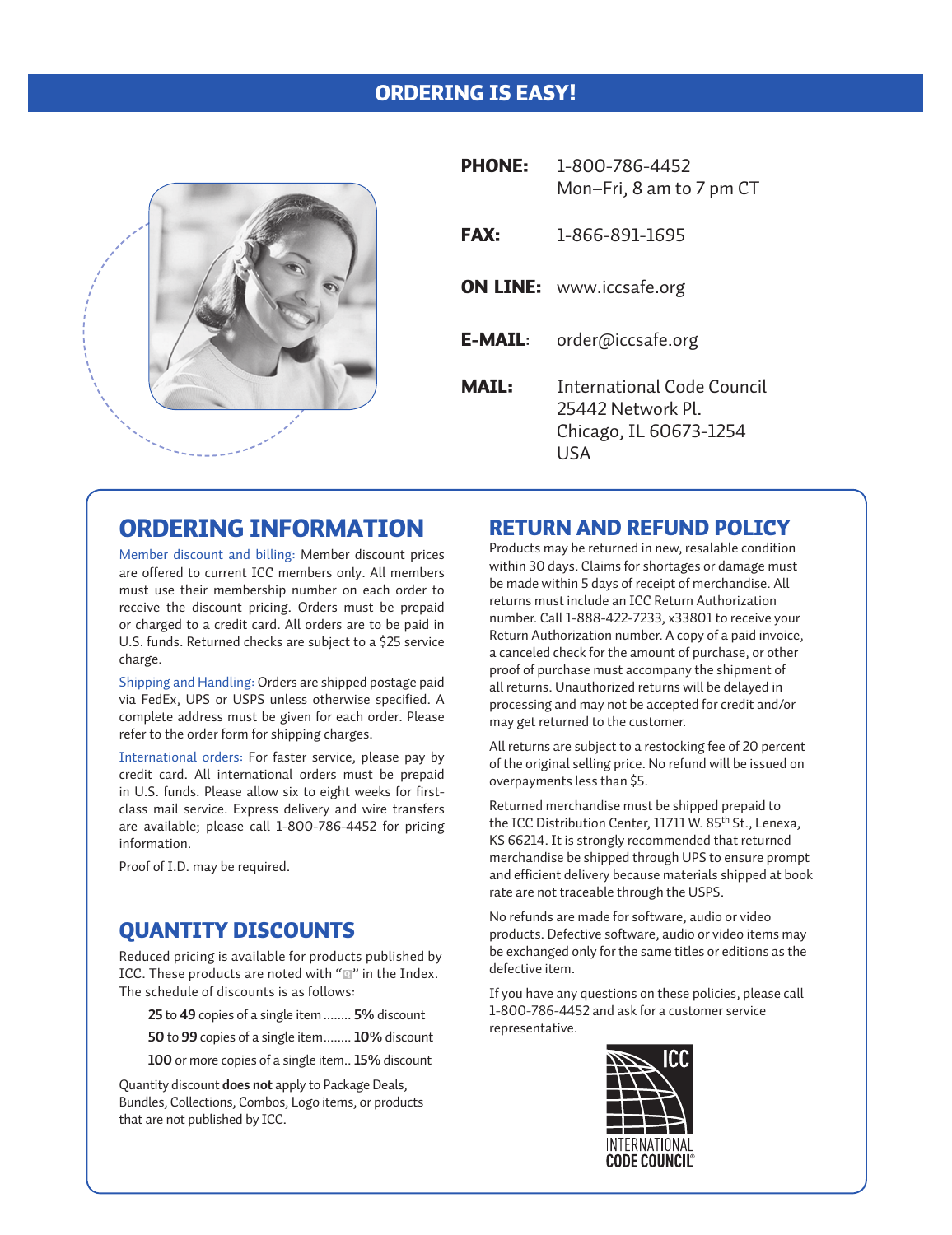# ORDERING IS EASY!

**PHONE:** 1-800-786-4452
Mon–Fri, 8 am to 7 pm CT

**FAX:** 1-866-891-1695

**ON LINE:** www.iccsafe.org

**E-MAIL:** order@iccsafe.org

**MAIL:** International Code Council
25442 Network Pl.
Chicago, IL 60673-1254
USA

## ORDERING INFORMATION

Member discount and billing: Member discount prices are offered to current ICC members only. All members must use their membership number on each order to receive the discount pricing. Orders must be prepaid or charged to a credit card. All orders are to be paid in U.S. funds. Returned checks are subject to a $25 service charge.

Shipping and Handling: Orders are shipped postage paid via FedEx, UPS or USPS unless otherwise specified. A complete address must be given for each order. Please refer to the order form for shipping charges.

International orders: For faster service, please pay by credit card. All international orders must be prepaid in U.S. funds. Please allow six to eight weeks for first-class mail service. Express delivery and wire transfers are available; please call 1-800-786-4452 for pricing information.

Proof of I.D. may be required.

## QUANTITY DISCOUNTS

Reduced pricing is available for products published by ICC. These products are noted with "Q" in the Index. The schedule of discounts is as follows:

- **25** to **49** copies of a single item ........ **5%** discount
- **50** to **99** copies of a single item........ **10%** discount
- **100** or more copies of a single item.. **15%** discount

Quantity discount **does not** apply to Package Deals, Bundles, Collections, Combos, Logo items, or products that are not published by ICC.

## RETURN AND REFUND POLICY

Products may be returned in new, resalable condition within 30 days. Claims for shortages or damage must be made within 5 days of receipt of merchandise. All returns must include an ICC Return Authorization number. Call 1-888-422-7233, x33801 to receive your Return Authorization number. A copy of a paid invoice, a canceled check for the amount of purchase, or other proof of purchase must accompany the shipment of all returns. Unauthorized returns will be delayed in processing and may not be accepted for credit and/or may get returned to the customer.

All returns are subject to a restocking fee of 20 percent of the original selling price. No refund will be issued on overpayments less than $5.

Returned merchandise must be shipped prepaid to the ICC Distribution Center, 11711 W. 85th St., Lenexa, KS 66214. It is strongly recommended that returned merchandise be shipped through UPS to ensure prompt and efficient delivery because materials shipped at book rate are not traceable through the USPS.

No refunds are made for software, audio or video products. Defective software, audio or video items may be exchanged only for the same titles or editions as the defective item.

If you have any questions on these policies, please call 1-800-786-4452 and ask for a customer service representative.

ICC
INTERNATIONAL CODE COUNCIL®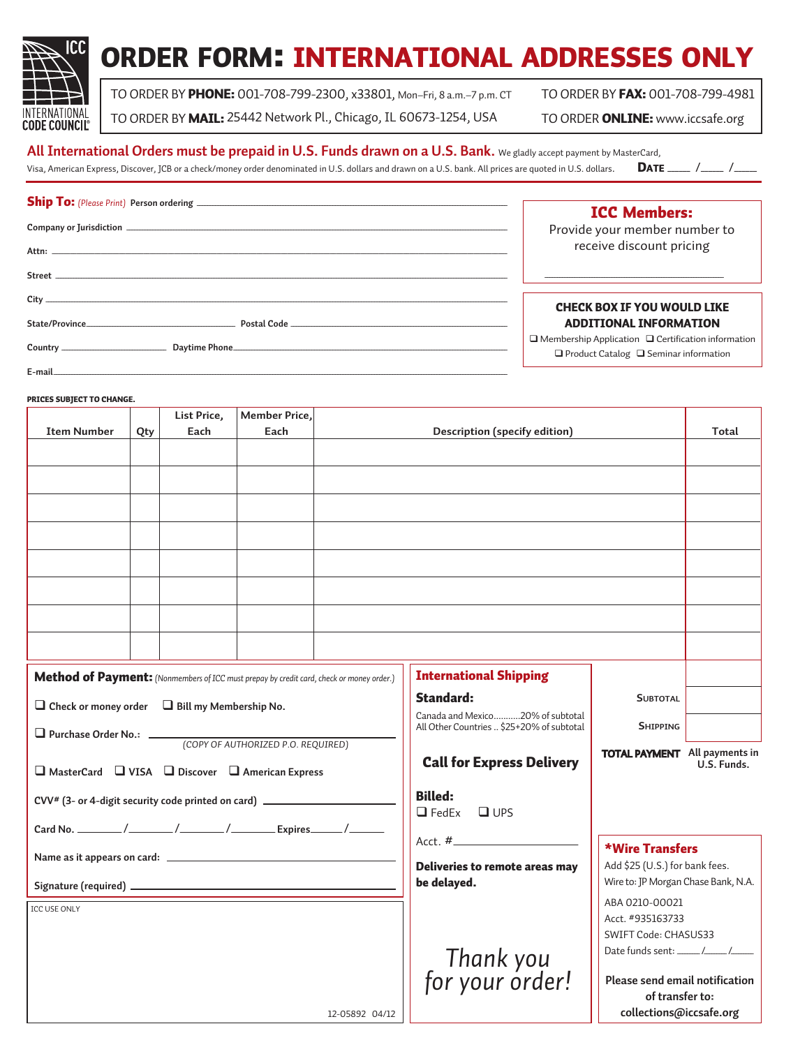ICC
INTERNATIONAL CODE COUNCIL®

# ORDER FORM: INTERNATIONAL ADDRESSES ONLY

TO ORDER BY **PHONE:** 001-708-799-2300, x33801, Mon–Fri, 8 a.m.–7 p.m. CT

TO ORDER BY **FAX:** 001-708-799-4981

TO ORDER BY **MAIL:** 25442 Network Pl., Chicago, IL 60673-1254, USA

TO ORDER **ONLINE:** www.iccsafe.org

**All International Orders must be prepaid in U.S. Funds drawn on a U.S. Bank.** We gladly accept payment by MasterCard, Visa, American Express, Discover, JCB or a check/money order denominated in U.S. dollars and drawn on a U.S. bank. All prices are quoted in U.S. dollars.

**DATE** ____ /____ /____

**Ship To:** *(Please Print)* Person ordering ______

Company or Jurisdiction ______

Attn: ______

Street ______

City ______

State/Province ______ Postal Code ______

Country ______ Daytime Phone ______

E-mail ______

**ICC Members:**
Provide your member number to receive discount pricing

______

**CHECK BOX IF YOU WOULD LIKE ADDITIONAL INFORMATION**

❑ Membership Application ❑ Certification information
❑ Product Catalog ❑ Seminar information

**PRICES SUBJECT TO CHANGE.**

| Item Number | Qty | List Price, Each | Member Price, Each | Description (specify edition) | Total |
|---|---|---|---|---|---|
| | | | | | |
| | | | | | |
| | | | | | |
| | | | | | |
| | | | | | |
| | | | | | |
| | | | | | |
| | | | | | |

**Method of Payment:** *(Nonmembers of ICC must prepay by credit card, check or money order.)*

❑ Check or money order ❑ Bill my Membership No.

❑ Purchase Order No.: ______
*(COPY OF AUTHORIZED P.O. REQUIRED)*

❑ MasterCard ❑ VISA ❑ Discover ❑ American Express

CVV# (3- or 4-digit security code printed on card) ______

Card No. ____/____/____/____ Expires____/____

Name as it appears on card: ______

Signature (required) ______

ICC USE ONLY

12-05892 04/12

**International Shipping**

**Standard:**
Canada and Mexico...........20% of subtotal
All Other Countries .. $25+20% of subtotal

**Call for Express Delivery**

**Billed:**
❑ FedEx ❑ UPS

Acct. #______

**Deliveries to remote areas may be delayed.**

*Thank you for your order!*

SUBTOTAL ______

SHIPPING ______

**TOTAL PAYMENT** All payments in U.S. Funds.

**\*Wire Transfers**

Add $25 (U.S.) for bank fees.
Wire to: JP Morgan Chase Bank, N.A.
ABA 0210-00021
Acct. #935163733
SWIFT Code: CHASUS33
Date funds sent: ____/____/____

**Please send email notification of transfer to: collections@iccsafe.org**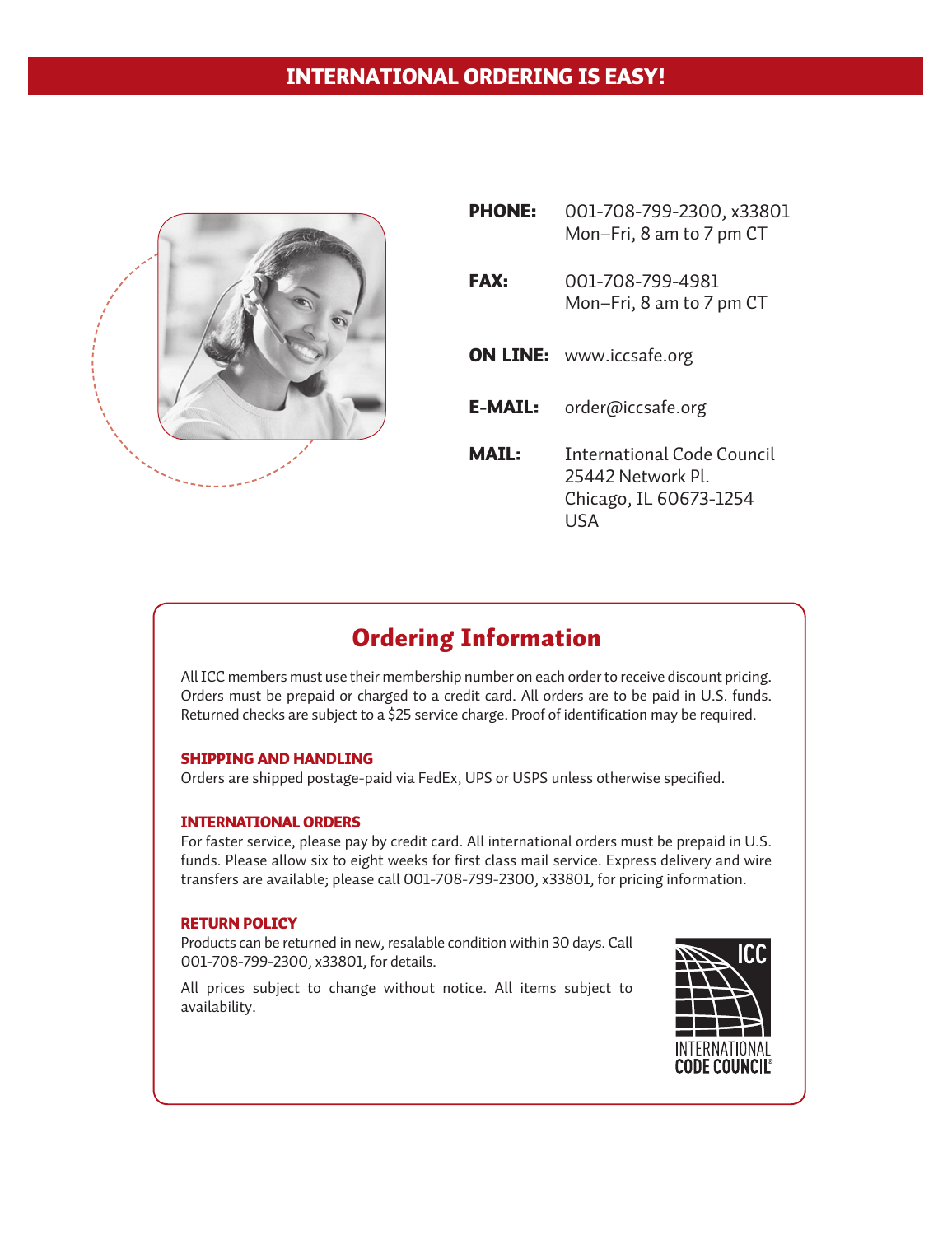# INTERNATIONAL ORDERING IS EASY!

**PHONE:** 001-708-799-2300, x33801
Mon–Fri, 8 am to 7 pm CT

**FAX:** 001-708-799-4981
Mon–Fri, 8 am to 7 pm CT

**ON LINE:** www.iccsafe.org

**E-MAIL:** order@iccsafe.org

**MAIL:** International Code Council
25442 Network Pl.
Chicago, IL 60673-1254
USA

## Ordering Information

All ICC members must use their membership number on each order to receive discount pricing. Orders must be prepaid or charged to a credit card. All orders are to be paid in U.S. funds. Returned checks are subject to a $25 service charge. Proof of identification may be required.

### SHIPPING AND HANDLING

Orders are shipped postage-paid via FedEx, UPS or USPS unless otherwise specified.

### INTERNATIONAL ORDERS

For faster service, please pay by credit card. All international orders must be prepaid in U.S. funds. Please allow six to eight weeks for first class mail service. Express delivery and wire transfers are available; please call 001-708-799-2300, x33801, for pricing information.

### RETURN POLICY

Products can be returned in new, resalable condition within 30 days. Call 001-708-799-2300, x33801, for details.

All prices subject to change without notice. All items subject to availability.

ICC
INTERNATIONAL CODE COUNCIL®